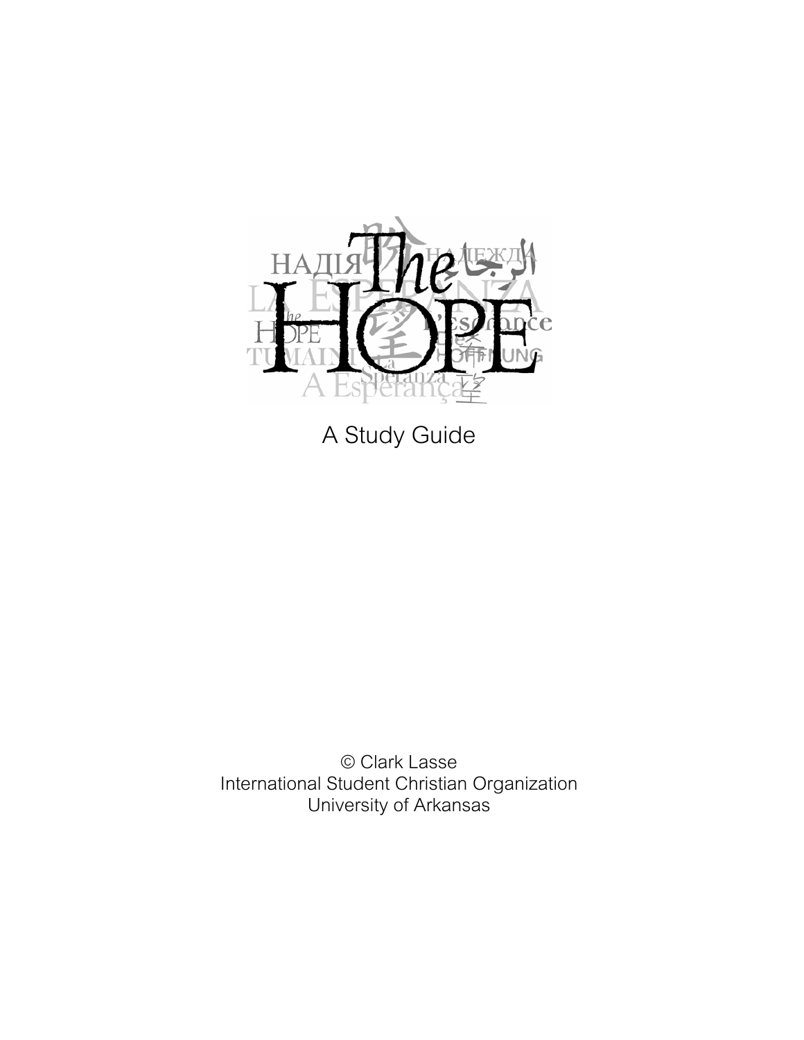# The HOPE

A Study Guide

© Clark Lasse
International Student Christian Organization
University of Arkansas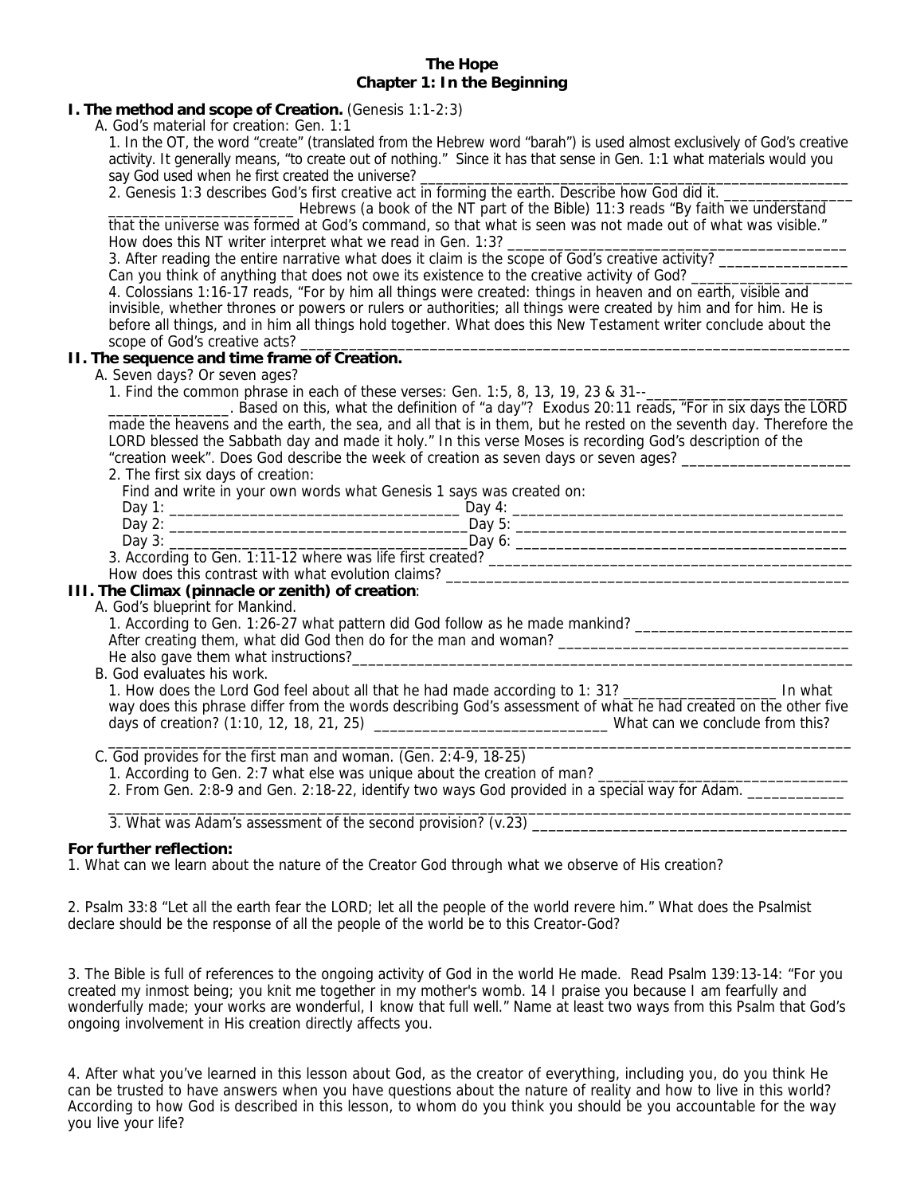# The Hope
## Chapter 1: In the Beginning

**I. The method and scope of Creation.** (Genesis 1:1-2:3)

A. God's material for creation: Gen. 1:1

1. In the OT, the word "create" (translated from the Hebrew word "barah") is used almost exclusively of God's creative activity. It generally means, "to create out of nothing." Since it has that sense in Gen. 1:1 what materials would you say God used when he first created the universe? ___________________________________________________________

2. Genesis 1:3 describes God's first creative act in forming the earth. Describe how God did it. _________________ _________________________ Hebrews (a book of the NT part of the Bible) 11:3 reads "By faith we understand that the universe was formed at God's command, so that what is seen was not made out of what was visible." How does this NT writer interpret what we read in Gen. 1:3? _______________________________________________

3. After reading the entire narrative what does it claim is the scope of God's creative activity? _________________ Can you think of anything that does not owe its existence to the creative activity of God? _____________________

4. Colossians 1:16-17 reads, "For by him all things were created: things in heaven and on earth, visible and invisible, whether thrones or powers or rulers or authorities; all things were created by him and for him. He is before all things, and in him all things hold together. What does this New Testament writer conclude about the scope of God's creative acts? _________________________________________________________________________

**II. The sequence and time frame of Creation.**

A. Seven days? Or seven ages?

1. Find the common phrase in each of these verses: Gen. 1:5, 8, 13, 19, 23 & 31--_________________________ _______________. Based on this, what the definition of "a day"? Exodus 20:11 reads, "For in six days the LORD made the heavens and the earth, the sea, and all that is in them, but he rested on the seventh day. Therefore the LORD blessed the Sabbath day and made it holy." In this verse Moses is recording God's description of the "creation week". Does God describe the week of creation as seven days or seven ages? _____________________

2. The first six days of creation:

Find and write in your own words what Genesis 1 says was created on:

Day 1: _____________________________________ Day 4: ___________________________________________

Day 2: _____________________________________ Day 5: ___________________________________________

Day 3: _____________________________________ Day 6: ___________________________________________

3. According to Gen. 1:11-12 where was life first created? _______________________________________________

How does this contrast with what evolution claims? ___________________________________________________

**III. The Climax (pinnacle or zenith) of creation**:

A. God's blueprint for Mankind.

1. According to Gen. 1:26-27 what pattern did God follow as he made mankind? ____________________________

After creating them, what did God then do for the man and woman? ____________________________________

He also gave them what instructions?_____________________________________________________________

B. God evaluates his work.

1. How does the Lord God feel about all that he had made according to 1: 31? ____________________ In what way does this phrase differ from the words describing God's assessment of what he had created on the other five days of creation? (1:10, 12, 18, 21, 25) ______________________________ What can we conclude from this? _______________________________________________________________________________________________

C. God provides for the first man and woman. (Gen. 2:4-9, 18-25)

1. According to Gen. 2:7 what else was unique about the creation of man? ________________________________

2. From Gen. 2:8-9 and Gen. 2:18-22, identify two ways God provided in a special way for Adam. ____________ _______________________________________________________________________________________________

3. What was Adam's assessment of the second provision? (v.23) ________________________________________

**For further reflection:**

1. What can we learn about the nature of the Creator God through what we observe of His creation?

2. Psalm 33:8 "Let all the earth fear the LORD; let all the people of the world revere him." What does the Psalmist declare should be the response of all the people of the world be to this Creator-God?

3. The Bible is full of references to the ongoing activity of God in the world He made. Read Psalm 139:13-14: "For you created my inmost being; you knit me together in my mother's womb. 14 I praise you because I am fearfully and wonderfully made; your works are wonderful, I know that full well." Name at least two ways from this Psalm that God's ongoing involvement in His creation directly affects you.

4. After what you've learned in this lesson about God, as the creator of everything, including you, do you think He can be trusted to have answers when you have questions about the nature of reality and how to live in this world? According to how God is described in this lesson, to whom do you think you should be you accountable for the way you live your life?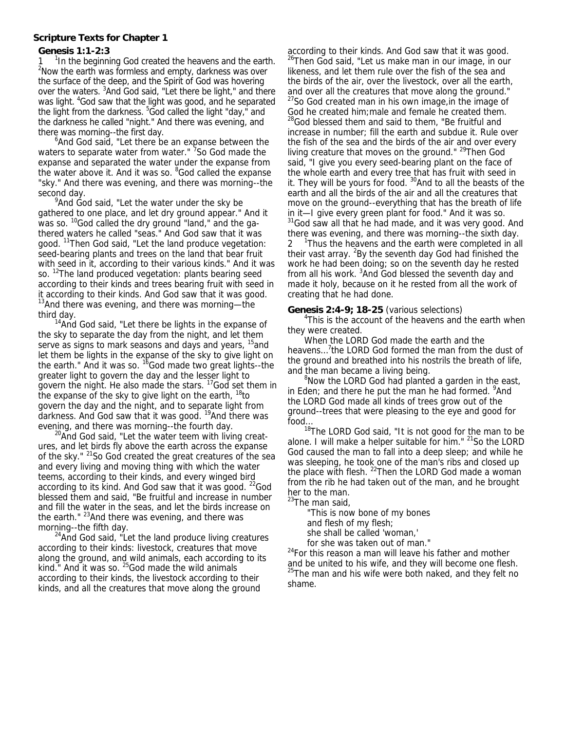**Scripture Texts for Chapter 1**

**Genesis 1:1-2:3**

1 [1]In the beginning God created the heavens and the earth. [2]Now the earth was formless and empty, darkness was over the surface of the deep, and the Spirit of God was hovering over the waters. [3]And God said, "Let there be light," and there was light. [4]God saw that the light was good, and he separated the light from the darkness. [5]God called the light "day," and the darkness he called "night." And there was evening, and there was morning--the first day.

[6]And God said, "Let there be an expanse between the waters to separate water from water." [7]So God made the expanse and separated the water under the expanse from the water above it. And it was so. [8]God called the expanse "sky." And there was evening, and there was morning--the second day.

[9]And God said, "Let the water under the sky be gathered to one place, and let dry ground appear." And it was so. [10]God called the dry ground "land," and the gathered waters he called "seas." And God saw that it was good. [11]Then God said, "Let the land produce vegetation: seed-bearing plants and trees on the land that bear fruit with seed in it, according to their various kinds." And it was so. [12]The land produced vegetation: plants bearing seed according to their kinds and trees bearing fruit with seed in it according to their kinds. And God saw that it was good. [13]And there was evening, and there was morning—the third day.

[14]And God said, "Let there be lights in the expanse of the sky to separate the day from the night, and let them serve as signs to mark seasons and days and years, [15]and let them be lights in the expanse of the sky to give light on the earth." And it was so. [16]God made two great lights--the greater light to govern the day and the lesser light to govern the night. He also made the stars. [17]God set them in the expanse of the sky to give light on the earth, [18]to govern the day and the night, and to separate light from darkness. And God saw that it was good. [19]And there was evening, and there was morning--the fourth day.

[20]And God said, "Let the water teem with living creatures, and let birds fly above the earth across the expanse of the sky." [21]So God created the great creatures of the sea and every living and moving thing with which the water teems, according to their kinds, and every winged bird according to its kind. And God saw that it was good. [22]God blessed them and said, "Be fruitful and increase in number and fill the water in the seas, and let the birds increase on the earth." [23]And there was evening, and there was morning--the fifth day.

[24]And God said, "Let the land produce living creatures according to their kinds: livestock, creatures that move along the ground, and wild animals, each according to its kind." And it was so. [25]God made the wild animals according to their kinds, the livestock according to their kinds, and all the creatures that move along the ground according to their kinds. And God saw that it was good. [26]Then God said, "Let us make man in our image, in our likeness, and let them rule over the fish of the sea and the birds of the air, over the livestock, over all the earth, and over all the creatures that move along the ground." [27]So God created man in his own image,in the image of God he created him;male and female he created them. [28]God blessed them and said to them, "Be fruitful and increase in number; fill the earth and subdue it. Rule over the fish of the sea and the birds of the air and over every living creature that moves on the ground." [29]Then God said, "I give you every seed-bearing plant on the face of the whole earth and every tree that has fruit with seed in it. They will be yours for food. [30]And to all the beasts of the earth and all the birds of the air and all the creatures that move on the ground--everything that has the breath of life in it—I give every green plant for food." And it was so. [31]God saw all that he had made, and it was very good. And there was evening, and there was morning--the sixth day.

2 [1]Thus the heavens and the earth were completed in all their vast array. [2]By the seventh day God had finished the work he had been doing; so on the seventh day he rested from all his work. [3]And God blessed the seventh day and made it holy, because on it he rested from all the work of creating that he had done.

**Genesis 2:4-9; 18-25** (various selections)

[4]This is the account of the heavens and the earth when they were created.

When the LORD God made the earth and the heavens...[7]the LORD God formed the man from the dust of the ground and breathed into his nostrils the breath of life, and the man became a living being.

[8]Now the LORD God had planted a garden in the east, in Eden; and there he put the man he had formed. [9]And the LORD God made all kinds of trees grow out of the ground--trees that were pleasing to the eye and good for food...

[18]The LORD God said, "It is not good for the man to be alone. I will make a helper suitable for him." [21]So the LORD God caused the man to fall into a deep sleep; and while he was sleeping, he took one of the man's ribs and closed up the place with flesh. [22]Then the LORD God made a woman from the rib he had taken out of the man, and he brought her to the man.

[23]The man said,

"This is now bone of my bones
and flesh of my flesh;
she shall be called 'woman,'
for she was taken out of man."

[24]For this reason a man will leave his father and mother and be united to his wife, and they will become one flesh. [25]The man and his wife were both naked, and they felt no shame.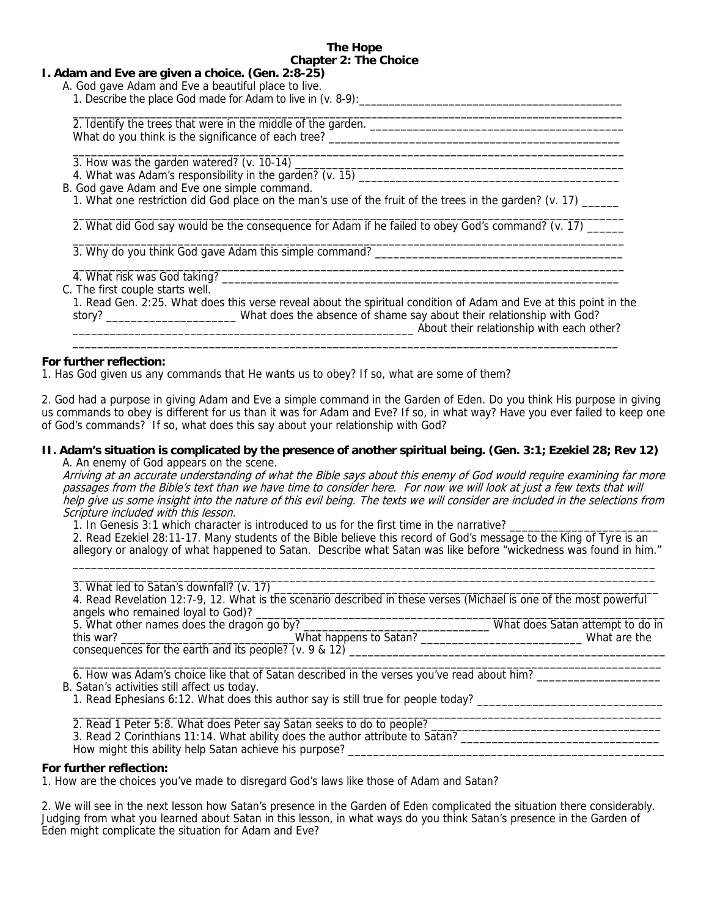**The Hope**
**Chapter 2: The Choice**

**I. Adam and Eve are given a choice. (Gen. 2:8-25)**

A. God gave Adam and Eve a beautiful place to live.

1. Describe the place God made for Adam to live in (v. 8-9):_____________________________________________
_______________________________________________________________________________________________
2. Identify the trees that were in the middle of the garden. ___________________________________________
What do you think is the significance of each tree? ______________________________________________
_______________________________________________________________________________________________
3. How was the garden watered? (v. 10-14) ____________________________________________________
4. What was Adam's responsibility in the garden? (v. 15) _____________________________________________

B. God gave Adam and Eve one simple command.

1. What one restriction did God place on the man's use of the fruit of the trees in the garden? (v. 17) ______
_______________________________________________________________________________________________
2. What did God say would be the consequence for Adam if he failed to obey God's command? (v. 17) ______
_______________________________________________________________________________________________
3. Why do you think God gave Adam this simple command? ___________________________________________
_______________________________________________________________________________________________
4. What risk was God taking? _______________________________________________________________

C. The first couple starts well.

1. Read Gen. 2:25. What does this verse reveal about the spiritual condition of Adam and Eve at this point in the story? _____________________ What does the absence of shame say about their relationship with God? ___________________________________________________________ About their relationship with each other?
_______________________________________________________________________________________________

**For further reflection:**

1. Has God given us any commands that He wants us to obey? If so, what are some of them?

2. God had a purpose in giving Adam and Eve a simple command in the Garden of Eden. Do you think His purpose in giving us commands to obey is different for us than it was for Adam and Eve? If so, in what way? Have you ever failed to keep one of God's commands? If so, what does this say about your relationship with God?

**II. Adam's situation is complicated by the presence of another spiritual being. (Gen. 3:1; Ezekiel 28; Rev 12)**

A. An enemy of God appears on the scene.

*Arriving at an accurate understanding of what the Bible says about this enemy of God would require examining far more passages from the Bible's text than we have time to consider here. For now we will look at just a few texts that will help give us some insight into the nature of this evil being. The texts we will consider are included in the selections from Scripture included with this lesson.*

1. In Genesis 3:1 which character is introduced to us for the first time in the narrative? _________________________
2. Read Ezekiel 28:11-17. Many students of the Bible believe this record of God's message to the King of Tyre is an allegory or analogy of what happened to Satan. Describe what Satan was like before "wickedness was found in him."
_______________________________________________________________________________________________
_______________________________________________________________________________________________
3. What led to Satan's downfall? (v. 17) ________________________________________________________
4. Read Revelation 12:7-9, 12. What is the scenario described in these verses (Michael is one of the most powerful angels who remained loyal to God)? ________________________________________________________
5. What other names does the dragon go by? ______________________________ What does Satan attempt to do in this war? ____________________________What happens to Satan? __________________________ What are the consequences for the earth and its people? (v. 9 & 12) ____________________________________________
_______________________________________________________________________________________________
6. How was Adam's choice like that of Satan described in the verses you've read about him? ____________________

B. Satan's activities still affect us today.

1. Read Ephesians 6:12. What does this author say is still true for people today? ______________________________
_______________________________________________________________________________________________
2. Read 1 Peter 5:8. What does Peter say Satan seeks to do to people? ______________________________________
3. Read 2 Corinthians 11:14. What ability does the author attribute to Satan? _________________________________
How might this ability help Satan achieve his purpose? ____________________________________________________

**For further reflection:**

1. How are the choices you've made to disregard God's laws like those of Adam and Satan?

2. We will see in the next lesson how Satan's presence in the Garden of Eden complicated the situation there considerably. Judging from what you learned about Satan in this lesson, in what ways do you think Satan's presence in the Garden of Eden might complicate the situation for Adam and Eve?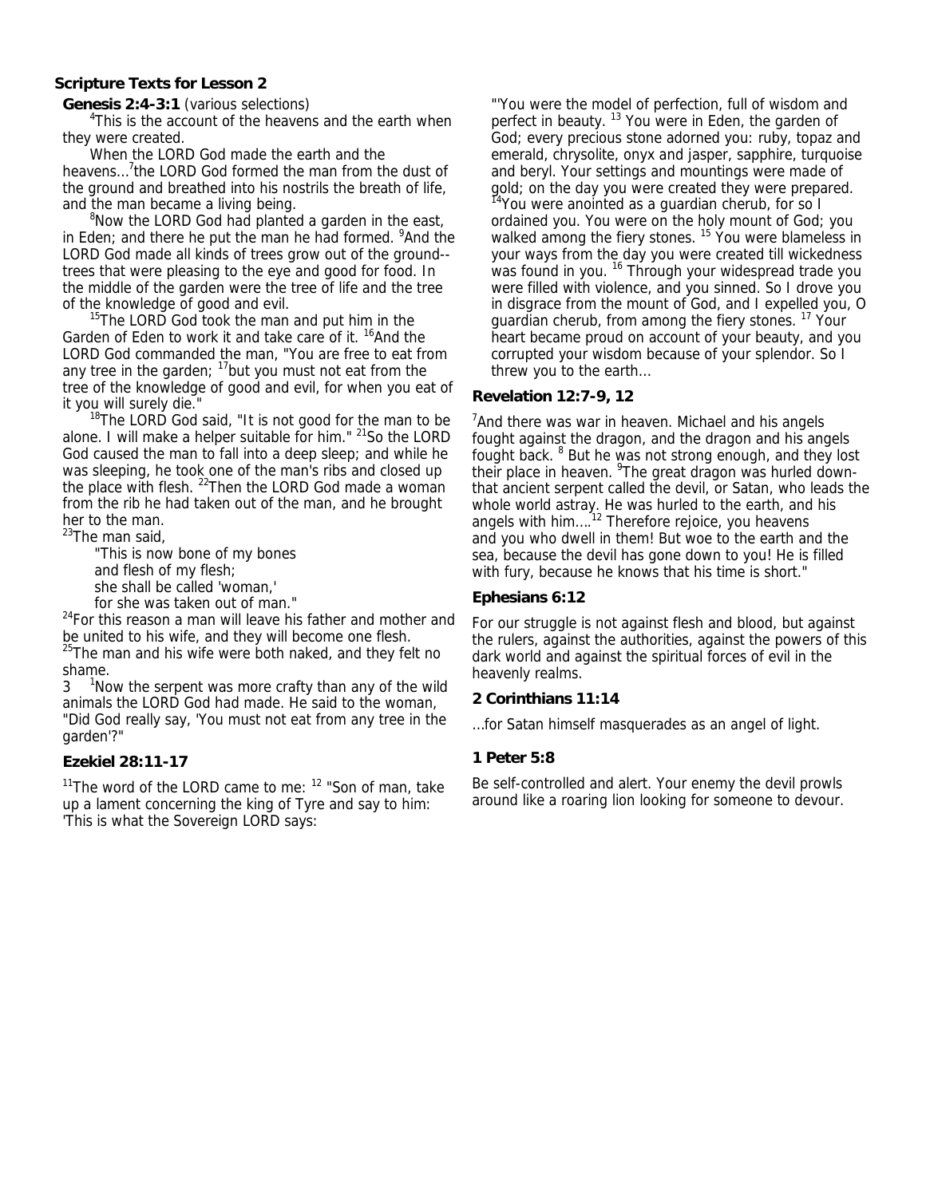**Scripture Texts for Lesson 2**

**Genesis 2:4-3:1** (various selections)

[4]This is the account of the heavens and the earth when they were created.

When the LORD God made the earth and the heavens…[7]the LORD God formed the man from the dust of the ground and breathed into his nostrils the breath of life, and the man became a living being.

[8]Now the LORD God had planted a garden in the east, in Eden; and there he put the man he had formed. [9]And the LORD God made all kinds of trees grow out of the ground--trees that were pleasing to the eye and good for food. In the middle of the garden were the tree of life and the tree of the knowledge of good and evil.

[15]The LORD God took the man and put him in the Garden of Eden to work it and take care of it. [16]And the LORD God commanded the man, "You are free to eat from any tree in the garden; [17]but you must not eat from the tree of the knowledge of good and evil, for when you eat of it you will surely die."

[18]The LORD God said, "It is not good for the man to be alone. I will make a helper suitable for him." [21]So the LORD God caused the man to fall into a deep sleep; and while he was sleeping, he took one of the man's ribs and closed up the place with flesh. [22]Then the LORD God made a woman from the rib he had taken out of the man, and he brought her to the man.

[23]The man said,

"This is now bone of my bones
and flesh of my flesh;
she shall be called 'woman,'
for she was taken out of man."

[24]For this reason a man will leave his father and mother and be united to his wife, and they will become one flesh.

[25]The man and his wife were both naked, and they felt no shame.

3 [1]Now the serpent was more crafty than any of the wild animals the LORD God had made. He said to the woman, "Did God really say, 'You must not eat from any tree in the garden'?"

**Ezekiel 28:11-17**

[11]The word of the LORD came to me: [12] "Son of man, take up a lament concerning the king of Tyre and say to him: 'This is what the Sovereign LORD says:

"'You were the model of perfection, full of wisdom and perfect in beauty. [13] You were in Eden, the garden of God; every precious stone adorned you: ruby, topaz and emerald, chrysolite, onyx and jasper, sapphire, turquoise and beryl. Your settings and mountings were made of gold; on the day you were created they were prepared. [14]You were anointed as a guardian cherub, for so I ordained you. You were on the holy mount of God; you walked among the fiery stones. [15] You were blameless in your ways from the day you were created till wickedness was found in you. [16] Through your widespread trade you were filled with violence, and you sinned. So I drove you in disgrace from the mount of God, and I expelled you, O guardian cherub, from among the fiery stones. [17] Your heart became proud on account of your beauty, and you corrupted your wisdom because of your splendor. So I threw you to the earth…

**Revelation 12:7-9, 12**

[7]And there was war in heaven. Michael and his angels fought against the dragon, and the dragon and his angels fought back. [8] But he was not strong enough, and they lost their place in heaven. [9]The great dragon was hurled down-that ancient serpent called the devil, or Satan, who leads the whole world astray. He was hurled to the earth, and his angels with him….[12] Therefore rejoice, you heavens and you who dwell in them! But woe to the earth and the sea, because the devil has gone down to you! He is filled with fury, because he knows that his time is short."

**Ephesians 6:12**

For our struggle is not against flesh and blood, but against the rulers, against the authorities, against the powers of this dark world and against the spiritual forces of evil in the heavenly realms.

**2 Corinthians 11:14**

…for Satan himself masquerades as an angel of light.

**1 Peter 5:8**

Be self-controlled and alert. Your enemy the devil prowls around like a roaring lion looking for someone to devour.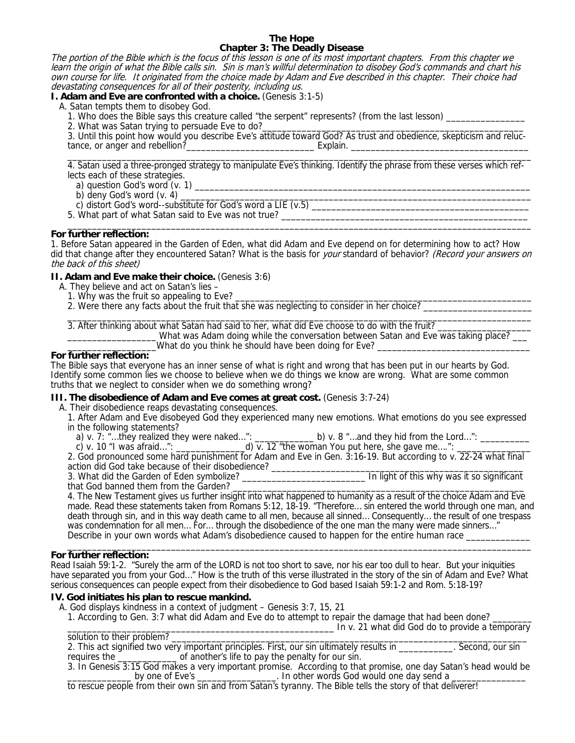# The Hope

## Chapter 3: The Deadly Disease

*The portion of the Bible which is the focus of this lesson is one of its most important chapters. From this chapter we learn the origin of what the Bible calls sin. Sin is man's willful determination to disobey God's commands and chart his own course for life. It originated from the choice made by Adam and Eve described in this chapter. Their choice had devastating consequences for all of their posterity, including us.*

### I. Adam and Eve are confronted with a choice. (Genesis 3:1-5)

A. Satan tempts them to disobey God.

1. Who does the Bible says this creature called "the serpent" represents? (from the last lesson) ________________
2. What was Satan trying to persuade Eve to do?________________________________________________________
3. Until this point how would you describe Eve's attitude toward God? As trust and obedience, skepticism and reluctance, or anger and rebellion?__________________________ Explain. ____________________________________
____________________________________________________________________________________________
4. Satan used a three-pronged strategy to manipulate Eve's thinking. Identify the phrase from these verses which reflects each of these strategies.
   a) question God's word (v. 1) ________________________________________________________________
   b) deny God's word (v. 4) ___________________________________________________________________
   c) distort God's word--substitute for God's word a LIE (v.5) ____________________________________________
5. What part of what Satan said to Eve was not true? _________________________________________________
____________________________________________________________________________________________

**For further reflection:**

1. Before Satan appeared in the Garden of Eden, what did Adam and Eve depend on for determining how to act? How did that change after they encountered Satan? What is the basis for *your* standard of behavior? *(Record your answers on the back of this sheet)*

### II. Adam and Eve make their choice. (Genesis 3:6)

A. They believe and act on Satan's lies –

1. Why was the fruit so appealing to Eve? ____________________________________________________________
2. Were there any facts about the fruit that she was neglecting to consider in her choice? _____________________
____________________________________________________________________________________________
3. After thinking about what Satan had said to her, what did Eve choose to do with the fruit? ___________________
__________________ What was Adam doing while the conversation between Satan and Eve was taking place? ___
__________________What do you think he should have been doing for Eve? ______________________________

**For further reflection:**

The Bible says that everyone has an inner sense of what is right and wrong that has been put in our hearts by God. Identify some common lies we choose to believe when we do things we know are wrong. What are some common truths that we neglect to consider when we do something wrong?

### III. The disobedience of Adam and Eve comes at great cost. (Genesis 3:7-24)

A. Their disobedience reaps devastating consequences.

1. After Adam and Eve disobeyed God they experienced many new emotions. What emotions do you see expressed in the following statements?
   a) v. 7: "...they realized they were naked...": ____________ b) v. 8 "...and they hid from the Lord...": __________
   c) v. 10 "I was afraid...": ______________d) v. 12 "the woman You put here, she gave me....": _______________
2. God pronounced some hard punishment for Adam and Eve in Gen. 3:16-19. But according to v. 22-24 what final action did God take because of their disobedience? ______________________________________________________
3. What did the Garden of Eden symbolize? _________________________ In light of this why was it so significant that God banned them from the Garden? ____________________________________________________________
4. The New Testament gives us further insight into what happened to humanity as a result of the choice Adam and Eve made. Read these statements taken from Romans 5:12, 18-19. "Therefore... sin entered the world through one man, and death through sin, and in this way death came to all men, because all sinned... Consequently... the result of one trespass was condemnation for all men... For... through the disobedience of the one man the many were made sinners..." Describe in your own words what Adam's disobedience caused to happen for the entire human race _____________
____________________________________________________________________________________________

**For further reflection:**

Read Isaiah 59:1-2. "Surely the arm of the LORD is not too short to save, nor his ear too dull to hear. But your iniquities have separated you from your God..." How is the truth of this verse illustrated in the story of the sin of Adam and Eve? What serious consequences can people expect from their disobedience to God based Isaiah 59:1-2 and Rom. 5:18-19?

### IV. God initiates his plan to rescue mankind.

A. God displays kindness in a context of judgment – Genesis 3:7, 15, 21

1. According to Gen. 3:7 what did Adam and Eve do to attempt to repair the damage that had been done? ________
_______________________________________________________ In v. 21 what did God do to provide a temporary solution to their problem? ______________________________________________________________________
2. This act signified two very important principles. First, our sin ultimately results in ___________. Second, our sin requires the ____________ of another's life to pay the penalty for our sin.
3. In Genesis 3:15 God makes a very important promise. According to that promise, one day Satan's head would be _____________ by one of Eve's ________________. In other words God would one day send a _______________ to rescue people from their own sin and from Satan's tyranny. The Bible tells the story of that deliverer!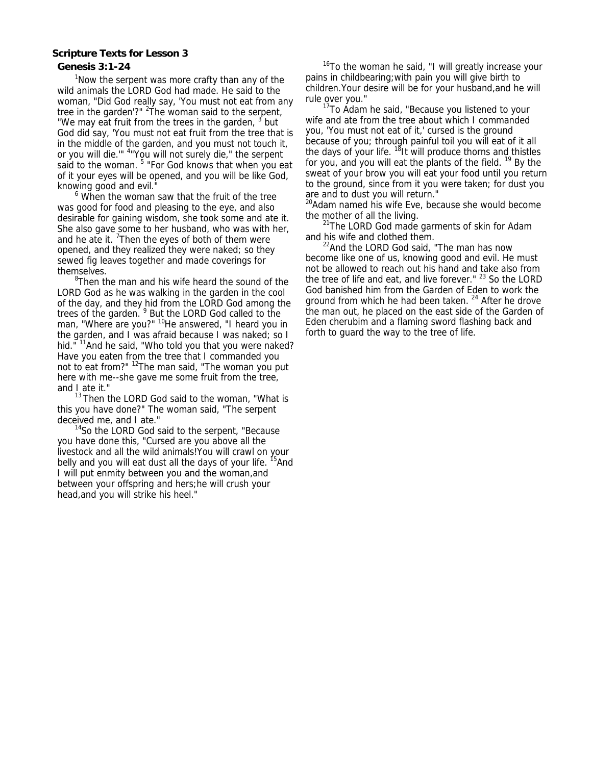**Scripture Texts for Lesson 3**

**Genesis 3:1-24**

[1]Now the serpent was more crafty than any of the wild animals the LORD God had made. He said to the woman, "Did God really say, 'You must not eat from any tree in the garden'?" [2]The woman said to the serpent, "We may eat fruit from the trees in the garden, [3] but God did say, 'You must not eat fruit from the tree that is in the middle of the garden, and you must not touch it, or you will die.'" [4]"You will not surely die," the serpent said to the woman. [5] "For God knows that when you eat of it your eyes will be opened, and you will be like God, knowing good and evil."

[6] When the woman saw that the fruit of the tree was good for food and pleasing to the eye, and also desirable for gaining wisdom, she took some and ate it. She also gave some to her husband, who was with her, and he ate it. [7]Then the eyes of both of them were opened, and they realized they were naked; so they sewed fig leaves together and made coverings for themselves.

[8]Then the man and his wife heard the sound of the LORD God as he was walking in the garden in the cool of the day, and they hid from the LORD God among the trees of the garden. [9] But the LORD God called to the man, "Where are you?" [10]He answered, "I heard you in the garden, and I was afraid because I was naked; so I hid." [11]And he said, "Who told you that you were naked? Have you eaten from the tree that I commanded you not to eat from?" [12]The man said, "The woman you put here with me--she gave me some fruit from the tree, and I ate it."

[13] Then the LORD God said to the woman, "What is this you have done?" The woman said, "The serpent deceived me, and I ate."

[14]So the LORD God said to the serpent, "Because you have done this, "Cursed are you above all the livestock and all the wild animals!You will crawl on your belly and you will eat dust all the days of your life. [15]And I will put enmity between you and the woman,and between your offspring and hers;he will crush your head,and you will strike his heel."

[16]To the woman he said, "I will greatly increase your pains in childbearing;with pain you will give birth to children.Your desire will be for your husband,and he will rule over you."

[17]To Adam he said, "Because you listened to your wife and ate from the tree about which I commanded you, 'You must not eat of it,' cursed is the ground because of you; through painful toil you will eat of it all the days of your life. [18]It will produce thorns and thistles for you, and you will eat the plants of the field. [19] By the sweat of your brow you will eat your food until you return to the ground, since from it you were taken; for dust you are and to dust you will return."

[20]Adam named his wife Eve, because she would become the mother of all the living.

[21]The LORD God made garments of skin for Adam and his wife and clothed them.

[22]And the LORD God said, "The man has now become like one of us, knowing good and evil. He must not be allowed to reach out his hand and take also from the tree of life and eat, and live forever." [23] So the LORD God banished him from the Garden of Eden to work the ground from which he had been taken. [24] After he drove the man out, he placed on the east side of the Garden of Eden cherubim and a flaming sword flashing back and forth to guard the way to the tree of life.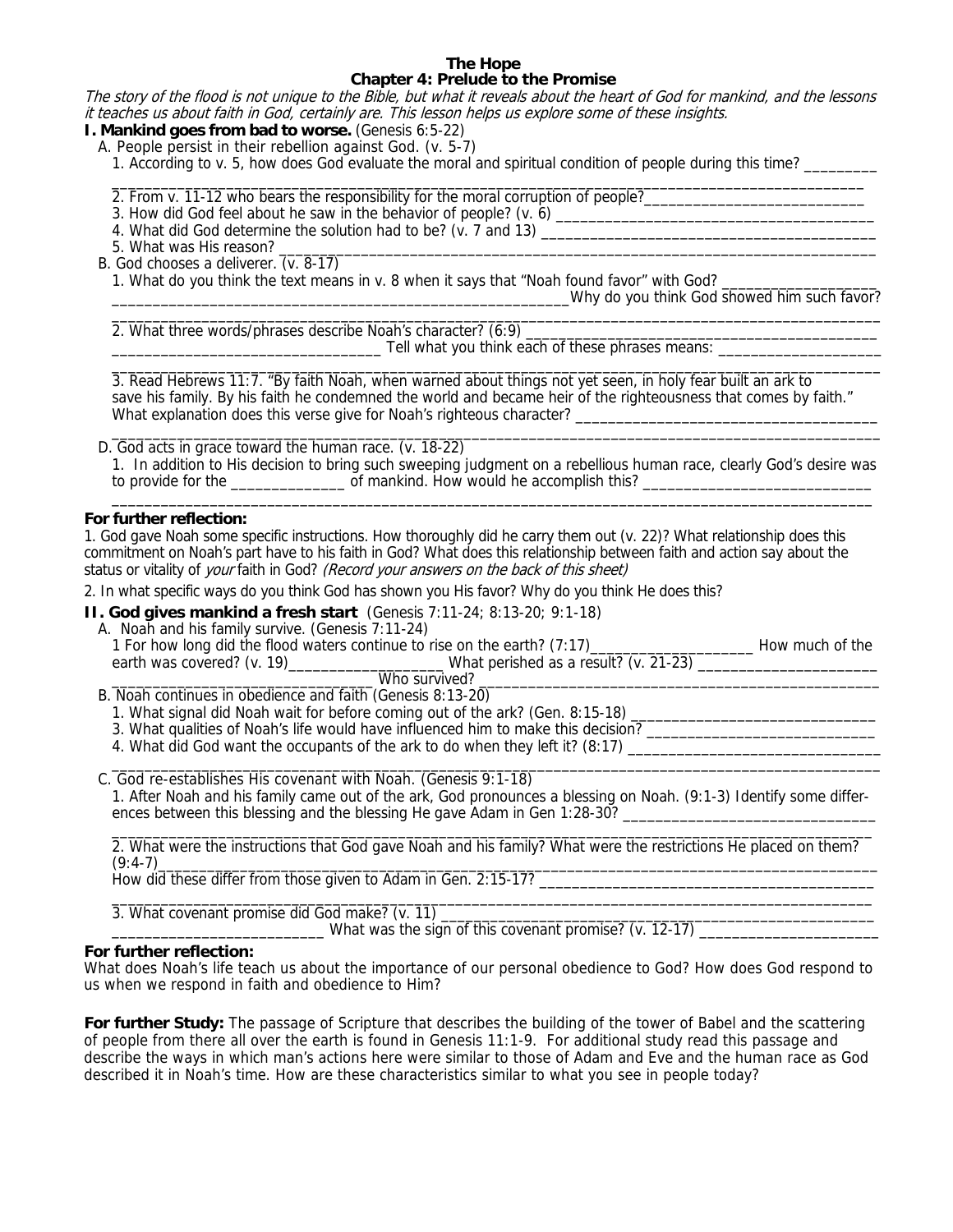# The Hope
## Chapter 4: Prelude to the Promise

*The story of the flood is not unique to the Bible, but what it reveals about the heart of God for mankind, and the lessons it teaches us about faith in God, certainly are. This lesson helps us explore some of these insights.*

**I. Mankind goes from bad to worse.** (Genesis 6:5-22)

A. People persist in their rebellion against God. (v. 5-7)

1. According to v. 5, how does God evaluate the moral and spiritual condition of people during this time? _________
_______________________________________________________________________________________________
2. From v. 11-12 who bears the responsibility for the moral corruption of people?____________________________
3. How did God feel about he saw in the behavior of people? (v. 6) ______________________________________
4. What did God determine the solution had to be? (v. 7 and 13) _______________________________________
5. What was His reason? _____________________________________________________________________

B. God chooses a deliverer. (v. 8-17)

1. What do you think the text means in v. 8 when it says that "Noah found favor" with God? ___________________
__________________________________________________________Why do you think God showed him such favor?
_______________________________________________________________________________________________
2. What three words/phrases describe Noah's character? (6:9) _________________________________________
_________________________________ Tell what you think each of these phrases means: ____________________
_______________________________________________________________________________________________
3. Read Hebrews 11:7. "By faith Noah, when warned about things not yet seen, in holy fear built an ark to save his family. By his faith he condemned the world and became heir of the righteousness that comes by faith." What explanation does this verse give for Noah's righteous character? _____________________________________
_______________________________________________________________________________________________

D. God acts in grace toward the human race. (v. 18-22)

1. In addition to His decision to bring such sweeping judgment on a rebellious human race, clearly God's desire was to provide for the ______________ of mankind. How would he accomplish this? _____________________________
_______________________________________________________________________________________________

**For further reflection:**

1. God gave Noah some specific instructions. How thoroughly did he carry them out (v. 22)? What relationship does this commitment on Noah's part have to his faith in God? What does this relationship between faith and action say about the status or vitality of *your* faith in God? *(Record your answers on the back of this sheet)*

2. In what specific ways do you think God has shown you His favor? Why do you think He does this?

**II. God gives mankind a fresh start** (Genesis 7:11-24; 8:13-20; 9:1-18)

A. Noah and his family survive. (Genesis 7:11-24)

1 For how long did the flood waters continue to rise on the earth? (7:17)_____________________ How much of the earth was covered? (v. 19)____________________ What perished as a result? (v. 21-23) ______________________
_________________________________ Who survived? _________________________________________________

B. Noah continues in obedience and faith (Genesis 8:13-20)

1. What signal did Noah wait for before coming out of the ark? (Gen. 8:15-18) ______________________________
3. What qualities of Noah's life would have influenced him to make this decision? ____________________________
4. What did God want the occupants of the ark to do when they left it? (8:17) _______________________________
_______________________________________________________________________________________________

C. God re-establishes His covenant with Noah. (Genesis 9:1-18)

1. After Noah and his family came out of the ark, God pronounces a blessing on Noah. (9:1-3) Identify some differences between this blessing and the blessing He gave Adam in Gen 1:28-30? ________________________________
_______________________________________________________________________________________________
2. What were the instructions that God gave Noah and his family? What were the restrictions He placed on them? (9:4-7)__________________________________________________________________________________________
How did these differ from those given to Adam in Gen. 2:15-17? ________________________________________
_______________________________________________________________________________________________
3. What covenant promise did God make? (v. 11) ____________________________________________________
__________________________ What was the sign of this covenant promise? (v. 12-17) ______________________

**For further reflection:**

What does Noah's life teach us about the importance of our personal obedience to God? How does God respond to us when we respond in faith and obedience to Him?

**For further Study:** The passage of Scripture that describes the building of the tower of Babel and the scattering of people from there all over the earth is found in Genesis 11:1-9. For additional study read this passage and describe the ways in which man's actions here were similar to those of Adam and Eve and the human race as God described it in Noah's time. How are these characteristics similar to what you see in people today?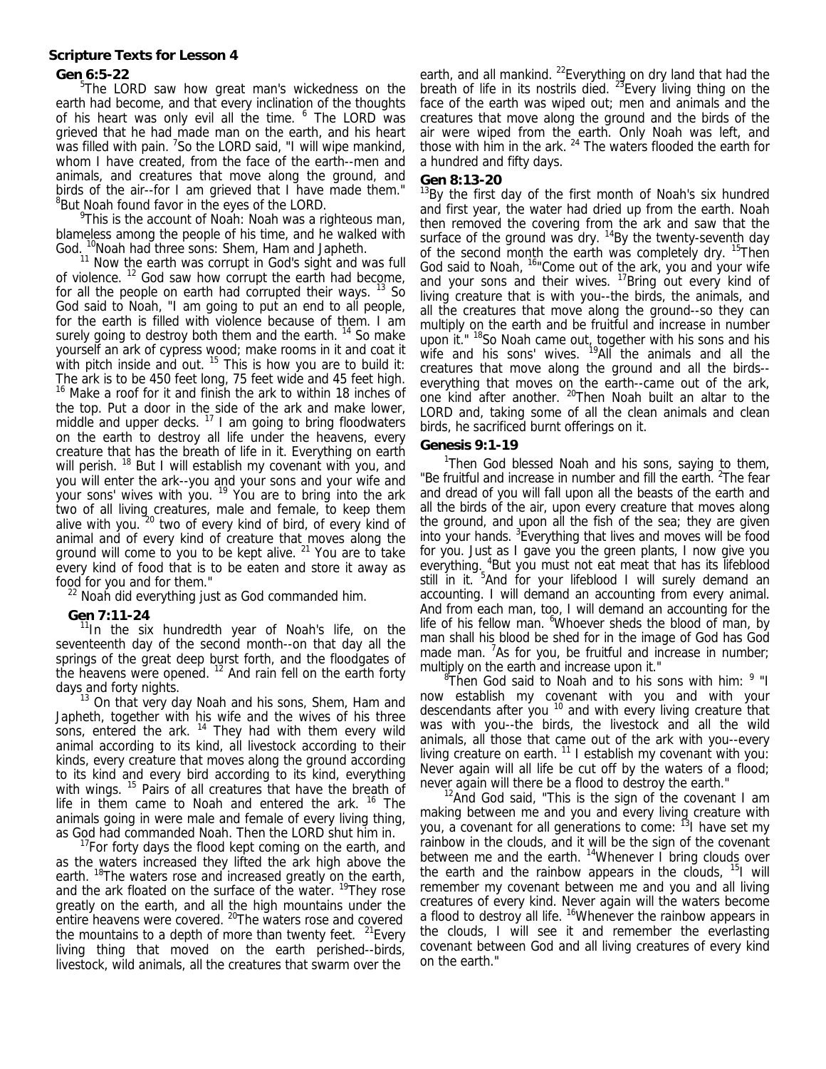**Scripture Texts for Lesson 4**

**Gen 6:5-22**

[5]The LORD saw how great man's wickedness on the earth had become, and that every inclination of the thoughts of his heart was only evil all the time. [6] The LORD was grieved that he had made man on the earth, and his heart was filled with pain. [7]So the LORD said, "I will wipe mankind, whom I have created, from the face of the earth--men and animals, and creatures that move along the ground, and birds of the air--for I am grieved that I have made them." [8]But Noah found favor in the eyes of the LORD.

[9]This is the account of Noah: Noah was a righteous man, blameless among the people of his time, and he walked with God. [10]Noah had three sons: Shem, Ham and Japheth.

[11] Now the earth was corrupt in God's sight and was full of violence. [12] God saw how corrupt the earth had become, for all the people on earth had corrupted their ways. [13] So God said to Noah, "I am going to put an end to all people, for the earth is filled with violence because of them. I am surely going to destroy both them and the earth. [14] So make yourself an ark of cypress wood; make rooms in it and coat it with pitch inside and out. [15] This is how you are to build it: The ark is to be 450 feet long, 75 feet wide and 45 feet high. [16] Make a roof for it and finish the ark to within 18 inches of the top. Put a door in the side of the ark and make lower, middle and upper decks. [17] I am going to bring floodwaters on the earth to destroy all life under the heavens, every creature that has the breath of life in it. Everything on earth will perish. [18] But I will establish my covenant with you, and you will enter the ark--you and your sons and your wife and your sons' wives with you. [19] You are to bring into the ark two of all living creatures, male and female, to keep them alive with you. [20] two of every kind of bird, of every kind of animal and of every kind of creature that moves along the ground will come to you to be kept alive. [21] You are to take every kind of food that is to be eaten and store it away as food for you and for them."

[22] Noah did everything just as God commanded him.

**Gen 7:11-24**

[11]In the six hundredth year of Noah's life, on the seventeenth day of the second month--on that day all the springs of the great deep burst forth, and the floodgates of the heavens were opened. [12] And rain fell on the earth forty days and forty nights.

[13] On that very day Noah and his sons, Shem, Ham and Japheth, together with his wife and the wives of his three sons, entered the ark. [14] They had with them every wild animal according to its kind, all livestock according to their kinds, every creature that moves along the ground according to its kind and every bird according to its kind, everything with wings. [15] Pairs of all creatures that have the breath of life in them came to Noah and entered the ark. [16] The animals going in were male and female of every living thing, as God had commanded Noah. Then the LORD shut him in.

[17]For forty days the flood kept coming on the earth, and as the waters increased they lifted the ark high above the earth. [18]The waters rose and increased greatly on the earth, and the ark floated on the surface of the water. [19]They rose greatly on the earth, and all the high mountains under the entire heavens were covered. [20]The waters rose and covered the mountains to a depth of more than twenty feet. [21]Every living thing that moved on the earth perished--birds, livestock, wild animals, all the creatures that swarm over the earth, and all mankind. [22]Everything on dry land that had the breath of life in its nostrils died. [23]Every living thing on the face of the earth was wiped out; men and animals and the creatures that move along the ground and the birds of the air were wiped from the earth. Only Noah was left, and those with him in the ark. [24] The waters flooded the earth for a hundred and fifty days.

**Gen 8:13-20**

[13]By the first day of the first month of Noah's six hundred and first year, the water had dried up from the earth. Noah then removed the covering from the ark and saw that the surface of the ground was dry. [14]By the twenty-seventh day of the second month the earth was completely dry. [15]Then God said to Noah, [16]"Come out of the ark, you and your wife and your sons and their wives. [17]Bring out every kind of living creature that is with you--the birds, the animals, and all the creatures that move along the ground--so they can multiply on the earth and be fruitful and increase in number upon it." [18]So Noah came out, together with his sons and his wife and his sons' wives. [19]All the animals and all the creatures that move along the ground and all the birds--everything that moves on the earth--came out of the ark, one kind after another. [20]Then Noah built an altar to the LORD and, taking some of all the clean animals and clean birds, he sacrificed burnt offerings on it.

**Genesis 9:1-19**

[1]Then God blessed Noah and his sons, saying to them, "Be fruitful and increase in number and fill the earth. [2]The fear and dread of you will fall upon all the beasts of the earth and all the birds of the air, upon every creature that moves along the ground, and upon all the fish of the sea; they are given into your hands. [3]Everything that lives and moves will be food for you. Just as I gave you the green plants, I now give you everything. [4]But you must not eat meat that has its lifeblood still in it. [5]And for your lifeblood I will surely demand an accounting. I will demand an accounting from every animal. And from each man, too, I will demand an accounting for the life of his fellow man. [6]Whoever sheds the blood of man, by man shall his blood be shed for in the image of God has God made man. [7]As for you, be fruitful and increase in number; multiply on the earth and increase upon it."

[8]Then God said to Noah and to his sons with him: [9] "I now establish my covenant with you and with your descendants after you [10] and with every living creature that was with you--the birds, the livestock and all the wild animals, all those that came out of the ark with you--every living creature on earth. [11] I establish my covenant with you: Never again will all life be cut off by the waters of a flood; never again will there be a flood to destroy the earth."

[12]And God said, "This is the sign of the covenant I am making between me and you and every living creature with you, a covenant for all generations to come: [13]I have set my rainbow in the clouds, and it will be the sign of the covenant between me and the earth. [14]Whenever I bring clouds over the earth and the rainbow appears in the clouds, [15]I will remember my covenant between me and you and all living creatures of every kind. Never again will the waters become a flood to destroy all life. [16]Whenever the rainbow appears in the clouds, I will see it and remember the everlasting covenant between God and all living creatures of every kind on the earth."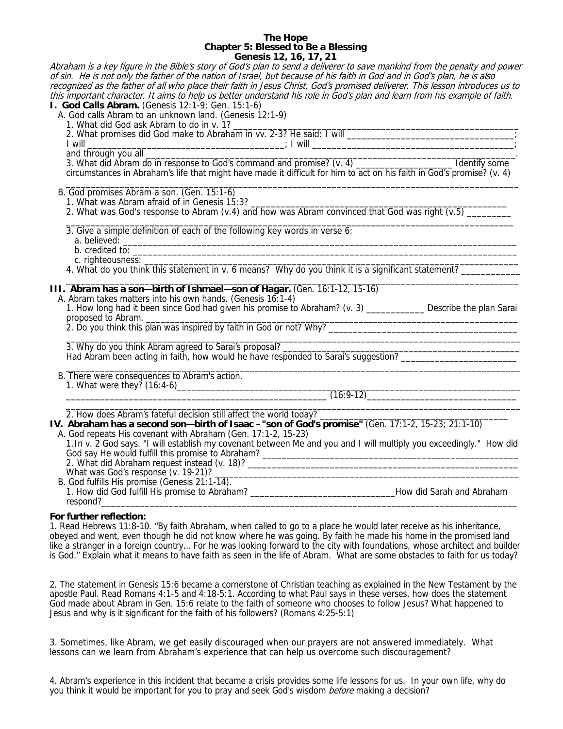# The Hope
## Chapter 5: Blessed to Be a Blessing
### Genesis 12, 16, 17, 21

*Abraham is a key figure in the Bible's story of God's plan to send a deliverer to save mankind from the penalty and power of sin. He is not only the father of the nation of Israel, but because of his faith in God and in God's plan, he is also recognized as the father of all who place their faith in Jesus Christ, God's promised deliverer. This lesson introduces us to this important character. It aims to help us better understand his role in God's plan and learn from his example of faith.*

**I. God Calls Abram.** (Genesis 12:1-9; Gen. 15:1-6)

A. God calls Abram to an unknown land. (Genesis 12:1-9)

1. What did God ask Abram to do in v. 1? ______________________________________________

2. What promises did God make to Abraham in vv. 2-3? He said: I will ________________________________; I will ________________________________________; I will ______________________________________; and through you all ________________________________________________________________.

3. What did Abram do in response to God's command and promise? (v. 4) ____________________ Identify some circumstances in Abraham's life that might have made it difficult for him to act on his faith in God's promise? (v. 4) ______________________________________________________________________________

B. God promises Abram a son. (Gen. 15:1-6)

1. What was Abram afraid of in Genesis 15:3? ______________________________________________

2. What was God's response to Abram (v.4) and how was Abram convinced that God was right (v.5) _________ ______________________________________________________________________________

3. Give a simple definition of each of the following key words in verse 6:

a. believed: ______________________________________________________________________
b. credited to: ____________________________________________________________________
c. righteousness: __________________________________________________________________

4. What do you think this statement in v. 6 means? Why do you think it is a significant statement? ___________ ______________________________________________________________________________

**III. Abram has a son—birth of Ishmael—son of Hagar.** (Gen. 16:1-12, 15-16)

A. Abram takes matters into his own hands. (Genesis 16:1-4)

1. How long had it been since God had given his promise to Abraham? (v. 3) ____________ Describe the plan Sarai proposed to Abram. ______________________________________________________________

2. Do you think this plan was inspired by faith in God or not? Why? ______________________________ ______________________________________________________________________________

3. Why do you think Abram agreed to Sarai's proposal? ______________________________________ Had Abram been acting in faith, how would he have responded to Sarai's suggestion? _______________________ ______________________________________________________________________________

B. There were consequences to Abram's action.

1. What were they? (16:4-6)______________________________________________________________ ____________________________________________________ (16:9-12)_____________________________ ______________________________________________________________________________

2. How does Abram's fateful decision still affect the world today? ____________________________________

**IV. Abraham has a second son—birth of Isaac – "son of God's promise"** (Gen. 17:1-2, 15-23; 21:1-10)

A. God repeats His covenant with Abraham (Gen. 17:1-2, 15-23)

1. In v. 2 God says. "I will establish my covenant between Me and you and I will multiply you exceedingly." How did God say He would fulfill this promise to Abraham? ______________________________________________

2. What did Abraham request instead (v. 18)? ______________________________________________ What was God's response (v. 19-21)? ____________________________________________________

B. God fulfills His promise (Genesis 21:1-14).

1. How did God fulfill His promise to Abraham? ______________________________How did Sarah and Abraham respond?______________________________________________________________________

**For further reflection:**

1. Read Hebrews 11:8-10. "By faith Abraham, when called to go to a place he would later receive as his inheritance, obeyed and went, even though he did not know where he was going. By faith he made his home in the promised land like a stranger in a foreign country... For he was looking forward to the city with foundations, whose architect and builder is God." Explain what it means to have faith as seen in the life of Abram. What are some obstacles to faith for us today?

2. The statement in Genesis 15:6 became a cornerstone of Christian teaching as explained in the New Testament by the apostle Paul. Read Romans 4:1-5 and 4:18-5:1. According to what Paul says in these verses, how does the statement God made about Abram in Gen. 15:6 relate to the faith of someone who chooses to follow Jesus? What happened to Jesus and why is it significant for the faith of his followers? (Romans 4:25-5:1)

3. Sometimes, like Abram, we get easily discouraged when our prayers are not answered immediately. What lessons can we learn from Abraham's experience that can help us overcome such discouragement?

4. Abram's experience in this incident that became a crisis provides some life lessons for us. In your own life, why do you think it would be important for you to pray and seek God's wisdom *before* making a decision?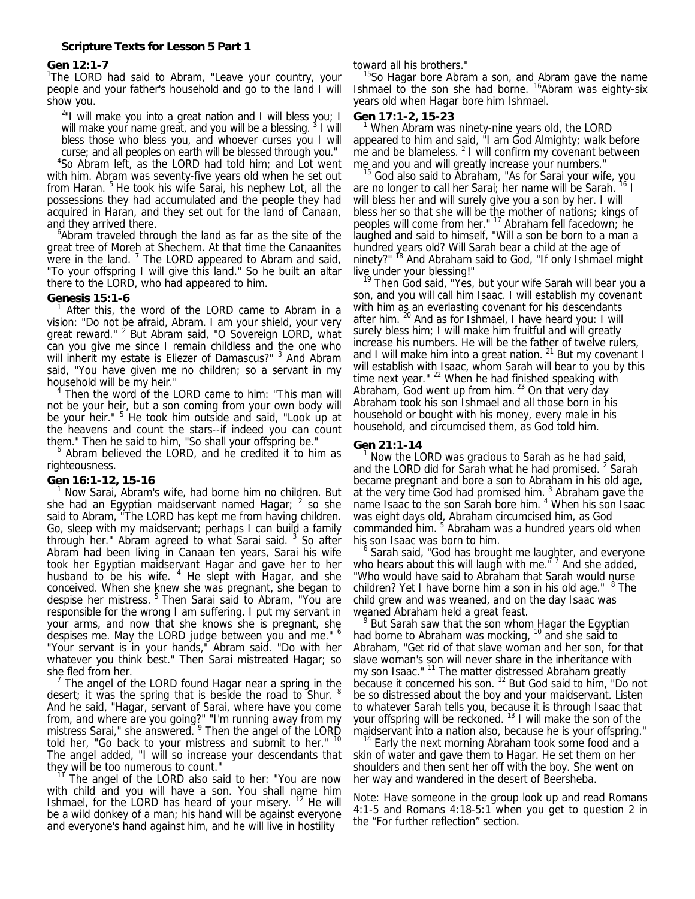### Scripture Texts for Lesson 5 Part 1

**Gen 12:1-7**

[1]The LORD had said to Abram, "Leave your country, your people and your father's household and go to the land I will show you.

[2]"I will make you into a great nation and I will bless you; I will make your name great, and you will be a blessing. [3] I will bless those who bless you, and whoever curses you I will curse; and all peoples on earth will be blessed through you."

[4]So Abram left, as the LORD had told him; and Lot went with him. Abram was seventy-five years old when he set out from Haran. [5] He took his wife Sarai, his nephew Lot, all the possessions they had accumulated and the people they had acquired in Haran, and they set out for the land of Canaan, and they arrived there.

[6]Abram traveled through the land as far as the site of the great tree of Moreh at Shechem. At that time the Canaanites were in the land. [7] The LORD appeared to Abram and said, "To your offspring I will give this land." So he built an altar there to the LORD, who had appeared to him.

**Genesis 15:1-6**

[1] After this, the word of the LORD came to Abram in a vision: "Do not be afraid, Abram. I am your shield, your very great reward." [2] But Abram said, "O Sovereign LORD, what can you give me since I remain childless and the one who will inherit my estate is Eliezer of Damascus?" [3] And Abram said, "You have given me no children; so a servant in my household will be my heir."

[4] Then the word of the LORD came to him: "This man will not be your heir, but a son coming from your own body will be your heir." [5] He took him outside and said, "Look up at the heavens and count the stars--if indeed you can count them." Then he said to him, "So shall your offspring be."

[6] Abram believed the LORD, and he credited it to him as righteousness.

**Gen 16:1-12, 15-16**

[1] Now Sarai, Abram's wife, had borne him no children. But she had an Egyptian maidservant named Hagar; [2] so she said to Abram, "The LORD has kept me from having children. Go, sleep with my maidservant; perhaps I can build a family through her." Abram agreed to what Sarai said. [3] So after Abram had been living in Canaan ten years, Sarai his wife took her Egyptian maidservant Hagar and gave her to her husband to be his wife. [4] He slept with Hagar, and she conceived. When she knew she was pregnant, she began to despise her mistress. [5] Then Sarai said to Abram, "You are responsible for the wrong I am suffering. I put my servant in your arms, and now that she knows she is pregnant, she despises me. May the LORD judge between you and me." [6] "Your servant is in your hands," Abram said. "Do with her whatever you think best." Then Sarai mistreated Hagar; so she fled from her.

[7] The angel of the LORD found Hagar near a spring in the desert; it was the spring that is beside the road to Shur. [8] And he said, "Hagar, servant of Sarai, where have you come from, and where are you going?" "I'm running away from my mistress Sarai," she answered. [9] Then the angel of the LORD told her, "Go back to your mistress and submit to her." [10] The angel added, "I will so increase your descendants that they will be too numerous to count."

[11] The angel of the LORD also said to her: "You are now with child and you will have a son. You shall name him Ishmael, for the LORD has heard of your misery. [12] He will be a wild donkey of a man; his hand will be against everyone and everyone's hand against him, and he will live in hostility toward all his brothers."

[15]So Hagar bore Abram a son, and Abram gave the name Ishmael to the son she had borne. [16]Abram was eighty-six years old when Hagar bore him Ishmael.

**Gen 17:1-2, 15-23**

[1] When Abram was ninety-nine years old, the LORD appeared to him and said, "I am God Almighty; walk before me and be blameless. [2] I will confirm my covenant between me and you and will greatly increase your numbers."

[15] God also said to Abraham, "As for Sarai your wife, you are no longer to call her Sarai; her name will be Sarah. [16] I will bless her and will surely give you a son by her. I will bless her so that she will be the mother of nations; kings of peoples will come from her." [17] Abraham fell facedown; he laughed and said to himself, "Will a son be born to a man a hundred years old? Will Sarah bear a child at the age of ninety?" [18] And Abraham said to God, "If only Ishmael might live under your blessing!"

[19] Then God said, "Yes, but your wife Sarah will bear you a son, and you will call him Isaac. I will establish my covenant with him as an everlasting covenant for his descendants after him. [20] And as for Ishmael, I have heard you: I will surely bless him; I will make him fruitful and will greatly increase his numbers. He will be the father of twelve rulers, and I will make him into a great nation. [21] But my covenant I will establish with Isaac, whom Sarah will bear to you by this time next year." [22] When he had finished speaking with Abraham, God went up from him. [23] On that very day Abraham took his son Ishmael and all those born in his household or bought with his money, every male in his household, and circumcised them, as God told him.

**Gen 21:1-14**

[1] Now the LORD was gracious to Sarah as he had said, and the LORD did for Sarah what he had promised. [2] Sarah became pregnant and bore a son to Abraham in his old age, at the very time God had promised him. [3] Abraham gave the name Isaac to the son Sarah bore him. [4] When his son Isaac was eight days old, Abraham circumcised him, as God commanded him. [5] Abraham was a hundred years old when his son Isaac was born to him.

[6] Sarah said, "God has brought me laughter, and everyone who hears about this will laugh with me." [7] And she added, "Who would have said to Abraham that Sarah would nurse children? Yet I have borne him a son in his old age." [8] The child grew and was weaned, and on the day Isaac was weaned Abraham held a great feast.

[9] But Sarah saw that the son whom Hagar the Egyptian had borne to Abraham was mocking, [10] and she said to Abraham, "Get rid of that slave woman and her son, for that slave woman's son will never share in the inheritance with my son Isaac." [11] The matter distressed Abraham greatly because it concerned his son. [12] But God said to him, "Do not be so distressed about the boy and your maidservant. Listen to whatever Sarah tells you, because it is through Isaac that your offspring will be reckoned. [13] I will make the son of the maidservant into a nation also, because he is your offspring."

[14] Early the next morning Abraham took some food and a skin of water and gave them to Hagar. He set them on her shoulders and then sent her off with the boy. She went on her way and wandered in the desert of Beersheba.

Note: Have someone in the group look up and read Romans 4:1-5 and Romans 4:18-5:1 when you get to question 2 in the "For further reflection" section.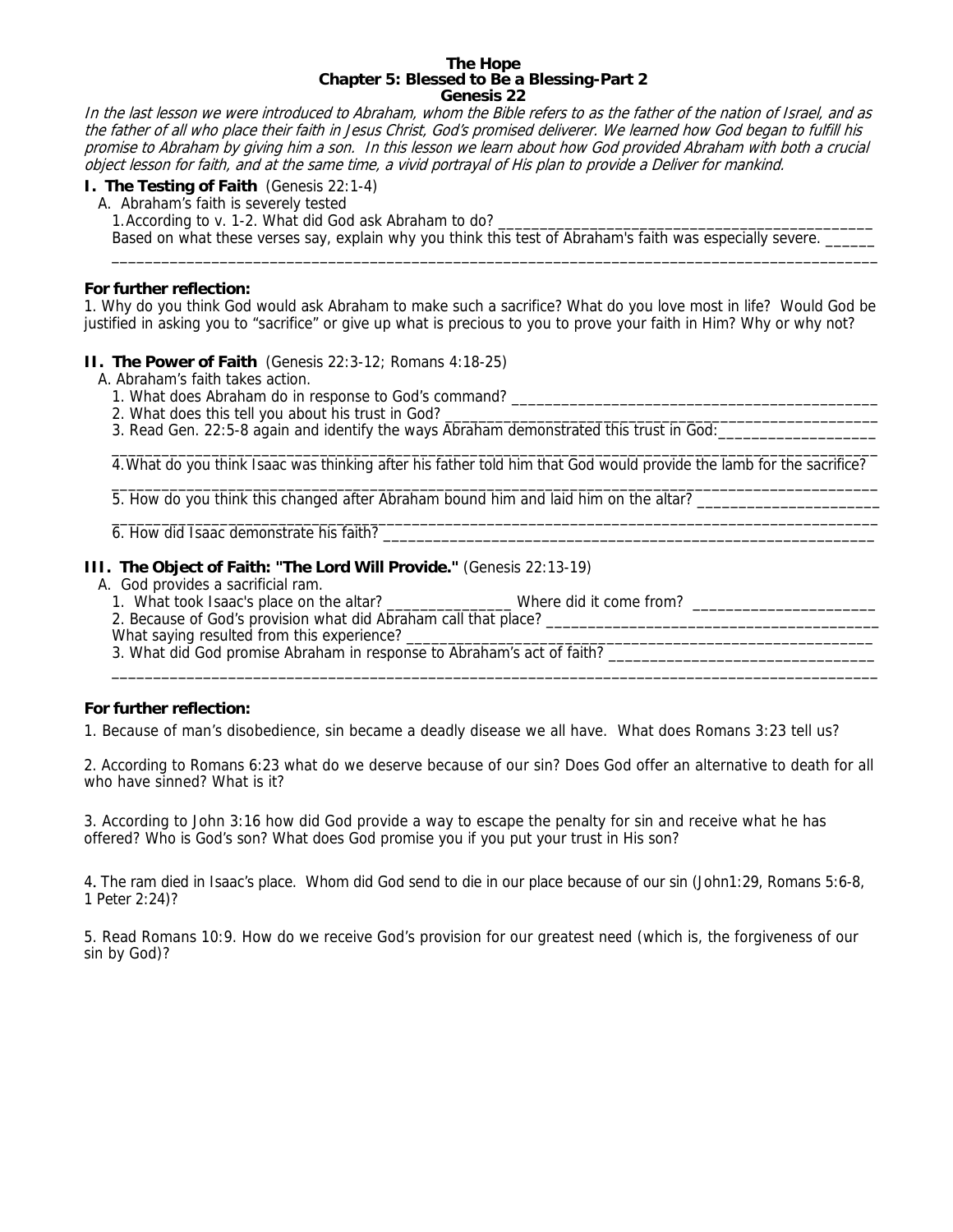**The Hope**
**Chapter 5: Blessed to Be a Blessing-Part 2**
**Genesis 22**

*In the last lesson we were introduced to Abraham, whom the Bible refers to as the father of the nation of Israel, and as the father of all who place their faith in Jesus Christ, God's promised deliverer. We learned how God began to fulfill his promise to Abraham by giving him a son. In this lesson we learn about how God provided Abraham with both a crucial object lesson for faith, and at the same time, a vivid portrayal of His plan to provide a Deliver for mankind.*

## I. The Testing of Faith (Genesis 22:1-4)

A. Abraham's faith is severely tested

1. According to v. 1-2. What did God ask Abraham to do? ______________________________________________

Based on what these verses say, explain why you think this test of Abraham's faith was especially severe. ______
_______________________________________________________________________________________________

**For further reflection:**

1. Why do you think God would ask Abraham to make such a sacrifice? What do you love most in life? Would God be justified in asking you to "sacrifice" or give up what is precious to you to prove your faith in Him? Why or why not?

## II. The Power of Faith (Genesis 22:3-12; Romans 4:18-25)

A. Abraham's faith takes action.

1. What does Abraham do in response to God's command? _______________________________________________
2. What does this tell you about his trust in God? ______________________________________________________
3. Read Gen. 22:5-8 again and identify the ways Abraham demonstrated this trust in God:___________________
_______________________________________________________________________________________________
4. What do you think Isaac was thinking after his father told him that God would provide the lamb for the sacrifice?
_______________________________________________________________________________________________
5. How do you think this changed after Abraham bound him and laid him on the altar? ______________________
_______________________________________________________________________________________________
6. How did Isaac demonstrate his faith? _____________________________________________________________

## III. The Object of Faith: "The Lord Will Provide." (Genesis 22:13-19)

A. God provides a sacrificial ram.

1. What took Isaac's place on the altar? ________________ Where did it come from? ______________________
2. Because of God's provision what did Abraham call that place? _________________________________________

What saying resulted from this experience? ________________________________________________________

3. What did God promise Abraham in response to Abraham's act of faith? _________________________________
_______________________________________________________________________________________________

**For further reflection:**

1. Because of man's disobedience, sin became a deadly disease we all have. What does Romans 3:23 tell us?

2. According to Romans 6:23 what do we deserve because of our sin? Does God offer an alternative to death for all who have sinned? What is it?

3. According to John 3:16 how did God provide a way to escape the penalty for sin and receive what he has offered? Who is God's son? What does God promise you if you put your trust in His son?

4. The ram died in Isaac's place. Whom did God send to die in our place because of our sin (John1:29, Romans 5:6-8, 1 Peter 2:24)?

5. Read Romans 10:9. How do we receive God's provision for our greatest need (which is, the forgiveness of our sin by God)?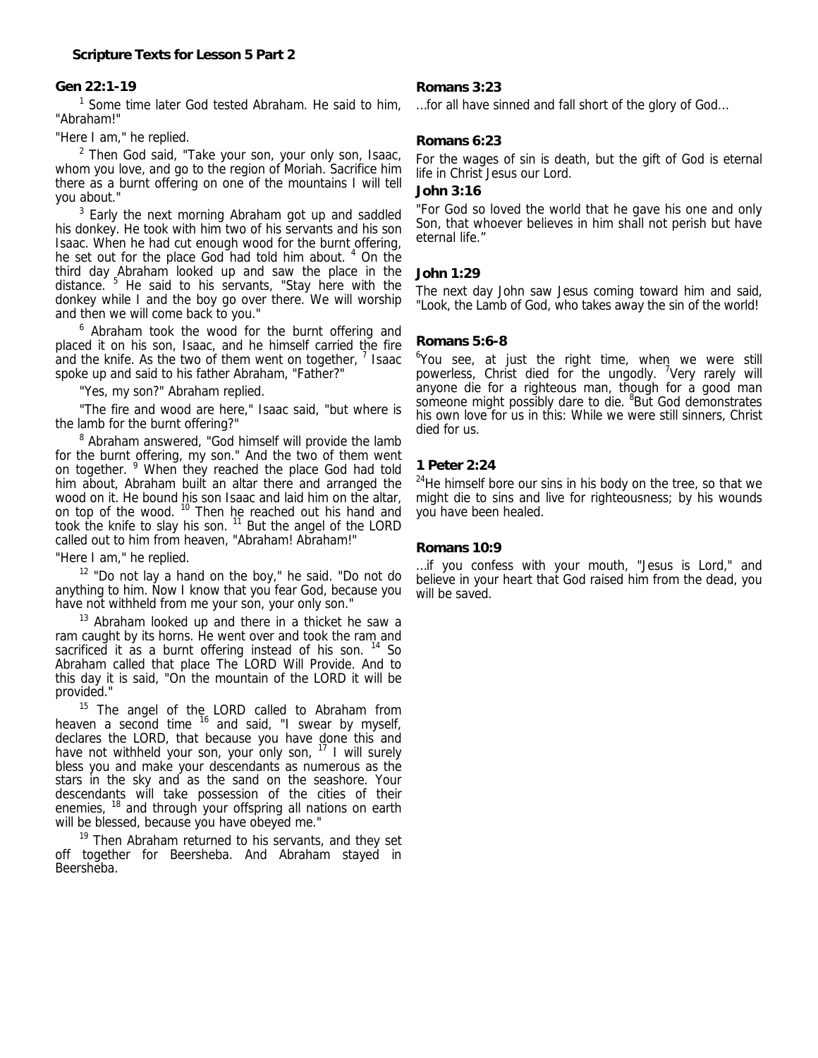**Scripture Texts for Lesson 5 Part 2**

**Gen 22:1-19**

[1] Some time later God tested Abraham. He said to him, "Abraham!"

"Here I am," he replied.

[2] Then God said, "Take your son, your only son, Isaac, whom you love, and go to the region of Moriah. Sacrifice him there as a burnt offering on one of the mountains I will tell you about."

[3] Early the next morning Abraham got up and saddled his donkey. He took with him two of his servants and his son Isaac. When he had cut enough wood for the burnt offering, he set out for the place God had told him about. [4] On the third day Abraham looked up and saw the place in the distance. [5] He said to his servants, "Stay here with the donkey while I and the boy go over there. We will worship and then we will come back to you."

[6] Abraham took the wood for the burnt offering and placed it on his son, Isaac, and he himself carried the fire and the knife. As the two of them went on together, [7] Isaac spoke up and said to his father Abraham, "Father?"

"Yes, my son?" Abraham replied.

"The fire and wood are here," Isaac said, "but where is the lamb for the burnt offering?"

[8] Abraham answered, "God himself will provide the lamb for the burnt offering, my son." And the two of them went on together. [9] When they reached the place God had told him about, Abraham built an altar there and arranged the wood on it. He bound his son Isaac and laid him on the altar, on top of the wood. [10] Then he reached out his hand and took the knife to slay his son. [11] But the angel of the LORD called out to him from heaven, "Abraham! Abraham!"

"Here I am," he replied.

[12] "Do not lay a hand on the boy," he said. "Do not do anything to him. Now I know that you fear God, because you have not withheld from me your son, your only son."

[13] Abraham looked up and there in a thicket he saw a ram caught by its horns. He went over and took the ram and sacrificed it as a burnt offering instead of his son. [14] So Abraham called that place The LORD Will Provide. And to this day it is said, "On the mountain of the LORD it will be provided."

[15] The angel of the LORD called to Abraham from heaven a second time [16] and said, "I swear by myself, declares the LORD, that because you have done this and have not withheld your son, your only son, [17] I will surely bless you and make your descendants as numerous as the stars in the sky and as the sand on the seashore. Your descendants will take possession of the cities of their enemies, [18] and through your offspring all nations on earth will be blessed, because you have obeyed me."

[19] Then Abraham returned to his servants, and they set off together for Beersheba. And Abraham stayed in Beersheba.

**Romans 3:23**

…for all have sinned and fall short of the glory of God…

**Romans 6:23**

For the wages of sin is death, but the gift of God is eternal life in Christ Jesus our Lord.

**John 3:16**

"For God so loved the world that he gave his one and only Son, that whoever believes in him shall not perish but have eternal life."

**John 1:29**

The next day John saw Jesus coming toward him and said, "Look, the Lamb of God, who takes away the sin of the world!

**Romans 5:6-8**

[6]You see, at just the right time, when we were still powerless, Christ died for the ungodly. [7]Very rarely will anyone die for a righteous man, though for a good man someone might possibly dare to die. [8]But God demonstrates his own love for us in this: While we were still sinners, Christ died for us.

**1 Peter 2:24**

[24]He himself bore our sins in his body on the tree, so that we might die to sins and live for righteousness; by his wounds you have been healed.

**Romans 10:9**

…if you confess with your mouth, "Jesus is Lord," and believe in your heart that God raised him from the dead, you will be saved.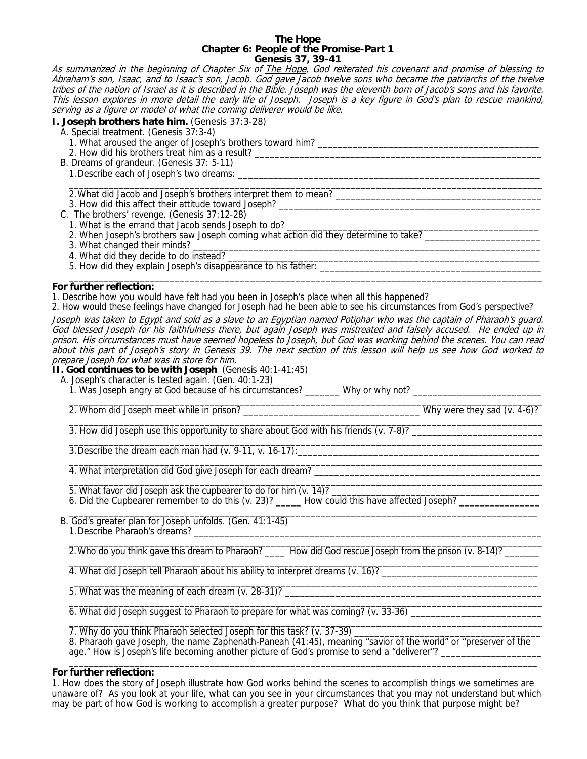**The Hope**
**Chapter 6: People of the Promise-Part 1**
**Genesis 37, 39-41**

*As summarized in the beginning of Chapter Six of The Hope, God reiterated his covenant and promise of blessing to Abraham's son, Isaac, and to Isaac's son, Jacob. God gave Jacob twelve sons who became the patriarchs of the twelve tribes of the nation of Israel as it is described in the Bible. Joseph was the eleventh born of Jacob's sons and his favorite. This lesson explores in more detail the early life of Joseph. Joseph is a key figure in God's plan to rescue mankind, serving as a figure or model of what the coming deliverer would be like.*

**I. Joseph brothers hate him.** (Genesis 37:3-28)

A. Special treatment. (Genesis 37:3-4)

1. What aroused the anger of Joseph's brothers toward him? ______________________________________________
2. How did his brothers treat him as a result? ____________________________________________________________

B. Dreams of grandeur. (Genesis 37: 5-11)

1. Describe each of Joseph's two dreams: _______________________________________________________________
_____________________________________________________________________________________________
2. What did Jacob and Joseph's brothers interpret them to mean? ___________________________________________
3. How did this affect their attitude toward Joseph? ____________________________________________________

C. The brothers' revenge. (Genesis 37:12-28)

1. What is the errand that Jacob sends Joseph to do? ____________________________________________________
2. When Joseph's brothers saw Joseph coming what action did they determine to take? _______________________
3. What changed their minds? ______________________________________________________________________
4. What did they decide to do instead? ________________________________________________________________
5. How did they explain Joseph's disappearance to his father: ______________________________________________
_____________________________________________________________________________________________

**For further reflection:**

1. Describe how you would have felt had you been in Joseph's place when all this happened?
2. How would these feelings have changed for Joseph had he been able to see his circumstances from God's perspective?

*Joseph was taken to Egypt and sold as a slave to an Egyptian named Potiphar who was the captain of Pharaoh's guard. God blessed Joseph for his faithfulness there, but again Joseph was mistreated and falsely accused. He ended up in prison. His circumstances must have seemed hopeless to Joseph, but God was working behind the scenes. You can read about this part of Joseph's story in Genesis 39. The next section of this lesson will help us see how God worked to prepare Joseph for what was in store for him.*

**II. God continues to be with Joseph** (Genesis 40:1-41:45)

A. Joseph's character is tested again. (Gen. 40:1-23)

1. Was Joseph angry at God because of his circumstances? _______ Why or why not? __________________________
_____________________________________________________________________________________________
2. Whom did Joseph meet while in prison? ___________________________________ Why were they sad (v. 4-6)?
_____________________________________________________________________________________________
3. How did Joseph use this opportunity to share about God with his friends (v. 7-8)? __________________________
_____________________________________________________________________________________________
3. Describe the dream each man had (v. 9-11, v. 16-17):_________________________________________________
_____________________________________________________________________________________________
4. What interpretation did God give Joseph for each dream? _______________________________________________
_____________________________________________________________________________________________
5. What favor did Joseph ask the cupbearer to do for him (v. 14)? _________________________________________
6. Did the Cupbearer remember to do this (v. 23)? _____ How could this have affected Joseph? ________________
_____________________________________________________________________________________________

B. God's greater plan for Joseph unfolds. (Gen. 41:1-45)

1. Describe Pharaoh's dreams? _______________________________________________________________________
_____________________________________________________________________________________________
2. Who do you think gave this dream to Pharaoh? ____ How did God rescue Joseph from the prison (v. 8-14)? _______
_____________________________________________________________________________________________
4. What did Joseph tell Pharaoh about his ability to interpret dreams (v. 16)? ________________________________
_____________________________________________________________________________________________
5. What was the meaning of each dream (v. 28-31)? ______________________________________________________
_____________________________________________________________________________________________
6. What did Joseph suggest to Pharaoh to prepare for what was coming? (v. 33-36) __________________________
_____________________________________________________________________________________________
7. Why do you think Pharaoh selected Joseph for this task? (v. 37-39) ______________________________________
8. Pharaoh gave Joseph, the name Zaphenath-Paneah (41:45), meaning "savior of the world" or "preserver of the age." How is Joseph's life becoming another picture of God's promise to send a "deliverer"? ____________________
_____________________________________________________________________________________________

**For further reflection:**

1. How does the story of Joseph illustrate how God works behind the scenes to accomplish things we sometimes are unaware of? As you look at your life, what can you see in your circumstances that you may not understand but which may be part of how God is working to accomplish a greater purpose? What do you think that purpose might be?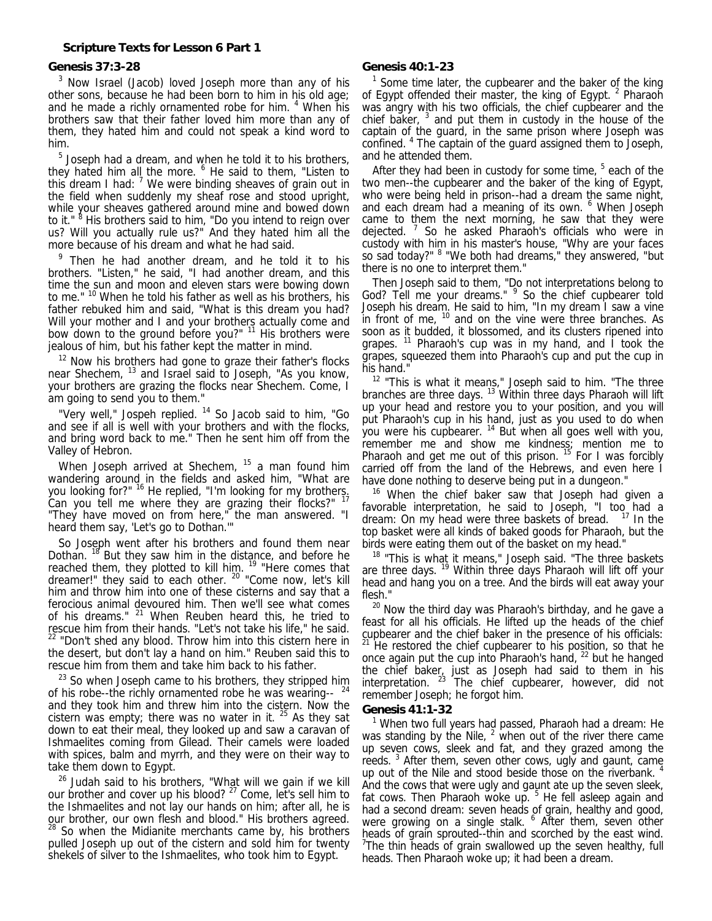**Scripture Texts for Lesson 6 Part 1**

**Genesis 37:3-28**

[3] Now Israel (Jacob) loved Joseph more than any of his other sons, because he had been born to him in his old age; and he made a richly ornamented robe for him. [4] When his brothers saw that their father loved him more than any of them, they hated him and could not speak a kind word to him.

[5] Joseph had a dream, and when he told it to his brothers, they hated him all the more. [6] He said to them, "Listen to this dream I had: [7] We were binding sheaves of grain out in the field when suddenly my sheaf rose and stood upright, while your sheaves gathered around mine and bowed down to it." [8] His brothers said to him, "Do you intend to reign over us? Will you actually rule us?" And they hated him all the more because of his dream and what he had said.

[9] Then he had another dream, and he told it to his brothers. "Listen," he said, "I had another dream, and this time the sun and moon and eleven stars were bowing down to me." [10] When he told his father as well as his brothers, his father rebuked him and said, "What is this dream you had? Will your mother and I and your brothers actually come and bow down to the ground before you?" [11] His brothers were jealous of him, but his father kept the matter in mind.

[12] Now his brothers had gone to graze their father's flocks near Shechem, [13] and Israel said to Joseph, "As you know, your brothers are grazing the flocks near Shechem. Come, I am going to send you to them."

"Very well," Jospeh replied. [14] So Jacob said to him, "Go and see if all is well with your brothers and with the flocks, and bring word back to me." Then he sent him off from the Valley of Hebron.

When Joseph arrived at Shechem, [15] a man found him wandering around in the fields and asked him, "What are you looking for?" [16] He replied, "I'm looking for my brothers. Can you tell me where they are grazing their flocks?" [17] "They have moved on from here," the man answered. "I heard them say, 'Let's go to Dothan.'"

So Joseph went after his brothers and found them near Dothan. [18] But they saw him in the distance, and before he reached them, they plotted to kill him. [19] "Here comes that dreamer!" they said to each other. [20] "Come now, let's kill him and throw him into one of these cisterns and say that a ferocious animal devoured him. Then we'll see what comes of his dreams." [21] When Reuben heard this, he tried to rescue him from their hands. "Let's not take his life," he said. [22] "Don't shed any blood. Throw him into this cistern here in the desert, but don't lay a hand on him." Reuben said this to rescue him from them and take him back to his father.

[23] So when Joseph came to his brothers, they stripped him of his robe--the richly ornamented robe he was wearing-- [24] and they took him and threw him into the cistern. Now the cistern was empty; there was no water in it. [25] As they sat down to eat their meal, they looked up and saw a caravan of Ishmaelites coming from Gilead. Their camels were loaded with spices, balm and myrrh, and they were on their way to take them down to Egypt.

[26] Judah said to his brothers, "What will we gain if we kill our brother and cover up his blood? [27] Come, let's sell him to the Ishmaelites and not lay our hands on him; after all, he is our brother, our own flesh and blood." His brothers agreed. [28] So when the Midianite merchants came by, his brothers pulled Joseph up out of the cistern and sold him for twenty shekels of silver to the Ishmaelites, who took him to Egypt.

**Genesis 40:1-23**

[1] Some time later, the cupbearer and the baker of the king of Egypt offended their master, the king of Egypt. [2] Pharaoh was angry with his two officials, the chief cupbearer and the chief baker, [3] and put them in custody in the house of the captain of the guard, in the same prison where Joseph was confined. [4] The captain of the guard assigned them to Joseph, and he attended them.

After they had been in custody for some time, [5] each of the two men--the cupbearer and the baker of the king of Egypt, who were being held in prison--had a dream the same night, and each dream had a meaning of its own. [6] When Joseph came to them the next morning, he saw that they were dejected. [7] So he asked Pharaoh's officials who were in custody with him in his master's house, "Why are your faces so sad today?" [8] "We both had dreams," they answered, "but there is no one to interpret them."

Then Joseph said to them, "Do not interpretations belong to God? Tell me your dreams." [9] So the chief cupbearer told Joseph his dream. He said to him, "In my dream I saw a vine in front of me, [10] and on the vine were three branches. As soon as it budded, it blossomed, and its clusters ripened into grapes. [11] Pharaoh's cup was in my hand, and I took the grapes, squeezed them into Pharaoh's cup and put the cup in his hand."

[12] "This is what it means," Joseph said to him. "The three branches are three days. [13] Within three days Pharaoh will lift up your head and restore you to your position, and you will put Pharaoh's cup in his hand, just as you used to do when you were his cupbearer. [14] But when all goes well with you, remember me and show me kindness; mention me to Pharaoh and get me out of this prison. [15] For I was forcibly carried off from the land of the Hebrews, and even here I have done nothing to deserve being put in a dungeon."

[16] When the chief baker saw that Joseph had given a favorable interpretation, he said to Joseph, "I too had a dream: On my head were three baskets of bread. [17] In the top basket were all kinds of baked goods for Pharaoh, but the birds were eating them out of the basket on my head."

[18] "This is what it means," Joseph said. "The three baskets are three days. [19] Within three days Pharaoh will lift off your head and hang you on a tree. And the birds will eat away your flesh."

[20] Now the third day was Pharaoh's birthday, and he gave a feast for all his officials. He lifted up the heads of the chief cupbearer and the chief baker in the presence of his officials: [21] He restored the chief cupbearer to his position, so that he once again put the cup into Pharaoh's hand, [22] but he hanged the chief baker, just as Joseph had said to them in his interpretation. [23] The chief cupbearer, however, did not remember Joseph; he forgot him.

**Genesis 41:1-32**

[1] When two full years had passed, Pharaoh had a dream: He was standing by the Nile, [2] when out of the river there came up seven cows, sleek and fat, and they grazed among the reeds. [3] After them, seven other cows, ugly and gaunt, came up out of the Nile and stood beside those on the riverbank. [4] And the cows that were ugly and gaunt ate up the seven sleek, fat cows. Then Pharaoh woke up. [5] He fell asleep again and had a second dream: seven heads of grain, healthy and good, were growing on a single stalk. [6] After them, seven other heads of grain sprouted--thin and scorched by the east wind. [7] The thin heads of grain swallowed up the seven healthy, full heads. Then Pharaoh woke up; it had been a dream.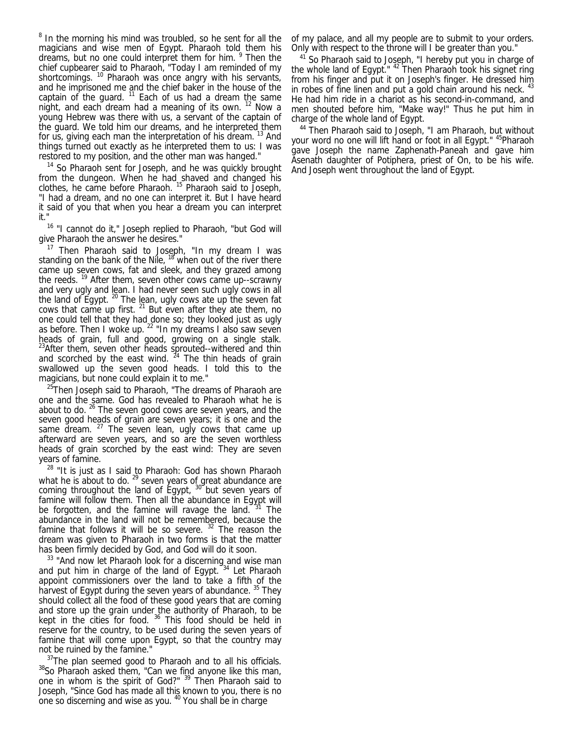[8] In the morning his mind was troubled, so he sent for all the magicians and wise men of Egypt. Pharaoh told them his dreams, but no one could interpret them for him. [9] Then the chief cupbearer said to Pharaoh, "Today I am reminded of my shortcomings. [10] Pharaoh was once angry with his servants, and he imprisoned me and the chief baker in the house of the captain of the guard. [11] Each of us had a dream the same night, and each dream had a meaning of its own. [12] Now a young Hebrew was there with us, a servant of the captain of the guard. We told him our dreams, and he interpreted them for us, giving each man the interpretation of his dream. [13] And things turned out exactly as he interpreted them to us: I was restored to my position, and the other man was hanged."

[14] So Pharaoh sent for Joseph, and he was quickly brought from the dungeon. When he had shaved and changed his clothes, he came before Pharaoh. [15] Pharaoh said to Joseph, "I had a dream, and no one can interpret it. But I have heard it said of you that when you hear a dream you can interpret it."

[16] "I cannot do it," Joseph replied to Pharaoh, "but God will give Pharaoh the answer he desires."

[17] Then Pharaoh said to Joseph, "In my dream I was standing on the bank of the Nile, [18] when out of the river there came up seven cows, fat and sleek, and they grazed among the reeds. [19] After them, seven other cows came up--scrawny and very ugly and lean. I had never seen such ugly cows in all the land of Egypt. [20] The lean, ugly cows ate up the seven fat cows that came up first. [21] But even after they ate them, no one could tell that they had done so; they looked just as ugly as before. Then I woke up. [22] "In my dreams I also saw seven heads of grain, full and good, growing on a single stalk. [23]After them, seven other heads sprouted--withered and thin and scorched by the east wind. [24] The thin heads of grain swallowed up the seven good heads. I told this to the magicians, but none could explain it to me."

[25]Then Joseph said to Pharaoh, "The dreams of Pharaoh are one and the same. God has revealed to Pharaoh what he is about to do. [26] The seven good cows are seven years, and the seven good heads of grain are seven years; it is one and the same dream. [27] The seven lean, ugly cows that came up afterward are seven years, and so are the seven worthless heads of grain scorched by the east wind: They are seven years of famine.

[28] "It is just as I said to Pharaoh: God has shown Pharaoh what he is about to do. [29] seven years of great abundance are coming throughout the land of Egypt, [30] but seven years of famine will follow them. Then all the abundance in Egypt will be forgotten, and the famine will ravage the land. [31] The abundance in the land will not be remembered, because the famine that follows it will be so severe. [32] The reason the dream was given to Pharaoh in two forms is that the matter has been firmly decided by God, and God will do it soon.

[33] "And now let Pharaoh look for a discerning and wise man and put him in charge of the land of Egypt. [34] Let Pharaoh appoint commissioners over the land to take a fifth of the harvest of Egypt during the seven years of abundance. [35] They should collect all the food of these good years that are coming and store up the grain under the authority of Pharaoh, to be kept in the cities for food. [36] This food should be held in reserve for the country, to be used during the seven years of famine that will come upon Egypt, so that the country may not be ruined by the famine."

[37]The plan seemed good to Pharaoh and to all his officials. [38]So Pharaoh asked them, "Can we find anyone like this man, one in whom is the spirit of God?" [39] Then Pharaoh said to Joseph, "Since God has made all this known to you, there is no one so discerning and wise as you. [40] You shall be in charge of my palace, and all my people are to submit to your orders. Only with respect to the throne will I be greater than you."

[41] So Pharaoh said to Joseph, "I hereby put you in charge of the whole land of Egypt." [42] Then Pharaoh took his signet ring from his finger and put it on Joseph's finger. He dressed him in robes of fine linen and put a gold chain around his neck. [43] He had him ride in a chariot as his second-in-command, and men shouted before him, "Make way!" Thus he put him in charge of the whole land of Egypt.

[44] Then Pharaoh said to Joseph, "I am Pharaoh, but without your word no one will lift hand or foot in all Egypt." [45]Pharaoh gave Joseph the name Zaphenath-Paneah and gave him Asenath daughter of Potiphera, priest of On, to be his wife. And Joseph went throughout the land of Egypt.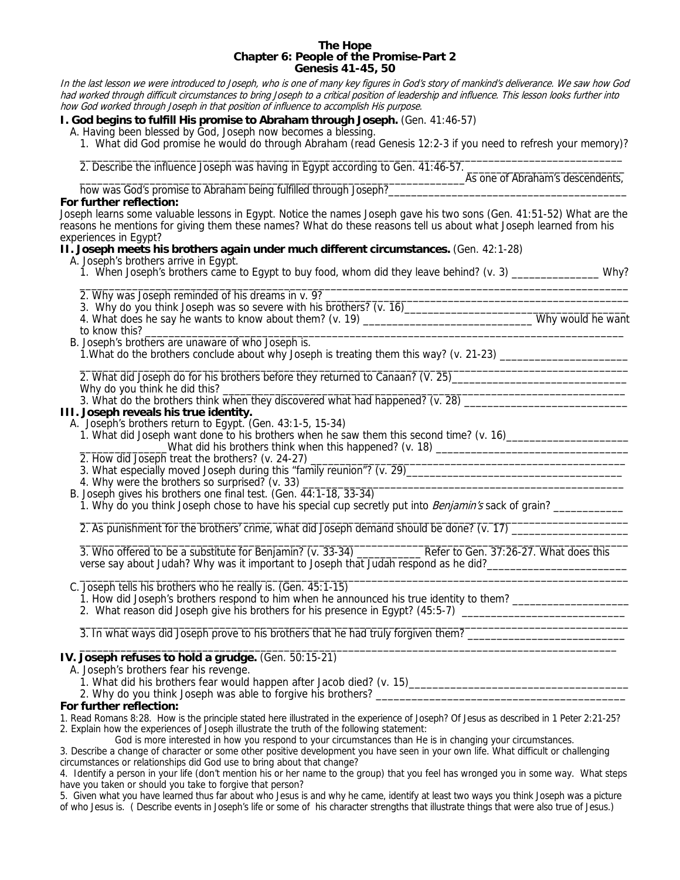# The Hope
## Chapter 6: People of the Promise-Part 2
### Genesis 41-45, 50

*In the last lesson we were introduced to Joseph, who is one of many key figures in God's story of mankind's deliverance. We saw how God had worked through difficult circumstances to bring Joseph to a critical position of leadership and influence. This lesson looks further into how God worked through Joseph in that position of influence to accomplish His purpose.*

**I. God begins to fulfill His promise to Abraham through Joseph.** (Gen. 41:46-57)

A. Having been blessed by God, Joseph now becomes a blessing.

1. What did God promise he would do through Abraham (read Genesis 12:2-3 if you need to refresh your memory)? ____________________________________________

2. Describe the influence Joseph was having in Egypt according to Gen. 41:46-57. ____________________________________________ As one of Abraham's descendents, how was God's promise to Abraham being fulfilled through Joseph? ____________________________________________

**For further reflection:**

Joseph learns some valuable lessons in Egypt. Notice the names Joseph gave his two sons (Gen. 41:51-52) What are the reasons he mentions for giving them these names? What do these reasons tell us about what Joseph learned from his experiences in Egypt?

**II. Joseph meets his brothers again under much different circumstances.** (Gen. 42:1-28)

A. Joseph's brothers arrive in Egypt.

1. When Joseph's brothers came to Egypt to buy food, whom did they leave behind? (v. 3) _______________ Why? ____________________________________________

2. Why was Joseph reminded of his dreams in v. 9? ____________________________________________

3. Why do you think Joseph was so severe with his brothers? (v. 16) ____________________________________________

4. What does he say he wants to know about them? (v. 19) _____________________________ Why would he want to know this? ____________________________________________

B. Joseph's brothers are unaware of who Joseph is.

1. What do the brothers conclude about why Joseph is treating them this way? (v. 21-23) ______________________ ____________________________________________

2. What did Joseph do for his brothers before they returned to Canaan? (V. 25) ______________________________ Why do you think he did this? ____________________________________________

3. What do the brothers think when they discovered what had happened? (v. 28) _____________________________

**III. Joseph reveals his true identity.**

A. Joseph's brothers return to Egypt. (Gen. 43:1-5, 15-34)

1. What did Joseph want done to his brothers when he saw them this second time? (v. 16) _____________________ _______________ What did his brothers think when this happened? (v. 18) ___________________________________

2. How did Joseph treat the brothers? (v. 24-27) ____________________________________________

3. What especially moved Joseph during this "family reunion"? (v. 29) ______________________________________

4. Why were the brothers so surprised? (v. 33) ____________________________________________

B. Joseph gives his brothers one final test. (Gen. 44:1-18, 33-34)

1. Why do you think Joseph chose to have his special cup secretly put into *Benjamin's* sack of grain? ____________ ____________________________________________

2. As punishment for the brothers' crime, what did Joseph demand should be done? (v. 17) ___________________ ____________________________________________

3. Who offered to be a substitute for Benjamin? (v. 33-34) ____________ Refer to Gen. 37:26-27. What does this verse say about Judah? Why was it important to Joseph that Judah respond as he did? ________________________ ____________________________________________

C. Joseph tells his brothers who he really is. (Gen. 45:1-15)

1. How did Joseph's brothers respond to him when he announced his true identity to them? ____________________

2. What reason did Joseph give his brothers for his presence in Egypt? (45:5-7) ____________________________ ____________________________________________

3. In what ways did Joseph prove to his brothers that he had truly forgiven them? ___________________________ ____________________________________________

**IV. Joseph refuses to hold a grudge.** (Gen. 50:15-21)

A. Joseph's brothers fear his revenge.

1. What did his brothers fear would happen after Jacob died? (v. 15) ______________________________________

2. Why do you think Joseph was able to forgive his brothers? ____________________________________________

**For further reflection:**

1. Read Romans 8:28. How is the principle stated here illustrated in the experience of Joseph? Of Jesus as described in 1 Peter 2:21-25?

2. Explain how the experiences of Joseph illustrate the truth of the following statement:

God is more interested in how you respond to your circumstances than He is in changing your circumstances.

3. Describe a change of character or some other positive development you have seen in your own life. What difficult or challenging circumstances or relationships did God use to bring about that change?

4. Identify a person in your life (don't mention his or her name to the group) that you feel has wronged you in some way. What steps have you taken or should you take to forgive that person?

5. Given what you have learned thus far about who Jesus is and why he came, identify at least two ways you think Joseph was a picture of who Jesus is. ( Describe events in Joseph's life or some of his character strengths that illustrate things that were also true of Jesus.)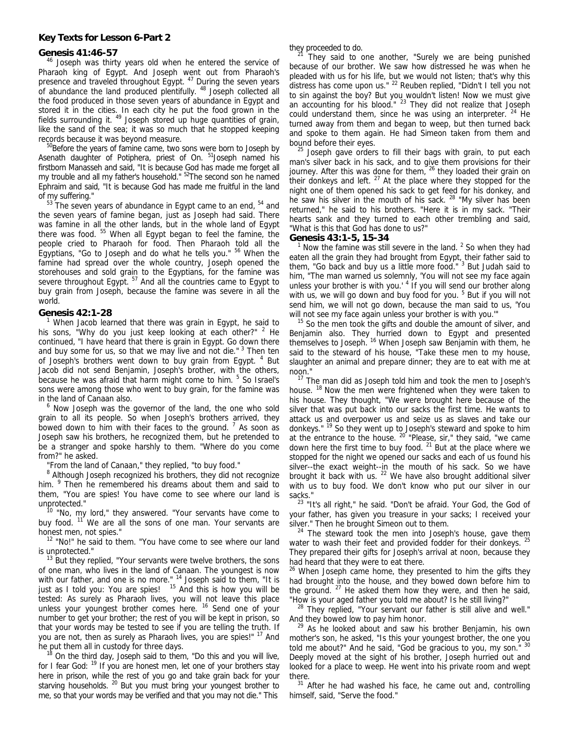**Key Texts for Lesson 6-Part 2**

### Genesis 41:46-57

[46] Joseph was thirty years old when he entered the service of Pharaoh king of Egypt. And Joseph went out from Pharaoh's presence and traveled throughout Egypt. [47] During the seven years of abundance the land produced plentifully. [48] Joseph collected all the food produced in those seven years of abundance in Egypt and stored it in the cities. In each city he put the food grown in the fields surrounding it. [49] Joseph stored up huge quantities of grain, like the sand of the sea; it was so much that he stopped keeping records because it was beyond measure.

[50]Before the years of famine came, two sons were born to Joseph by Asenath daughter of Potiphera, priest of On. [51]Joseph named his firstborn Manasseh and said, "It is because God has made me forget all my trouble and all my father's household." [52]The second son he named Ephraim and said, "It is because God has made me fruitful in the land of my suffering."

[53] The seven years of abundance in Egypt came to an end, [54] and the seven years of famine began, just as Joseph had said. There was famine in all the other lands, but in the whole land of Egypt there was food. [55] When all Egypt began to feel the famine, the people cried to Pharaoh for food. Then Pharaoh told all the Egyptians, "Go to Joseph and do what he tells you." [56] When the famine had spread over the whole country, Joseph opened the storehouses and sold grain to the Egyptians, for the famine was severe throughout Egypt. [57] And all the countries came to Egypt to buy grain from Joseph, because the famine was severe in all the world.

### Genesis 42:1-28

[1] When Jacob learned that there was grain in Egypt, he said to his sons, "Why do you just keep looking at each other?" [2] He continued, "I have heard that there is grain in Egypt. Go down there and buy some for us, so that we may live and not die." [3] Then ten of Joseph's brothers went down to buy grain from Egypt. [4] But Jacob did not send Benjamin, Joseph's brother, with the others, because he was afraid that harm might come to him. [5] So Israel's sons were among those who went to buy grain, for the famine was in the land of Canaan also.

[6] Now Joseph was the governor of the land, the one who sold grain to all its people. So when Joseph's brothers arrived, they bowed down to him with their faces to the ground. [7] As soon as Joseph saw his brothers, he recognized them, but he pretended to be a stranger and spoke harshly to them. "Where do you come from?" he asked.

"From the land of Canaan," they replied, "to buy food."

[8] Although Joseph recognized his brothers, they did not recognize him. [9] Then he remembered his dreams about them and said to them, "You are spies! You have come to see where our land is unprotected."

[10] "No, my lord," they answered. "Your servants have come to buy food. [11] We are all the sons of one man. Your servants are honest men, not spies."

[12] "No!" he said to them. "You have come to see where our land is unprotected."

[13] But they replied, "Your servants were twelve brothers, the sons of one man, who lives in the land of Canaan. The youngest is now with our father, and one is no more." [14] Joseph said to them, "It is just as I told you: You are spies! [15] And this is how you will be tested: As surely as Pharaoh lives, you will not leave this place unless your youngest brother comes here. [16] Send one of your number to get your brother; the rest of you will be kept in prison, so that your words may be tested to see if you are telling the truth. If you are not, then as surely as Pharaoh lives, you are spies!" [17] And he put them all in custody for three days.

[18] On the third day, Joseph said to them, "Do this and you will live, for I fear God: [19] If you are honest men, let one of your brothers stay here in prison, while the rest of you go and take grain back for your starving households. [20] But you must bring your youngest brother to me, so that your words may be verified and that you may not die." This they proceeded to do.

[21] They said to one another, "Surely we are being punished because of our brother. We saw how distressed he was when he pleaded with us for his life, but we would not listen; that's why this distress has come upon us." [22] Reuben replied, "Didn't I tell you not to sin against the boy? But you wouldn't listen! Now we must give an accounting for his blood." [23] They did not realize that Joseph could understand them, since he was using an interpreter. [24] He turned away from them and began to weep, but then turned back and spoke to them again. He had Simeon taken from them and bound before their eyes.

[25] Joseph gave orders to fill their bags with grain, to put each man's silver back in his sack, and to give them provisions for their journey. After this was done for them, [26] they loaded their grain on their donkeys and left. [27] At the place where they stopped for the night one of them opened his sack to get feed for his donkey, and he saw his silver in the mouth of his sack. [28] "My silver has been returned," he said to his brothers. "Here it is in my sack." Their hearts sank and they turned to each other trembling and said, "What is this that God has done to us?"

### Genesis 43:1-5, 15-34

[1] Now the famine was still severe in the land. [2] So when they had eaten all the grain they had brought from Egypt, their father said to them, "Go back and buy us a little more food." [3] But Judah said to him, "The man warned us solemnly, 'You will not see my face again unless your brother is with you.' [4] If you will send our brother along with us, we will go down and buy food for you. [5] But if you will not send him, we will not go down, because the man said to us, 'You will not see my face again unless your brother is with you.'"

[15] So the men took the gifts and double the amount of silver, and Benjamin also. They hurried down to Egypt and presented themselves to Joseph. [16] When Joseph saw Benjamin with them, he said to the steward of his house, "Take these men to my house, slaughter an animal and prepare dinner; they are to eat with me at noon."

[17] The man did as Joseph told him and took the men to Joseph's house. [18] Now the men were frightened when they were taken to his house. They thought, "We were brought here because of the silver that was put back into our sacks the first time. He wants to attack us and overpower us and seize us as slaves and take our donkeys." [19] So they went up to Joseph's steward and spoke to him at the entrance to the house. [20] "Please, sir," they said, "we came down here the first time to buy food. [21] But at the place where we stopped for the night we opened our sacks and each of us found his silver--the exact weight--in the mouth of his sack. So we have brought it back with us. [22] We have also brought additional silver with us to buy food. We don't know who put our silver in our sacks."

[23] "It's all right," he said. "Don't be afraid. Your God, the God of your father, has given you treasure in your sacks; I received your silver." Then he brought Simeon out to them.

[24] The steward took the men into Joseph's house, gave them water to wash their feet and provided fodder for their donkeys. [25] They prepared their gifts for Joseph's arrival at noon, because they had heard that they were to eat there.

[26] When Joseph came home, they presented to him the gifts they had brought into the house, and they bowed down before him to the ground. [27] He asked them how they were, and then he said, "How is your aged father you told me about? Is he still living?"

[28] They replied, "Your servant our father is still alive and well." And they bowed low to pay him honor.

[29] As he looked about and saw his brother Benjamin, his own mother's son, he asked, "Is this your youngest brother, the one you told me about?" And he said, "God be gracious to you, my son." [30] Deeply moved at the sight of his brother, Joseph hurried out and looked for a place to weep. He went into his private room and wept there.

[31] After he had washed his face, he came out and, controlling himself, said, "Serve the food."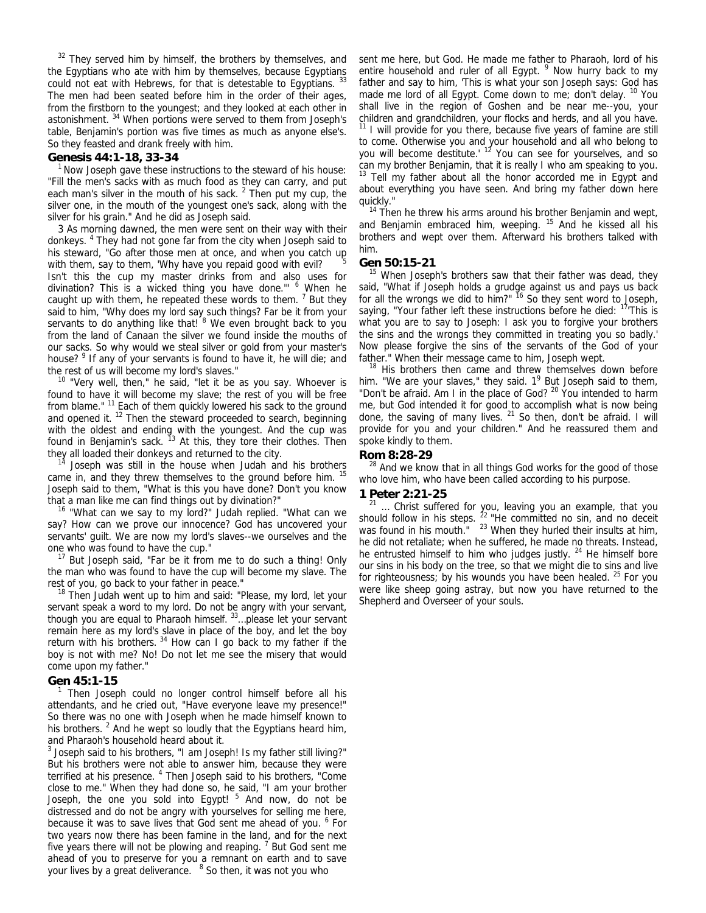[32] They served him by himself, the brothers by themselves, and the Egyptians who ate with him by themselves, because Egyptians could not eat with Hebrews, for that is detestable to Egyptians. [33] The men had been seated before him in the order of their ages, from the firstborn to the youngest; and they looked at each other in astonishment. [34] When portions were served to them from Joseph's table, Benjamin's portion was five times as much as anyone else's. So they feasted and drank freely with him.

## Genesis 44:1-18, 33-34

[1] Now Joseph gave these instructions to the steward of his house: "Fill the men's sacks with as much food as they can carry, and put each man's silver in the mouth of his sack. [2] Then put my cup, the silver one, in the mouth of the youngest one's sack, along with the silver for his grain." And he did as Joseph said.

3 As morning dawned, the men were sent on their way with their donkeys. [4] They had not gone far from the city when Joseph said to his steward, "Go after those men at once, and when you catch up with them, say to them, 'Why have you repaid good with evil? [5] Isn't this the cup my master drinks from and also uses for divination? This is a wicked thing you have done.'" [6] When he caught up with them, he repeated these words to them. [7] But they said to him, "Why does my lord say such things? Far be it from your servants to do anything like that! [8] We even brought back to you from the land of Canaan the silver we found inside the mouths of our sacks. So why would we steal silver or gold from your master's house? [9] If any of your servants is found to have it, he will die; and the rest of us will become my lord's slaves."

[10] "Very well, then," he said, "let it be as you say. Whoever is found to have it will become my slave; the rest of you will be free from blame." [11] Each of them quickly lowered his sack to the ground and opened it. [12] Then the steward proceeded to search, beginning with the oldest and ending with the youngest. And the cup was found in Benjamin's sack. [13] At this, they tore their clothes. Then they all loaded their donkeys and returned to the city.

[14] Joseph was still in the house when Judah and his brothers came in, and they threw themselves to the ground before him. [15] Joseph said to them, "What is this you have done? Don't you know that a man like me can find things out by divination?"

[16] "What can we say to my lord?" Judah replied. "What can we say? How can we prove our innocence? God has uncovered your servants' guilt. We are now my lord's slaves--we ourselves and the one who was found to have the cup."

[17] But Joseph said, "Far be it from me to do such a thing! Only the man who was found to have the cup will become my slave. The rest of you, go back to your father in peace."

[18] Then Judah went up to him and said: "Please, my lord, let your servant speak a word to my lord. Do not be angry with your servant, though you are equal to Pharaoh himself. [33]...please let your servant remain here as my lord's slave in place of the boy, and let the boy return with his brothers. [34] How can I go back to my father if the boy is not with me? No! Do not let me see the misery that would come upon my father."

## Gen 45:1-15

[1] Then Joseph could no longer control himself before all his attendants, and he cried out, "Have everyone leave my presence!" So there was no one with Joseph when he made himself known to his brothers. [2] And he wept so loudly that the Egyptians heard him, and Pharaoh's household heard about it.

[3] Joseph said to his brothers, "I am Joseph! Is my father still living?" But his brothers were not able to answer him, because they were terrified at his presence. [4] Then Joseph said to his brothers, "Come close to me." When they had done so, he said, "I am your brother Joseph, the one you sold into Egypt! [5] And now, do not be distressed and do not be angry with yourselves for selling me here, because it was to save lives that God sent me ahead of you. [6] For two years now there has been famine in the land, and for the next five years there will not be plowing and reaping. [7] But God sent me ahead of you to preserve for you a remnant on earth and to save your lives by a great deliverance. [8] So then, it was not you who sent me here, but God. He made me father to Pharaoh, lord of his entire household and ruler of all Egypt. [9] Now hurry back to my father and say to him, 'This is what your son Joseph says: God has made me lord of all Egypt. Come down to me; don't delay. [10] You shall live in the region of Goshen and be near me--you, your children and grandchildren, your flocks and herds, and all you have. [11] I will provide for you there, because five years of famine are still to come. Otherwise you and your household and all who belong to you will become destitute.' [12] You can see for yourselves, and so can my brother Benjamin, that it is really I who am speaking to you. [13] Tell my father about all the honor accorded me in Egypt and about everything you have seen. And bring my father down here quickly."

[14] Then he threw his arms around his brother Benjamin and wept, and Benjamin embraced him, weeping. [15] And he kissed all his brothers and wept over them. Afterward his brothers talked with him.

## Gen 50:15-21

[15] When Joseph's brothers saw that their father was dead, they said, "What if Joseph holds a grudge against us and pays us back for all the wrongs we did to him?" [16] So they sent word to Joseph, saying, "Your father left these instructions before he died: [17]'This is what you are to say to Joseph: I ask you to forgive your brothers the sins and the wrongs they committed in treating you so badly.' Now please forgive the sins of the servants of the God of your father." When their message came to him, Joseph wept.

[18] His brothers then came and threw themselves down before him. "We are your slaves," they said. 1[9] But Joseph said to them, "Don't be afraid. Am I in the place of God? [20] You intended to harm me, but God intended it for good to accomplish what is now being done, the saving of many lives. [21] So then, don't be afraid. I will provide for you and your children." And he reassured them and spoke kindly to them.

## Rom 8:28-29

[28] And we know that in all things God works for the good of those who love him, who have been called according to his purpose.

## 1 Peter 2:21-25

[21] ... Christ suffered for you, leaving you an example, that you should follow in his steps. [22] "He committed no sin, and no deceit was found in his mouth." [23] When they hurled their insults at him, he did not retaliate; when he suffered, he made no threats. Instead, he entrusted himself to him who judges justly. [24] He himself bore our sins in his body on the tree, so that we might die to sins and live for righteousness; by his wounds you have been healed. [25] For you were like sheep going astray, but now you have returned to the Shepherd and Overseer of your souls.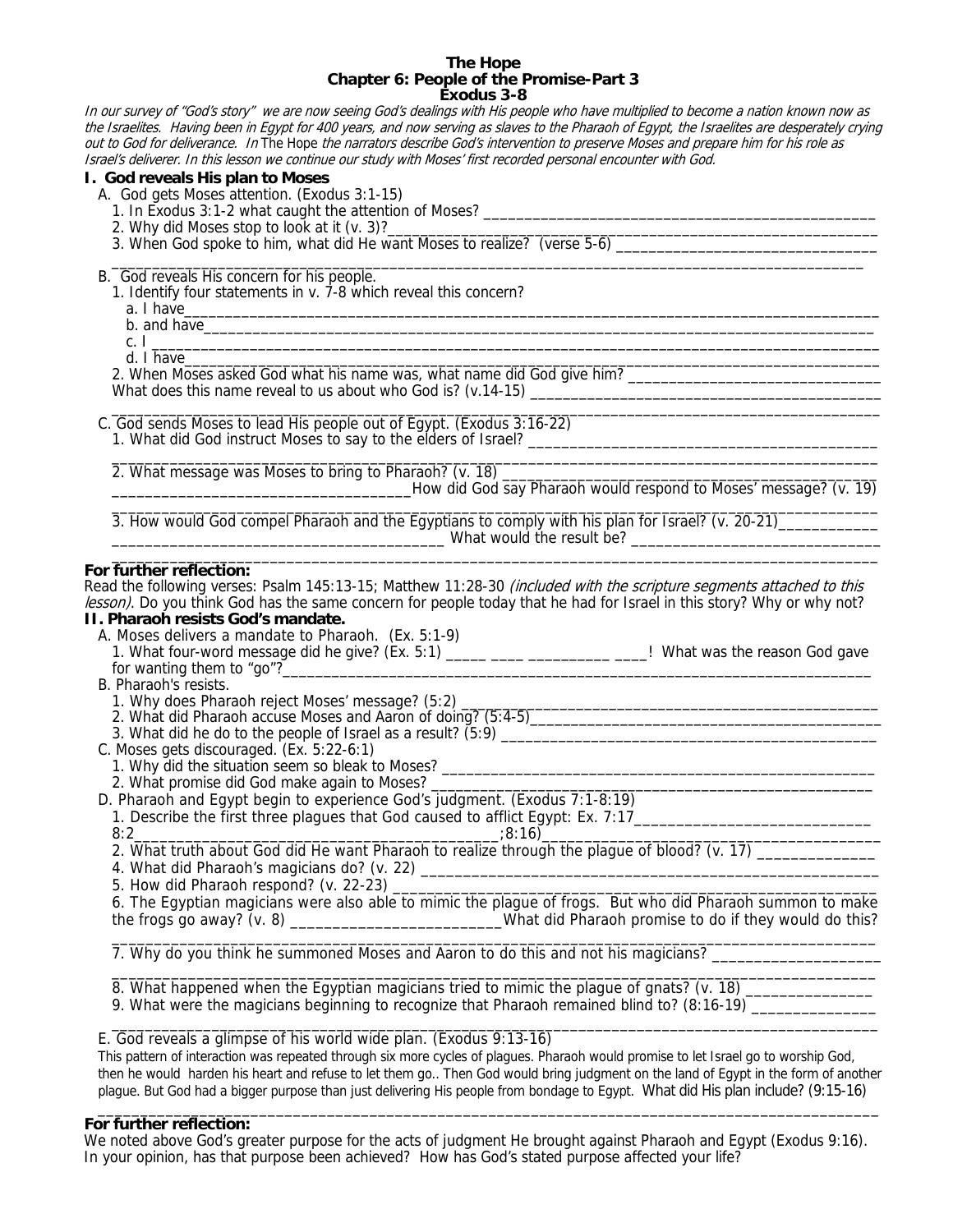# The Hope
## Chapter 6: People of the Promise-Part 3
### Exodus 3-8

*In our survey of "God's story" we are now seeing God's dealings with His people who have multiplied to become a nation known now as the Israelites. Having been in Egypt for 400 years, and now serving as slaves to the Pharaoh of Egypt, the Israelites are desperately crying out to God for deliverance. In* The Hope *the narrators describe God's intervention to preserve Moses and prepare him for his role as Israel's deliverer. In this lesson we continue our study with Moses' first recorded personal encounter with God.*

**I. God reveals His plan to Moses**

A. God gets Moses attention. (Exodus 3:1-15)

1. In Exodus 3:1-2 what caught the attention of Moses? ____________________________________________
2. Why did Moses stop to look at it (v. 3)?____________________________________________
3. When God spoke to him, what did He want Moses to realize? (verse 5-6) ______________________________
____________________________________________________________________________________

B. God reveals His concern for his people.

1. Identify four statements in v. 7-8 which reveal this concern?
   a. I have____________________________________________________________________________
   b. and have__________________________________________________________________________
   c. I ________________________________________________________________________________
   d. I have____________________________________________________________________________
2. When Moses asked God what his name was, what name did God give him? ______________________________
What does this name reveal to us about who God is? (v.14-15) ________________________________________
____________________________________________________________________________________

C. God sends Moses to lead His people out of Egypt. (Exodus 3:16-22)

1. What did God instruct Moses to say to the elders of Israel? ________________________________________
____________________________________________________________________________________
2. What message was Moses to bring to Pharaoh? (v. 18) ________________________________________
_________________________________How did God say Pharaoh would respond to Moses' message? (v. 19)
____________________________________________________________________________________
3. How would God compel Pharaoh and the Egyptians to comply with his plan for Israel? (v. 20-21)____________
_____________________________________ What would the result be? ______________________________
____________________________________________________________________________________

**For further reflection:**

Read the following verses: Psalm 145:13-15; Matthew 11:28-30 *(included with the scripture segments attached to this lesson)*. Do you think God has the same concern for people today that he had for Israel in this story? Why or why not?

**II. Pharaoh resists God's mandate.**

A. Moses delivers a mandate to Pharaoh. (Ex. 5:1-9)

1. What four-word message did he give? (Ex. 5:1) _____ ____ __________ ____! What was the reason God gave for wanting them to "go"?____________________________________________________________

B. Pharaoh's resists.

1. Why does Pharaoh reject Moses' message? (5:2) ____________________________________________
2. What did Pharaoh accuse Moses and Aaron of doing? (5:4-5)__________________________________
3. What did he do to the people of Israel as a result? (5:9) ______________________________________

C. Moses gets discouraged. (Ex. 5:22-6:1)

1. Why did the situation seem so bleak to Moses? ____________________________________________
2. What promise did God make again to Moses? ______________________________________________

D. Pharaoh and Egypt begin to experience God's judgment. (Exodus 7:1-8:19)

1. Describe the first three plagues that God caused to afflict Egypt: Ex. 7:17___________________________
8:2_____________________________________________;8:16)_________________________________________
2. What truth about God did He want Pharaoh to realize through the plague of blood? (v. 17) ______________
4. What did Pharaoh's magicians do? (v. 22) ________________________________________________
5. How did Pharaoh respond? (v. 22-23) ____________________________________________________
6. The Egyptian magicians were also able to mimic the plague of frogs. But who did Pharaoh summon to make the frogs go away? (v. 8) _________________________What did Pharaoh promise to do if they would do this?
____________________________________________________________________________________
7. Why do you think he summoned Moses and Aaron to do this and not his magicians? ____________________
____________________________________________________________________________________
8. What happened when the Egyptian magicians tried to mimic the plague of gnats? (v. 18) _______________
9. What were the magicians beginning to recognize that Pharaoh remained blind to? (8:16-19) _______________
____________________________________________________________________________________

E. God reveals a glimpse of his world wide plan. (Exodus 9:13-16)

This pattern of interaction was repeated through six more cycles of plagues. Pharaoh would promise to let Israel go to worship God, then he would harden his heart and refuse to let them go.. Then God would bring judgment on the land of Egypt in the form of another plague. But God had a bigger purpose than just delivering His people from bondage to Egypt. What did His plan include? (9:15-16)
____________________________________________________________________________________

**For further reflection:**

We noted above God's greater purpose for the acts of judgment He brought against Pharaoh and Egypt (Exodus 9:16). In your opinion, has that purpose been achieved? How has God's stated purpose affected your life?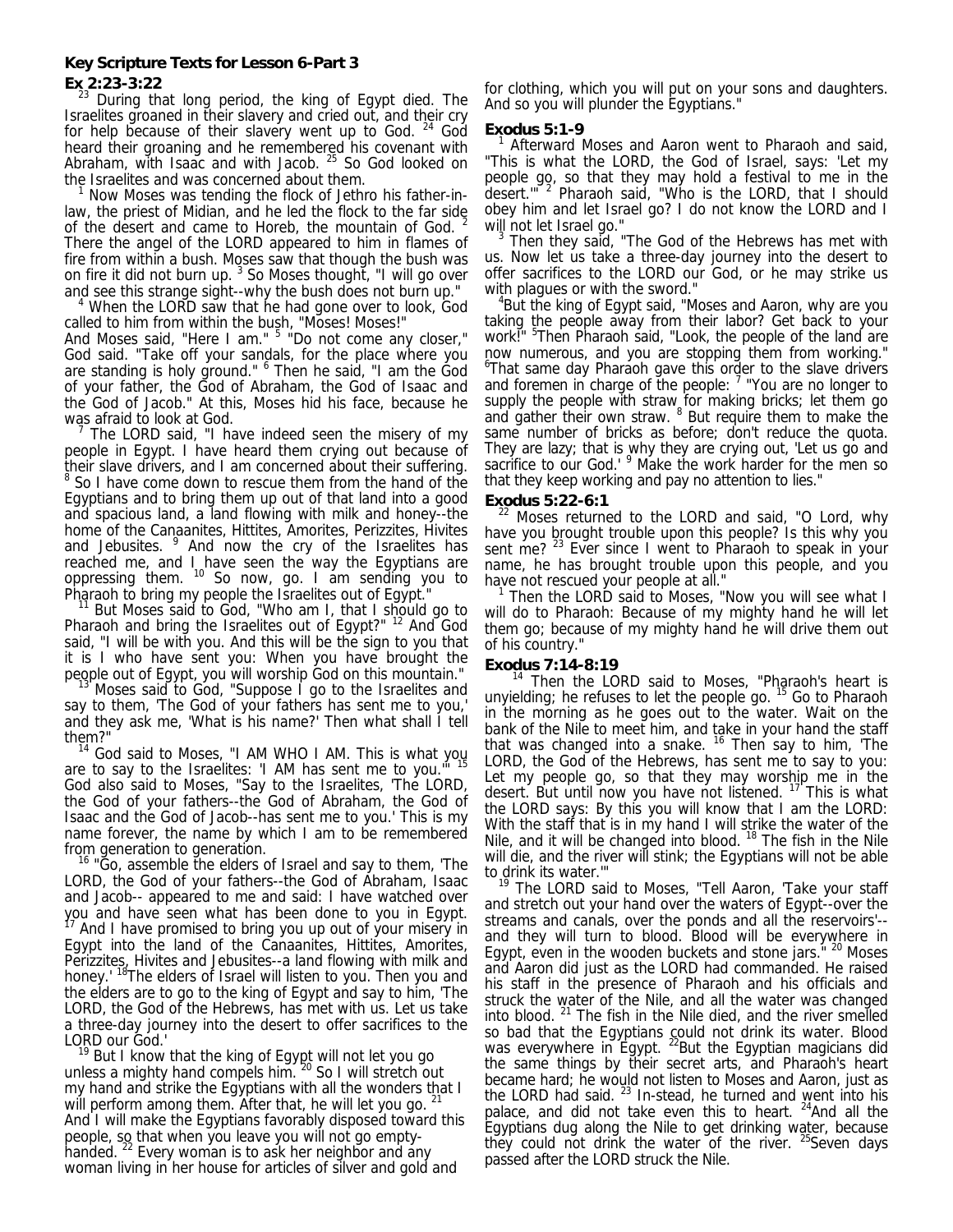**Key Scripture Texts for Lesson 6-Part 3**

**Ex 2:23-3:22**

[23] During that long period, the king of Egypt died. The Israelites groaned in their slavery and cried out, and their cry for help because of their slavery went up to God. [24] God heard their groaning and he remembered his covenant with Abraham, with Isaac and with Jacob. [25] So God looked on the Israelites and was concerned about them.

[1] Now Moses was tending the flock of Jethro his father-in-law, the priest of Midian, and he led the flock to the far side of the desert and came to Horeb, the mountain of God. [2] There the angel of the LORD appeared to him in flames of fire from within a bush. Moses saw that though the bush was on fire it did not burn up. [3] So Moses thought, "I will go over and see this strange sight--why the bush does not burn up."

[4] When the LORD saw that he had gone over to look, God called to him from within the bush, "Moses! Moses!"

And Moses said, "Here I am." [5] "Do not come any closer," God said. "Take off your sandals, for the place where you are standing is holy ground." [6] Then he said, "I am the God of your father, the God of Abraham, the God of Isaac and the God of Jacob." At this, Moses hid his face, because he was afraid to look at God.

[7] The LORD said, "I have indeed seen the misery of my people in Egypt. I have heard them crying out because of their slave drivers, and I am concerned about their suffering. [8] So I have come down to rescue them from the hand of the Egyptians and to bring them up out of that land into a good and spacious land, a land flowing with milk and honey--the home of the Canaanites, Hittites, Amorites, Perizzites, Hivites and Jebusites. [9] And now the cry of the Israelites has reached me, and I have seen the way the Egyptians are oppressing them. [10] So now, go. I am sending you to Pharaoh to bring my people the Israelites out of Egypt."

[11] But Moses said to God, "Who am I, that I should go to Pharaoh and bring the Israelites out of Egypt?" [12] And God said, "I will be with you. And this will be the sign to you that it is I who have sent you: When you have brought the people out of Egypt, you will worship God on this mountain."

[13] Moses said to God, "Suppose I go to the Israelites and say to them, 'The God of your fathers has sent me to you,' and they ask me, 'What is his name?' Then what shall I tell them?"

[14] God said to Moses, "I AM WHO I AM. This is what you are to say to the Israelites: 'I AM has sent me to you.'" [15] God also said to Moses, "Say to the Israelites, 'The LORD, the God of your fathers--the God of Abraham, the God of Isaac and the God of Jacob--has sent me to you.' This is my name forever, the name by which I am to be remembered from generation to generation.

[16] "Go, assemble the elders of Israel and say to them, 'The LORD, the God of your fathers--the God of Abraham, Isaac and Jacob-- appeared to me and said: I have watched over you and have seen what has been done to you in Egypt. [17] And I have promised to bring you up out of your misery in Egypt into the land of the Canaanites, Hittites, Amorites, Perizzites, Hivites and Jebusites--a land flowing with milk and honey.' [18] The elders of Israel will listen to you. Then you and the elders are to go to the king of Egypt and say to him, 'The LORD, the God of the Hebrews, has met with us. Let us take a three-day journey into the desert to offer sacrifices to the LORD our God.'

[19] But I know that the king of Egypt will not let you go unless a mighty hand compels him. [20] So I will stretch out my hand and strike the Egyptians with all the wonders that I will perform among them. After that, he will let you go. [21] And I will make the Egyptians favorably disposed toward this people, so that when you leave you will not go empty-handed. [22] Every woman is to ask her neighbor and any woman living in her house for articles of silver and gold and for clothing, which you will put on your sons and daughters. And so you will plunder the Egyptians."

**Exodus 5:1-9**

[1] Afterward Moses and Aaron went to Pharaoh and said, "This is what the LORD, the God of Israel, says: 'Let my people go, so that they may hold a festival to me in the desert.'" [2] Pharaoh said, "Who is the LORD, that I should obey him and let Israel go? I do not know the LORD and I will not let Israel go."

[3] Then they said, "The God of the Hebrews has met with us. Now let us take a three-day journey into the desert to offer sacrifices to the LORD our God, or he may strike us with plagues or with the sword."

[4] But the king of Egypt said, "Moses and Aaron, why are you taking the people away from their labor? Get back to your work!" [5] Then Pharaoh said, "Look, the people of the land are now numerous, and you are stopping them from working." [6] That same day Pharaoh gave this order to the slave drivers and foremen in charge of the people: [7] "You are no longer to supply the people with straw for making bricks; let them go and gather their own straw. [8] But require them to make the same number of bricks as before; don't reduce the quota. They are lazy; that is why they are crying out, 'Let us go and sacrifice to our God.' [9] Make the work harder for the men so that they keep working and pay no attention to lies."

**Exodus 5:22-6:1**

[22] Moses returned to the LORD and said, "O Lord, why have you brought trouble upon this people? Is this why you sent me? [23] Ever since I went to Pharaoh to speak in your name, he has brought trouble upon this people, and you have not rescued your people at all."

[1] Then the LORD said to Moses, "Now you will see what I will do to Pharaoh: Because of my mighty hand he will let them go; because of my mighty hand he will drive them out of his country."

**Exodus 7:14-8:19**

[14] Then the LORD said to Moses, "Pharaoh's heart is unyielding; he refuses to let the people go. [15] Go to Pharaoh in the morning as he goes out to the water. Wait on the bank of the Nile to meet him, and take in your hand the staff that was changed into a snake. [16] Then say to him, 'The LORD, the God of the Hebrews, has sent me to say to you: Let my people go, so that they may worship me in the desert. But until now you have not listened. [17] This is what the LORD says: By this you will know that I am the LORD: With the staff that is in my hand I will strike the water of the Nile, and it will be changed into blood. [18] The fish in the Nile will die, and the river will stink; the Egyptians will not be able to drink its water.'"

[19] The LORD said to Moses, "Tell Aaron, 'Take your staff and stretch out your hand over the waters of Egypt--over the streams and canals, over the ponds and all the reservoirs'--and they will turn to blood. Blood will be everywhere in Egypt, even in the wooden buckets and stone jars." [20] Moses and Aaron did just as the LORD had commanded. He raised his staff in the presence of Pharaoh and his officials and struck the water of the Nile, and all the water was changed into blood. [21] The fish in the Nile died, and the river smelled so bad that the Egyptians could not drink its water. Blood was everywhere in Egypt. [22] But the Egyptian magicians did the same things by their secret arts, and Pharaoh's heart became hard; he would not listen to Moses and Aaron, just as the LORD had said. [23] In-stead, he turned and went into his palace, and did not take even this to heart. [24] And all the Egyptians dug along the Nile to get drinking water, because they could not drink the water of the river. [25] Seven days passed after the LORD struck the Nile.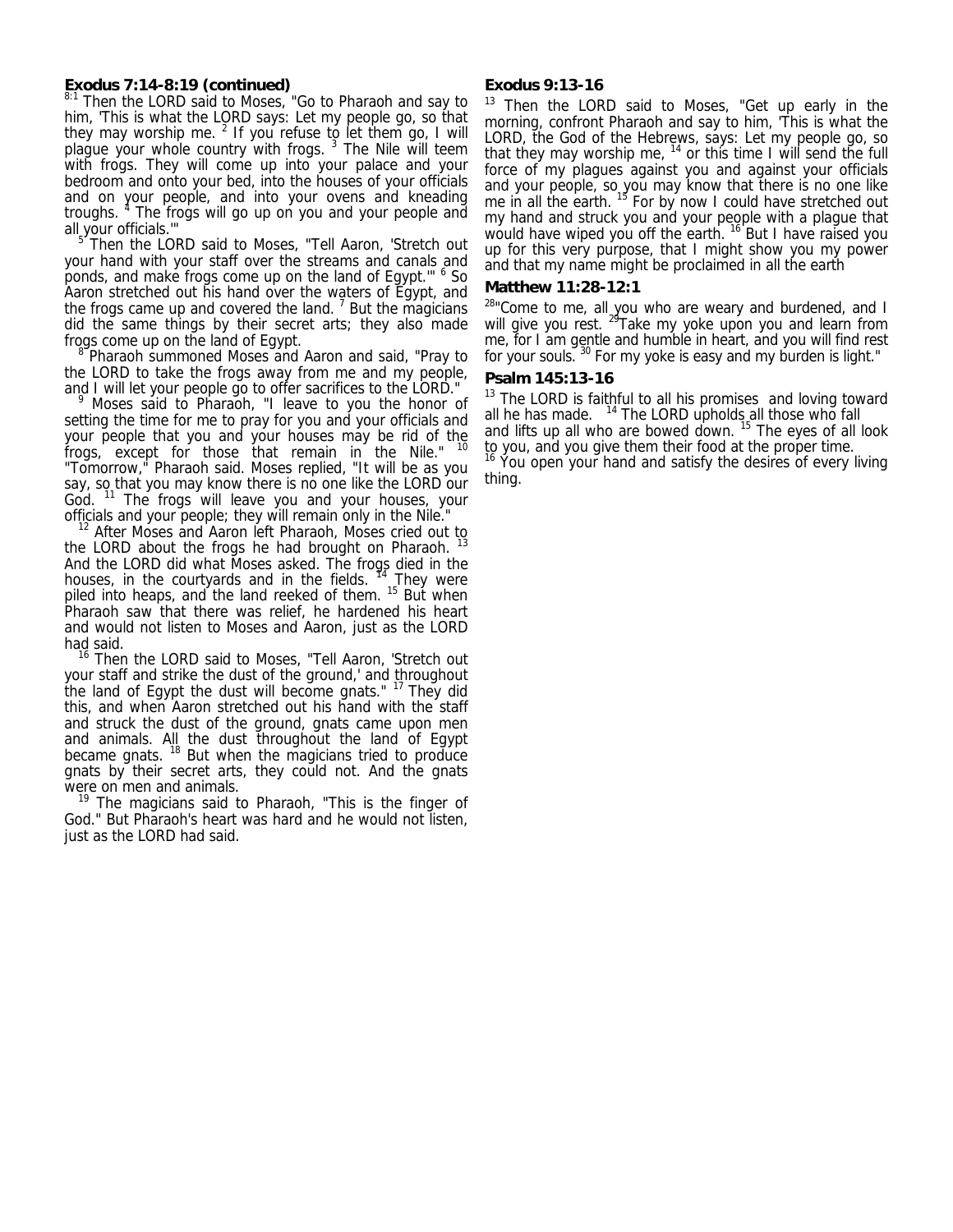**Exodus 7:14-8:19 (continued)**

[8:1] Then the LORD said to Moses, "Go to Pharaoh and say to him, 'This is what the LORD says: Let my people go, so that they may worship me. [2] If you refuse to let them go, I will plague your whole country with frogs. [3] The Nile will teem with frogs. They will come up into your palace and your bedroom and onto your bed, into the houses of your officials and on your people, and into your ovens and kneading troughs. [4] The frogs will go up on you and your people and all your officials.'"

[5] Then the LORD said to Moses, "Tell Aaron, 'Stretch out your hand with your staff over the streams and canals and ponds, and make frogs come up on the land of Egypt.'" [6] So Aaron stretched out his hand over the waters of Egypt, and the frogs came up and covered the land. [7] But the magicians did the same things by their secret arts; they also made frogs come up on the land of Egypt.

[8] Pharaoh summoned Moses and Aaron and said, "Pray to the LORD to take the frogs away from me and my people, and I will let your people go to offer sacrifices to the LORD."

[9] Moses said to Pharaoh, "I leave to you the honor of setting the time for me to pray for you and your officials and your people that you and your houses may be rid of the frogs, except for those that remain in the Nile." [10] "Tomorrow," Pharaoh said. Moses replied, "It will be as you say, so that you may know there is no one like the LORD our God. [11] The frogs will leave you and your houses, your officials and your people; they will remain only in the Nile."

[12] After Moses and Aaron left Pharaoh, Moses cried out to the LORD about the frogs he had brought on Pharaoh. [13] And the LORD did what Moses asked. The frogs died in the houses, in the courtyards and in the fields. [14] They were piled into heaps, and the land reeked of them. [15] But when Pharaoh saw that there was relief, he hardened his heart and would not listen to Moses and Aaron, just as the LORD had said.

[16] Then the LORD said to Moses, "Tell Aaron, 'Stretch out your staff and strike the dust of the ground,' and throughout the land of Egypt the dust will become gnats." [17] They did this, and when Aaron stretched out his hand with the staff and struck the dust of the ground, gnats came upon men and animals. All the dust throughout the land of Egypt became gnats. [18] But when the magicians tried to produce gnats by their secret arts, they could not. And the gnats were on men and animals.

[19] The magicians said to Pharaoh, "This is the finger of God." But Pharaoh's heart was hard and he would not listen, just as the LORD had said.

**Exodus 9:13-16**

[13] Then the LORD said to Moses, "Get up early in the morning, confront Pharaoh and say to him, 'This is what the LORD, the God of the Hebrews, says: Let my people go, so that they may worship me, [14] or this time I will send the full force of my plagues against you and against your officials and your people, so you may know that there is no one like me in all the earth. [15] For by now I could have stretched out my hand and struck you and your people with a plague that would have wiped you off the earth. [16] But I have raised you up for this very purpose, that I might show you my power and that my name might be proclaimed in all the earth

**Matthew 11:28-12:1**

[28]"Come to me, all you who are weary and burdened, and I will give you rest. [29]Take my yoke upon you and learn from me, for I am gentle and humble in heart, and you will find rest for your souls. [30] For my yoke is easy and my burden is light."

**Psalm 145:13-16**

[13] The LORD is faithful to all his promises and loving toward all he has made. [14] The LORD upholds all those who fall and lifts up all who are bowed down. [15] The eyes of all look to you, and you give them their food at the proper time. [16] You open your hand and satisfy the desires of every living thing.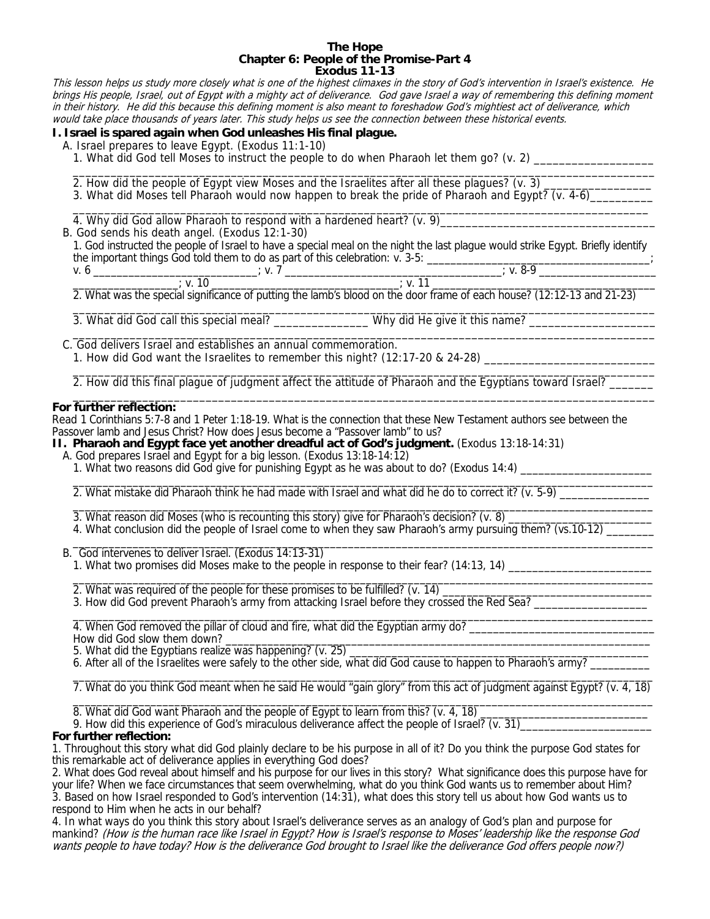**The Hope**
**Chapter 6: People of the Promise-Part 4**
**Exodus 11-13**

*This lesson helps us study more closely what is one of the highest climaxes in the story of God's intervention in Israel's existence. He brings His people, Israel, out of Egypt with a mighty act of deliverance. God gave Israel a way of remembering this defining moment in their history. He did this because this defining moment is also meant to foreshadow God's mightiest act of deliverance, which would take place thousands of years later. This study helps us see the connection between these historical events.*

## I. Israel is spared again when God unleashes His final plague.

A. Israel prepares to leave Egypt. (Exodus 11:1-10)

1. What did God tell Moses to instruct the people to do when Pharaoh let them go? (v. 2) ____________________
_____________________________________________________________________________________________
2. How did the people of Egypt view Moses and the Israelites after all these plagues? (v. 3) __________________
3. What did Moses tell Pharaoh would now happen to break the pride of Pharaoh and Egypt? (v. 4-6)__________
_____________________________________________________________________________________________
4. Why did God allow Pharaoh to respond with a hardened heart? (v. 9)___________________________________

B. God sends his death angel. (Exodus 12:1-30)

1. God instructed the people of Israel to have a special meal on the night the last plague would strike Egypt. Briefly identify the important things God told them to do as part of this celebration: v. 3-5: ______________________________________; v. 6 ____________________________; v. 7 ______________________________________; v. 8-9 ____________________ __________________; v. 10 ___________________________________; v. 11 ______________________________________
2. What was the special significance of putting the lamb's blood on the door frame of each house? (12:12-13 and 21-23)
_____________________________________________________________________________________________
3. What did God call this special meal? ________________ Why did He give it this name? _____________________
_____________________________________________________________________________________________

C. God delivers Israel and establishes an annual commemoration.

1. How did God want the Israelites to remember this night? (12:17-20 & 24-28) ____________________________
_____________________________________________________________________________________________
2. How did this final plague of judgment affect the attitude of Pharaoh and the Egyptians toward Israel? _______
_____________________________________________________________________________________________

**For further reflection:**

Read 1 Corinthians 5:7-8 and 1 Peter 1:18-19. What is the connection that these New Testament authors see between the Passover lamb and Jesus Christ? How does Jesus become a "Passover lamb" to us?

## II. Pharaoh and Egypt face yet another dreadful act of God's judgment. (Exodus 13:18-14:31)

A. God prepares Israel and Egypt for a big lesson. (Exodus 13:18-14:12)

1. What two reasons did God give for punishing Egypt as he was about to do? (Exodus 14:4) ______________________
_____________________________________________________________________________________________
2. What mistake did Pharaoh think he had made with Israel and what did he do to correct it? (v. 5-9) _______________
_____________________________________________________________________________________________
3. What reason did Moses (who is recounting this story) give for Pharaoh's decision? (v. 8) ________________________
4. What conclusion did the people of Israel come to when they saw Pharaoh's army pursuing them? (vs.10-12) ________
_____________________________________________________________________________________________

B. God intervenes to deliver Israel. (Exodus 14:13-31)

1. What two promises did Moses make to the people in response to their fear? (14:13, 14) ________________________
_____________________________________________________________________________________________
2. What was required of the people for these promises to be fulfilled? (v. 14) ____________________________________
3. How did God prevent Pharaoh's army from attacking Israel before they crossed the Red Sea? ___________________
_____________________________________________________________________________________________
4. When God removed the pillar of cloud and fire, what did the Egyptian army do? _______________________________
How did God slow them down? _______________________________________________________________________
5. What did the Egyptians realize was happening? (v. 25) _________________________________________________
6. After all of the Israelites were safely to the other side, what did God cause to happen to Pharaoh's army? __________
_____________________________________________________________________________________________
7. What do you think God meant when he said He would "gain glory" from this act of judgment against Egypt? (v. 4, 18)
_____________________________________________________________________________________________
8. What did God want Pharaoh and the people of Egypt to learn from this? (v. 4, 18) ____________________________
9. How did this experience of God's miraculous deliverance affect the people of Israel? (v. 31)______________________

**For further reflection:**

1. Throughout this story what did God plainly declare to be his purpose in all of it? Do you think the purpose God states for this remarkable act of deliverance applies in everything God does?
2. What does God reveal about himself and his purpose for our lives in this story? What significance does this purpose have for your life? When we face circumstances that seem overwhelming, what do you think God wants us to remember about Him?
3. Based on how Israel responded to God's intervention (14:31), what does this story tell us about how God wants us to respond to Him when he acts in our behalf?
4. In what ways do you think this story about Israel's deliverance serves as an analogy of God's plan and purpose for mankind? *(How is the human race like Israel in Egypt? How is Israel's response to Moses' leadership like the response God wants people to have today? How is the deliverance God brought to Israel like the deliverance God offers people now?)*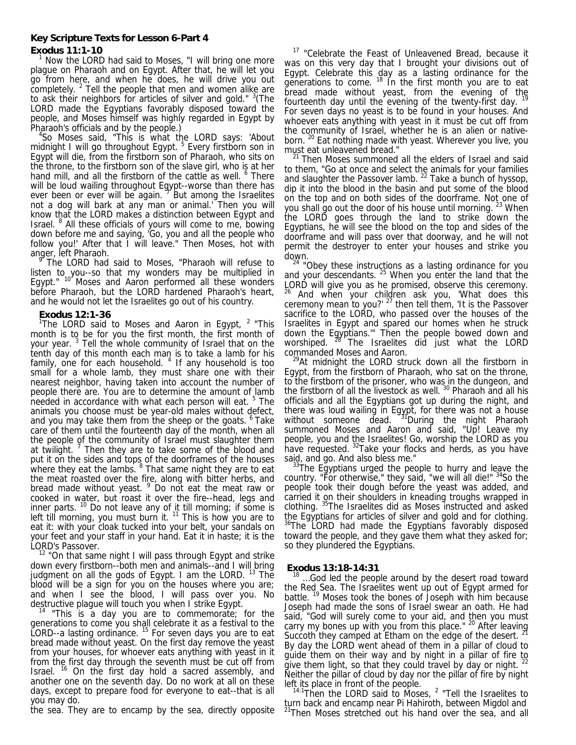**Key Scripture Texts for Lesson 6-Part 4**

**Exodus 11:1-10**

[1] Now the LORD had said to Moses, "I will bring one more plague on Pharaoh and on Egypt. After that, he will let you go from here, and when he does, he will drive you out completely. [2] Tell the people that men and women alike are to ask their neighbors for articles of silver and gold." [3](The LORD made the Egyptians favorably disposed toward the people, and Moses himself was highly regarded in Egypt by Pharaoh's officials and by the people.)

[4]So Moses said, "This is what the LORD says: 'About midnight I will go throughout Egypt. [5] Every firstborn son in Egypt will die, from the firstborn son of Pharaoh, who sits on the throne, to the firstborn son of the slave girl, who is at her hand mill, and all the firstborn of the cattle as well. [6] There will be loud wailing throughout Egypt--worse than there has ever been or ever will be again. [7] But among the Israelites not a dog will bark at any man or animal.' Then you will know that the LORD makes a distinction between Egypt and Israel. [8] All these officials of yours will come to me, bowing down before me and saying, 'Go, you and all the people who follow you!' After that I will leave." Then Moses, hot with anger, left Pharaoh.

[9] The LORD had said to Moses, "Pharaoh will refuse to listen to you--so that my wonders may be multiplied in Egypt." [10] Moses and Aaron performed all these wonders before Pharaoh, but the LORD hardened Pharaoh's heart, and he would not let the Israelites go out of his country.

**Exodus 12:1-36**

[1]The LORD said to Moses and Aaron in Egypt, [2] "This month is to be for you the first month, the first month of your year. [3] Tell the whole community of Israel that on the tenth day of this month each man is to take a lamb for his family, one for each household. [4] If any household is too small for a whole lamb, they must share one with their nearest neighbor, having taken into account the number of people there are. You are to determine the amount of lamb needed in accordance with what each person will eat. [5] The animals you choose must be year-old males without defect, and you may take them from the sheep or the goats. [6] Take care of them until the fourteenth day of the month, when all the people of the community of Israel must slaughter them at twilight. [7] Then they are to take some of the blood and put it on the sides and tops of the doorframes of the houses where they eat the lambs. [8] That same night they are to eat the meat roasted over the fire, along with bitter herbs, and bread made without yeast. [9] Do not eat the meat raw or cooked in water, but roast it over the fire--head, legs and inner parts. [10] Do not leave any of it till morning; if some is left till morning, you must burn it. [11] This is how you are to eat it: with your cloak tucked into your belt, your sandals on your feet and your staff in your hand. Eat it in haste; it is the LORD's Passover.

[12] "On that same night I will pass through Egypt and strike down every firstborn--both men and animals--and I will bring judgment on all the gods of Egypt. I am the LORD. [13] The blood will be a sign for you on the houses where you are; and when I see the blood, I will pass over you. No destructive plague will touch you when I strike Egypt.

[14] "This is a day you are to commemorate; for the generations to come you shall celebrate it as a festival to the LORD--a lasting ordinance. [15] For seven days you are to eat bread made without yeast. On the first day remove the yeast from your houses, for whoever eats anything with yeast in it from the first day through the seventh must be cut off from Israel. [16] On the first day hold a sacred assembly, and another one on the seventh day. Do no work at all on these days, except to prepare food for everyone to eat--that is all you may do.

[17] "Celebrate the Feast of Unleavened Bread, because it was on this very day that I brought your divisions out of Egypt. Celebrate this day as a lasting ordinance for the generations to come. [18] In the first month you are to eat bread made without yeast, from the evening of the fourteenth day until the evening of the twenty-first day. [19] For seven days no yeast is to be found in your houses. And whoever eats anything with yeast in it must be cut off from the community of Israel, whether he is an alien or native-born. [20] Eat nothing made with yeast. Wherever you live, you must eat unleavened bread."

[21] Then Moses summoned all the elders of Israel and said to them, "Go at once and select the animals for your families and slaughter the Passover lamb. [22] Take a bunch of hyssop, dip it into the blood in the basin and put some of the blood on the top and on both sides of the doorframe. Not one of you shall go out the door of his house until morning. [23] When the LORD goes through the land to strike down the Egyptians, he will see the blood on the top and sides of the doorframe and will pass over that doorway, and he will not permit the destroyer to enter your houses and strike you down.

[24] "Obey these instructions as a lasting ordinance for you and your descendants. [25] When you enter the land that the LORD will give you as he promised, observe this ceremony. [26] And when your children ask you, 'What does this ceremony mean to you?' [27] then tell them, 'It is the Passover sacrifice to the LORD, who passed over the houses of the Israelites in Egypt and spared our homes when he struck down the Egyptians.'" Then the people bowed down and worshiped. [28] The Israelites did just what the LORD commanded Moses and Aaron.

[29]At midnight the LORD struck down all the firstborn in Egypt, from the firstborn of Pharaoh, who sat on the throne, to the firstborn of the prisoner, who was in the dungeon, and the firstborn of all the livestock as well. [30] Pharaoh and all his officials and all the Egyptians got up during the night, and there was loud wailing in Egypt, for there was not a house without someone dead. [31]During the night Pharaoh summoned Moses and Aaron and said, "Up! Leave my people, you and the Israelites! Go, worship the LORD as you have requested. [32]Take your flocks and herds, as you have said, and go. And also bless me."

[33]The Egyptians urged the people to hurry and leave the country. "For otherwise," they said, "we will all die!" [34]So the people took their dough before the yeast was added, and carried it on their shoulders in kneading troughs wrapped in clothing. [35]The Israelites did as Moses instructed and asked the Egyptians for articles of silver and gold and for clothing. [36]The LORD had made the Egyptians favorably disposed toward the people, and they gave them what they asked for; so they plundered the Egyptians.

**Exodus 13:18-14:31**

[18] ...God led the people around by the desert road toward the Red Sea. The Israelites went up out of Egypt armed for battle. [19] Moses took the bones of Joseph with him because Joseph had made the sons of Israel swear an oath. He had said, "God will surely come to your aid, and then you must carry my bones up with you from this place." [20] After leaving Succoth they camped at Etham on the edge of the desert. [21] By day the LORD went ahead of them in a pillar of cloud to guide them on their way and by night in a pillar of fire to give them light, so that they could travel by day or night. [22] Neither the pillar of cloud by day nor the pillar of fire by night left its place in front of the people.

[14:1]Then the LORD said to Moses, [2] "Tell the Israelites to turn back and encamp near Pi Hahiroth, between Migdol and the sea. They are to encamp by the sea, directly opposite

[21]Then Moses stretched out his hand over the sea, and all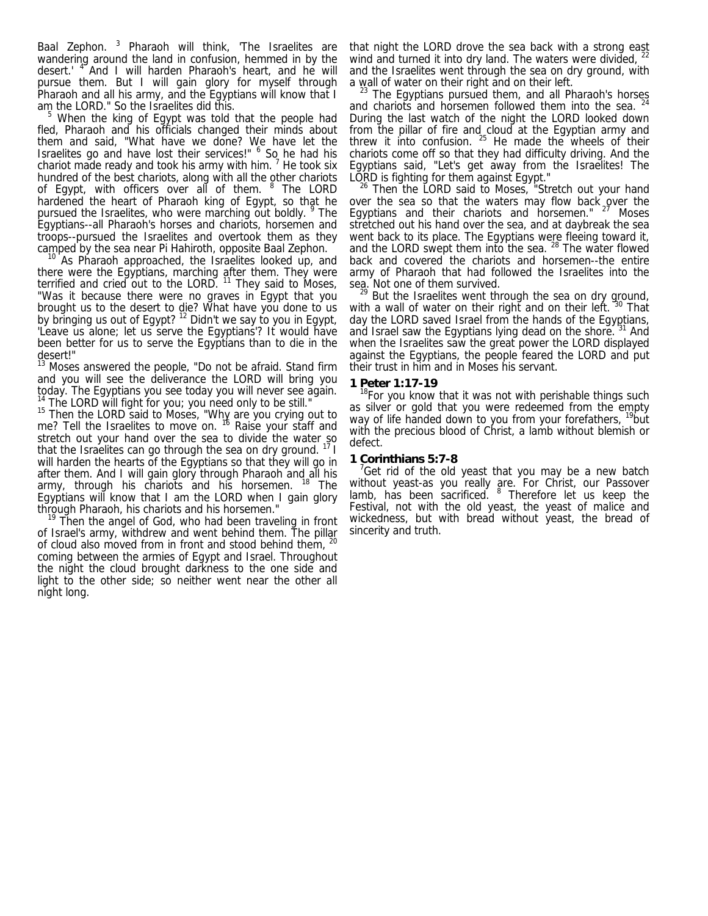Baal Zephon. [3] Pharaoh will think, 'The Israelites are wandering around the land in confusion, hemmed in by the desert.' [4] And I will harden Pharaoh's heart, and he will pursue them. But I will gain glory for myself through Pharaoh and all his army, and the Egyptians will know that I am the LORD." So the Israelites did this.

[5] When the king of Egypt was told that the people had fled, Pharaoh and his officials changed their minds about them and said, "What have we done? We have let the Israelites go and have lost their services!" [6] So he had his chariot made ready and took his army with him. [7] He took six hundred of the best chariots, along with all the other chariots of Egypt, with officers over all of them. [8] The LORD hardened the heart of Pharaoh king of Egypt, so that he pursued the Israelites, who were marching out boldly. [9] The Egyptians--all Pharaoh's horses and chariots, horsemen and troops--pursued the Israelites and overtook them as they camped by the sea near Pi Hahiroth, opposite Baal Zephon.

[10] As Pharaoh approached, the Israelites looked up, and there were the Egyptians, marching after them. They were terrified and cried out to the LORD. [11] They said to Moses, "Was it because there were no graves in Egypt that you brought us to the desert to die? What have you done to us by bringing us out of Egypt? [12] Didn't we say to you in Egypt, 'Leave us alone; let us serve the Egyptians'? It would have been better for us to serve the Egyptians than to die in the desert!"

[13] Moses answered the people, "Do not be afraid. Stand firm and you will see the deliverance the LORD will bring you today. The Egyptians you see today you will never see again. [14] The LORD will fight for you; you need only to be still."

[15] Then the LORD said to Moses, "Why are you crying out to me? Tell the Israelites to move on. [16] Raise your staff and stretch out your hand over the sea to divide the water so that the Israelites can go through the sea on dry ground. [17] I will harden the hearts of the Egyptians so that they will go in after them. And I will gain glory through Pharaoh and all his army, through his chariots and his horsemen. [18] The Egyptians will know that I am the LORD when I gain glory through Pharaoh, his chariots and his horsemen."

[19] Then the angel of God, who had been traveling in front of Israel's army, withdrew and went behind them. The pillar of cloud also moved from in front and stood behind them, [20] coming between the armies of Egypt and Israel. Throughout the night the cloud brought darkness to the one side and light to the other side; so neither went near the other all night long.

that night the LORD drove the sea back with a strong east wind and turned it into dry land. The waters were divided, [22] and the Israelites went through the sea on dry ground, with a wall of water on their right and on their left.

[23] The Egyptians pursued them, and all Pharaoh's horses and chariots and horsemen followed them into the sea. [24] During the last watch of the night the LORD looked down from the pillar of fire and cloud at the Egyptian army and threw it into confusion. [25] He made the wheels of their chariots come off so that they had difficulty driving. And the Egyptians said, "Let's get away from the Israelites! The LORD is fighting for them against Egypt."

[26] Then the LORD said to Moses, "Stretch out your hand over the sea so that the waters may flow back over the Egyptians and their chariots and horsemen." [27] Moses stretched out his hand over the sea, and at daybreak the sea went back to its place. The Egyptians were fleeing toward it, and the LORD swept them into the sea. [28] The water flowed back and covered the chariots and horsemen--the entire army of Pharaoh that had followed the Israelites into the sea. Not one of them survived.

[29] But the Israelites went through the sea on dry ground, with a wall of water on their right and on their left. [30] That day the LORD saved Israel from the hands of the Egyptians, and Israel saw the Egyptians lying dead on the shore. [31] And when the Israelites saw the great power the LORD displayed against the Egyptians, the people feared the LORD and put their trust in him and in Moses his servant.

**1 Peter 1:17-19**

[18]For you know that it was not with perishable things such as silver or gold that you were redeemed from the empty way of life handed down to you from your forefathers, [19]but with the precious blood of Christ, a lamb without blemish or defect.

**1 Corinthians 5:7-8**

[7]Get rid of the old yeast that you may be a new batch without yeast-as you really are. For Christ, our Passover lamb, has been sacrificed. [8] Therefore let us keep the Festival, not with the old yeast, the yeast of malice and wickedness, but with bread without yeast, the bread of sincerity and truth.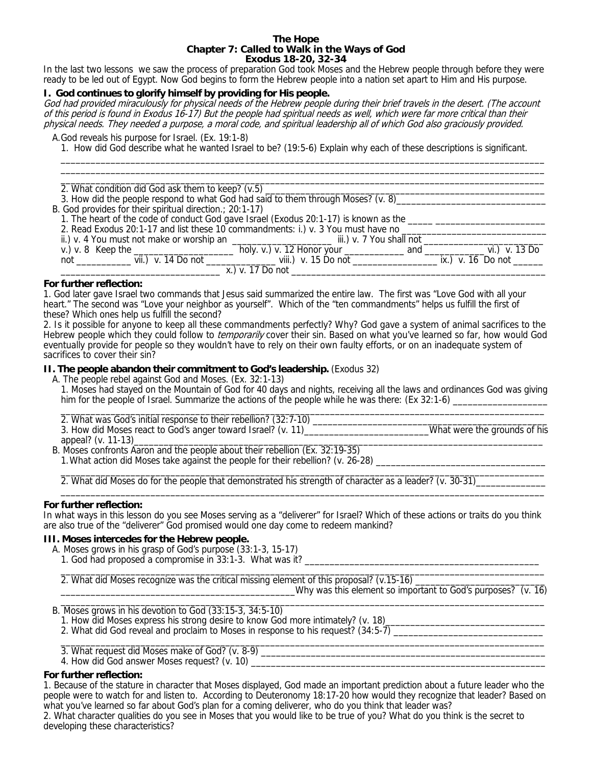# The Hope
## Chapter 7: Called to Walk in the Ways of God
### Exodus 18-20, 32-34

In the last two lessons we saw the process of preparation God took Moses and the Hebrew people through before they were ready to be led out of Egypt. Now God begins to form the Hebrew people into a nation set apart to Him and His purpose.

**I. God continues to glorify himself by providing for His people.**

*God had provided miraculously for physical needs of the Hebrew people during their brief travels in the desert. (The account of this period is found in Exodus 16-17) But the people had spiritual needs as well, which were far more critical than their physical needs. They needed a purpose, a moral code, and spiritual leadership all of which God also graciously provided.*

A. God reveals his purpose for Israel. (Ex. 19:1-8)

1. How did God describe what he wanted Israel to be? (19:5-6) Explain why each of these descriptions is significant.
_______________________________________________________________________________________________
_______________________________________________________________________________________________
_______________________________________________________________________________________________

2. What condition did God ask them to keep? (v.5) _______________________________________________________________

3. How did the people respond to what God had said to them through Moses? (v. 8)_______________________________

B. God provides for their spiritual direction.; 20:1-17)

1. The heart of the code of conduct God gave Israel (Exodus 20:1-17) is known as the _____ _______________________

2. Read Exodus 20:1-17 and list these 10 commandments: i.) v. 3 You must have no _____________________________ ii.) v. 4 You must not make or worship an _____________________ iii.) v. 7 You shall not __________________________ v.) v. 8 Keep the _____________________ holy. v.) v. 12 Honor your _____________ and ____________ vi.) v. 13 Do not ___________ vii.) v. 14 Do not ______________ viii.) v. 15 Do not _________________ ix.) v. 16 Do not ______ ________________________________ x.) v. 17 Do not ____________________________________________________

**For further reflection:**

1. God later gave Israel two commands that Jesus said summarized the entire law. The first was "Love God with all your heart." The second was "Love your neighbor as yourself". Which of the "ten commandments" helps us fulfill the first of these? Which ones help us fulfill the second?

2. Is it possible for anyone to keep all these commandments perfectly? Why? God gave a system of animal sacrifices to the Hebrew people which they could follow to *temporarily* cover their sin. Based on what you've learned so far, how would God eventually provide for people so they wouldn't have to rely on their own faulty efforts, or on an inadequate system of sacrifices to cover their sin?

**II. The people abandon their commitment to God's leadership.** (Exodus 32)

A. The people rebel against God and Moses. (Ex. 32:1-13)

1. Moses had stayed on the Mountain of God for 40 days and nights, receiving all the laws and ordinances God was giving him for the people of Israel. Summarize the actions of the people while he was there: (Ex 32:1-6) __________________
_______________________________________________________________________________________________

2. What was God's initial response to their rebellion? (32:7-10) _____________________________________________

3. How did Moses react to God's anger toward Israel? (v. 11)_________________________What were the grounds of his appeal? (v. 11-13)___________________________________________________________________________________

B. Moses confronts Aaron and the people about their rebellion (Ex. 32:19-35)

1. What action did Moses take against the people for their rebellion? (v. 26-28) ___________________________________
_______________________________________________________________________________________________

2. What did Moses do for the people that demonstrated his strength of character as a leader? (v. 30-31)______________
_______________________________________________________________________________________________

**For further reflection:**

In what ways in this lesson do you see Moses serving as a "deliverer" for Israel? Which of these actions or traits do you think are also true of the "deliverer" God promised would one day come to redeem mankind?

**III. Moses intercedes for the Hebrew people.**

A. Moses grows in his grasp of God's purpose (33:1-3, 15-17)

1. God had proposed a compromise in 33:1-3. What was it? __________________________________________________
_______________________________________________________________________________________________

2. What did Moses recognize was the critical missing element of this proposal? (v.15-16) ___________________________
_______________________________________________Why was this element so important to God's purposes? (v. 16)
_______________________________________________________________________________________________

B. Moses grows in his devotion to God (33:15-3, 34:5-10)

1. How did Moses express his strong desire to know God more intimately? (v. 18)________________________________

2. What did God reveal and proclaim to Moses in response to his request? (34:5-7) ______________________________
_______________________________________________________________________________________________

3. What request did Moses make of God? (v. 8-9) _______________________________________________________________

4. How did God answer Moses request? (v. 10) _________________________________________________________________

**For further reflection:**

1. Because of the stature in character that Moses displayed, God made an important prediction about a future leader who the people were to watch for and listen to. According to Deuteronomy 18:17-20 how would they recognize that leader? Based on what you've learned so far about God's plan for a coming deliverer, who do you think that leader was?

2. What character qualities do you see in Moses that you would like to be true of you? What do you think is the secret to developing these characteristics?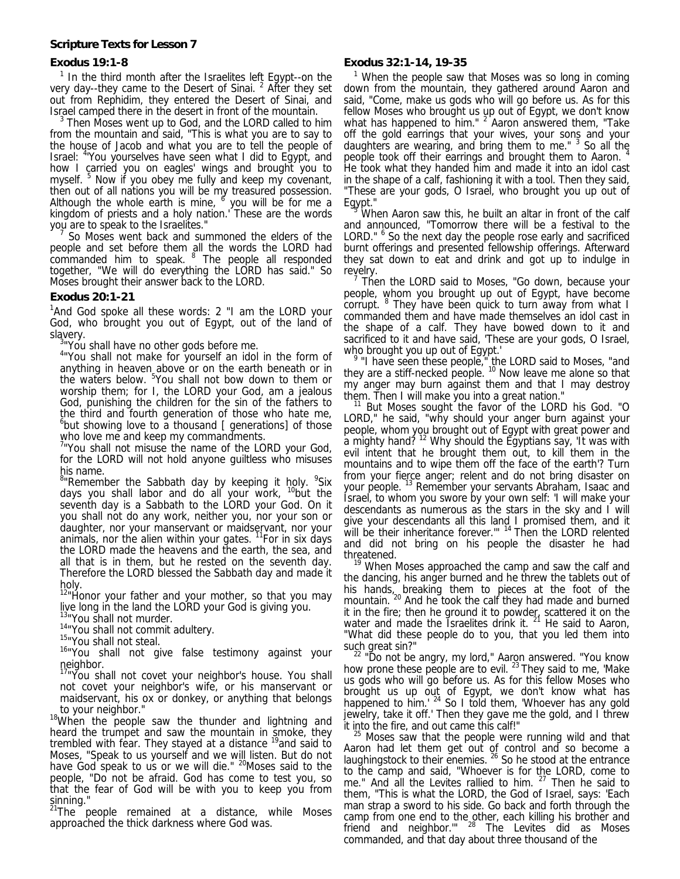**Scripture Texts for Lesson 7**

### Exodus 19:1-8

[1] In the third month after the Israelites left Egypt--on the very day--they came to the Desert of Sinai. [2] After they set out from Rephidim, they entered the Desert of Sinai, and Israel camped there in the desert in front of the mountain.

[3] Then Moses went up to God, and the LORD called to him from the mountain and said, "This is what you are to say to the house of Jacob and what you are to tell the people of Israel: [4]'You yourselves have seen what I did to Egypt, and how I carried you on eagles' wings and brought you to myself. [5] Now if you obey me fully and keep my covenant, then out of all nations you will be my treasured possession. Although the whole earth is mine, [6] you will be for me a kingdom of priests and a holy nation.' These are the words you are to speak to the Israelites."

[7] So Moses went back and summoned the elders of the people and set before them all the words the LORD had commanded him to speak. [8] The people all responded together, "We will do everything the LORD has said." So Moses brought their answer back to the LORD.

### Exodus 20:1-21

[1]And God spoke all these words: 2 "I am the LORD your God, who brought you out of Egypt, out of the land of slavery.

[3]"You shall have no other gods before me.

[4]"You shall not make for yourself an idol in the form of anything in heaven above or on the earth beneath or in the waters below. [5]You shall not bow down to them or worship them; for I, the LORD your God, am a jealous God, punishing the children for the sin of the fathers to the third and fourth generation of those who hate me, [6]but showing love to a thousand [ generations] of those who love me and keep my commandments.

[7]"You shall not misuse the name of the LORD your God, for the LORD will not hold anyone guiltless who misuses his name.

[8]"Remember the Sabbath day by keeping it holy. [9]Six days you shall labor and do all your work, [10]but the seventh day is a Sabbath to the LORD your God. On it you shall not do any work, neither you, nor your son or daughter, nor your manservant or maidservant, nor your animals, nor the alien within your gates. [11]For in six days the LORD made the heavens and the earth, the sea, and all that is in them, but he rested on the seventh day. Therefore the LORD blessed the Sabbath day and made it holy.

[12]"Honor your father and your mother, so that you may live long in the land the LORD your God is giving you.

[13]"You shall not murder.

[14]"You shall not commit adultery.

[15]"You shall not steal.

[16]"You shall not give false testimony against your neighbor.

[17]"You shall not covet your neighbor's house. You shall not covet your neighbor's wife, or his manservant or maidservant, his ox or donkey, or anything that belongs to your neighbor."

[18]When the people saw the thunder and lightning and heard the trumpet and saw the mountain in smoke, they trembled with fear. They stayed at a distance [19]and said to Moses, "Speak to us yourself and we will listen. But do not have God speak to us or we will die." [20]Moses said to the people, "Do not be afraid. God has come to test you, so that the fear of God will be with you to keep you from sinning."

[21]The people remained at a distance, while Moses approached the thick darkness where God was.

### Exodus 32:1-14, 19-35

[1] When the people saw that Moses was so long in coming down from the mountain, they gathered around Aaron and said, "Come, make us gods who will go before us. As for this fellow Moses who brought us up out of Egypt, we don't know what has happened to him." [2] Aaron answered them, "Take off the gold earrings that your wives, your sons and your daughters are wearing, and bring them to me." [3] So all the people took off their earrings and brought them to Aaron. [4] He took what they handed him and made it into an idol cast in the shape of a calf, fashioning it with a tool. Then they said, "These are your gods, O Israel, who brought you up out of Egypt."

[5] When Aaron saw this, he built an altar in front of the calf and announced, "Tomorrow there will be a festival to the LORD." [6] So the next day the people rose early and sacrificed burnt offerings and presented fellowship offerings. Afterward they sat down to eat and drink and got up to indulge in revelry.

[7] Then the LORD said to Moses, "Go down, because your people, whom you brought up out of Egypt, have become corrupt. [8] They have been quick to turn away from what I commanded them and have made themselves an idol cast in the shape of a calf. They have bowed down to it and sacrificed to it and have said, 'These are your gods, O Israel, who brought you up out of Egypt.'

[9] "I have seen these people," the LORD said to Moses, "and they are a stiff-necked people. [10] Now leave me alone so that my anger may burn against them and that I may destroy them. Then I will make you into a great nation."

[11] But Moses sought the favor of the LORD his God. "O LORD," he said, "why should your anger burn against your people, whom you brought out of Egypt with great power and a mighty hand? [12] Why should the Egyptians say, 'It was with evil intent that he brought them out, to kill them in the mountains and to wipe them off the face of the earth'? Turn from your fierce anger; relent and do not bring disaster on your people. [13] Remember your servants Abraham, Isaac and Israel, to whom you swore by your own self: 'I will make your descendants as numerous as the stars in the sky and I will give your descendants all this land I promised them, and it will be their inheritance forever.'" [14] Then the LORD relented and did not bring on his people the disaster he had threatened.

[19] When Moses approached the camp and saw the calf and the dancing, his anger burned and he threw the tablets out of his hands, breaking them to pieces at the foot of the mountain. [20] And he took the calf they had made and burned it in the fire; then he ground it to powder, scattered it on the water and made the Israelites drink it. [21] He said to Aaron, "What did these people do to you, that you led them into such great sin?"

[22] "Do not be angry, my lord," Aaron answered. "You know how prone these people are to evil. [23] They said to me, 'Make us gods who will go before us. As for this fellow Moses who brought us up out of Egypt, we don't know what has happened to him.' [24] So I told them, 'Whoever has any gold jewelry, take it off.' Then they gave me the gold, and I threw it into the fire, and out came this calf!"

[25] Moses saw that the people were running wild and that Aaron had let them get out of control and so become a laughingstock to their enemies. [26] So he stood at the entrance to the camp and said, "Whoever is for the LORD, come to me." And all the Levites rallied to him. [27] Then he said to them, "This is what the LORD, the God of Israel, says: 'Each man strap a sword to his side. Go back and forth through the camp from one end to the other, each killing his brother and friend and neighbor.'" [28] The Levites did as Moses commanded, and that day about three thousand of the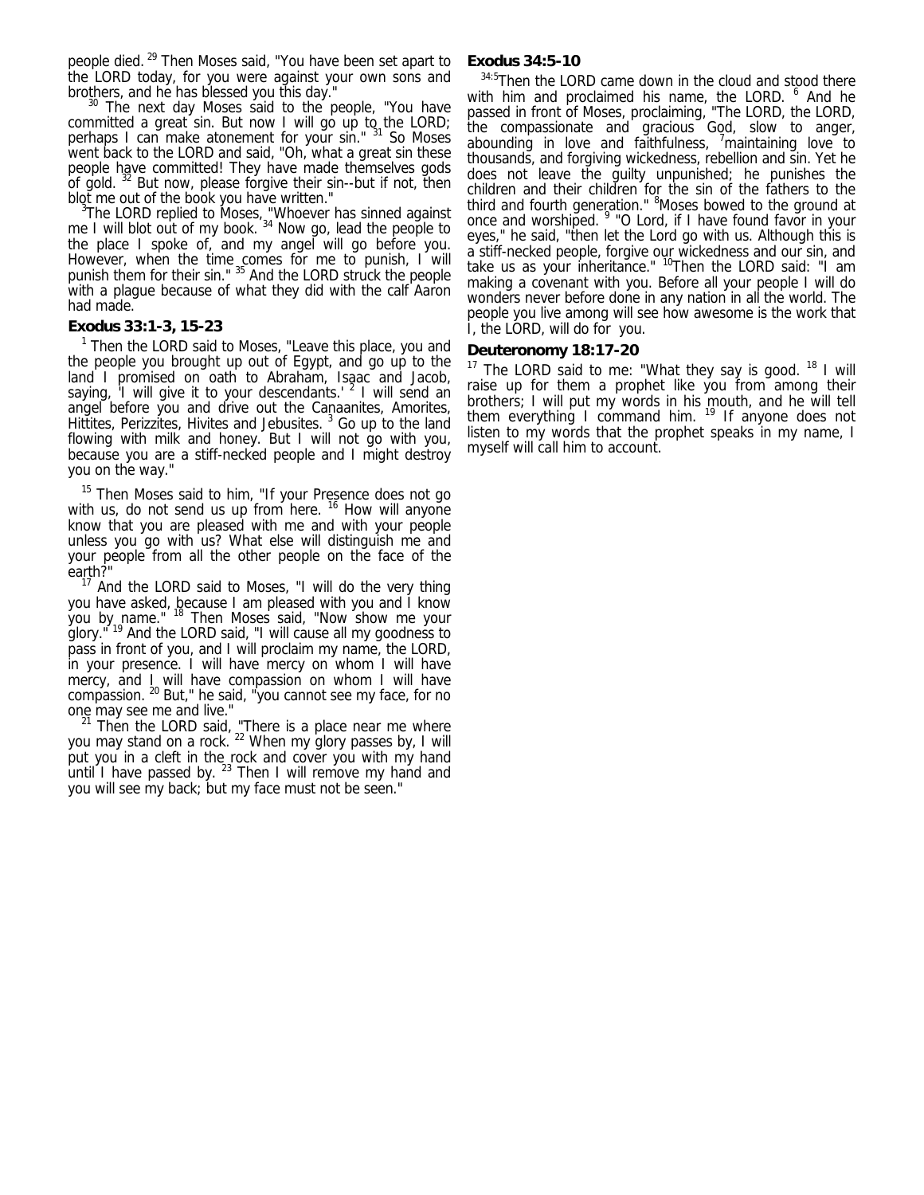people died. [29] Then Moses said, "You have been set apart to the LORD today, for you were against your own sons and brothers, and he has blessed you this day."

[30] The next day Moses said to the people, "You have committed a great sin. But now I will go up to the LORD; perhaps I can make atonement for your sin." [31] So Moses went back to the LORD and said, "Oh, what a great sin these people have committed! They have made themselves gods of gold. [32] But now, please forgive their sin--but if not, then blot me out of the book you have written."

[3]The LORD replied to Moses, "Whoever has sinned against me I will blot out of my book. [34] Now go, lead the people to the place I spoke of, and my angel will go before you. However, when the time comes for me to punish, I will punish them for their sin." [35] And the LORD struck the people with a plague because of what they did with the calf Aaron had made.

**Exodus 33:1-3, 15-23**

[1] Then the LORD said to Moses, "Leave this place, you and the people you brought up out of Egypt, and go up to the land I promised on oath to Abraham, Isaac and Jacob, saying, 'I will give it to your descendants.' [2] I will send an angel before you and drive out the Canaanites, Amorites, Hittites, Perizzites, Hivites and Jebusites. [3] Go up to the land flowing with milk and honey. But I will not go with you, because you are a stiff-necked people and I might destroy you on the way."

[15] Then Moses said to him, "If your Presence does not go with us, do not send us up from here. [16] How will anyone know that you are pleased with me and with your people unless you go with us? What else will distinguish me and your people from all the other people on the face of the earth?"

[17] And the LORD said to Moses, "I will do the very thing you have asked, because I am pleased with you and I know you by name." [18] Then Moses said, "Now show me your glory." [19] And the LORD said, "I will cause all my goodness to pass in front of you, and I will proclaim my name, the LORD, in your presence. I will have mercy on whom I will have mercy, and I will have compassion on whom I will have compassion. [20] But," he said, "you cannot see my face, for no one may see me and live."

[21] Then the LORD said, "There is a place near me where you may stand on a rock. [22] When my glory passes by, I will put you in a cleft in the rock and cover you with my hand until I have passed by. [23] Then I will remove my hand and you will see my back; but my face must not be seen."

**Exodus 34:5-10**

[34:5]Then the LORD came down in the cloud and stood there with him and proclaimed his name, the LORD. [6] And he passed in front of Moses, proclaiming, "The LORD, the LORD, the compassionate and gracious God, slow to anger, abounding in love and faithfulness, [7]maintaining love to thousands, and forgiving wickedness, rebellion and sin. Yet he does not leave the guilty unpunished; he punishes the children and their children for the sin of the fathers to the third and fourth generation." [8]Moses bowed to the ground at once and worshiped. [9] "O Lord, if I have found favor in your eyes," he said, "then let the Lord go with us. Although this is a stiff-necked people, forgive our wickedness and our sin, and take us as your inheritance." [10]Then the LORD said: "I am making a covenant with you. Before all your people I will do wonders never before done in any nation in all the world. The people you live among will see how awesome is the work that I, the LORD, will do for you.

**Deuteronomy 18:17-20**

[17] The LORD said to me: "What they say is good. [18] I will raise up for them a prophet like you from among their brothers; I will put my words in his mouth, and he will tell them everything I command him. [19] If anyone does not listen to my words that the prophet speaks in my name, I myself will call him to account.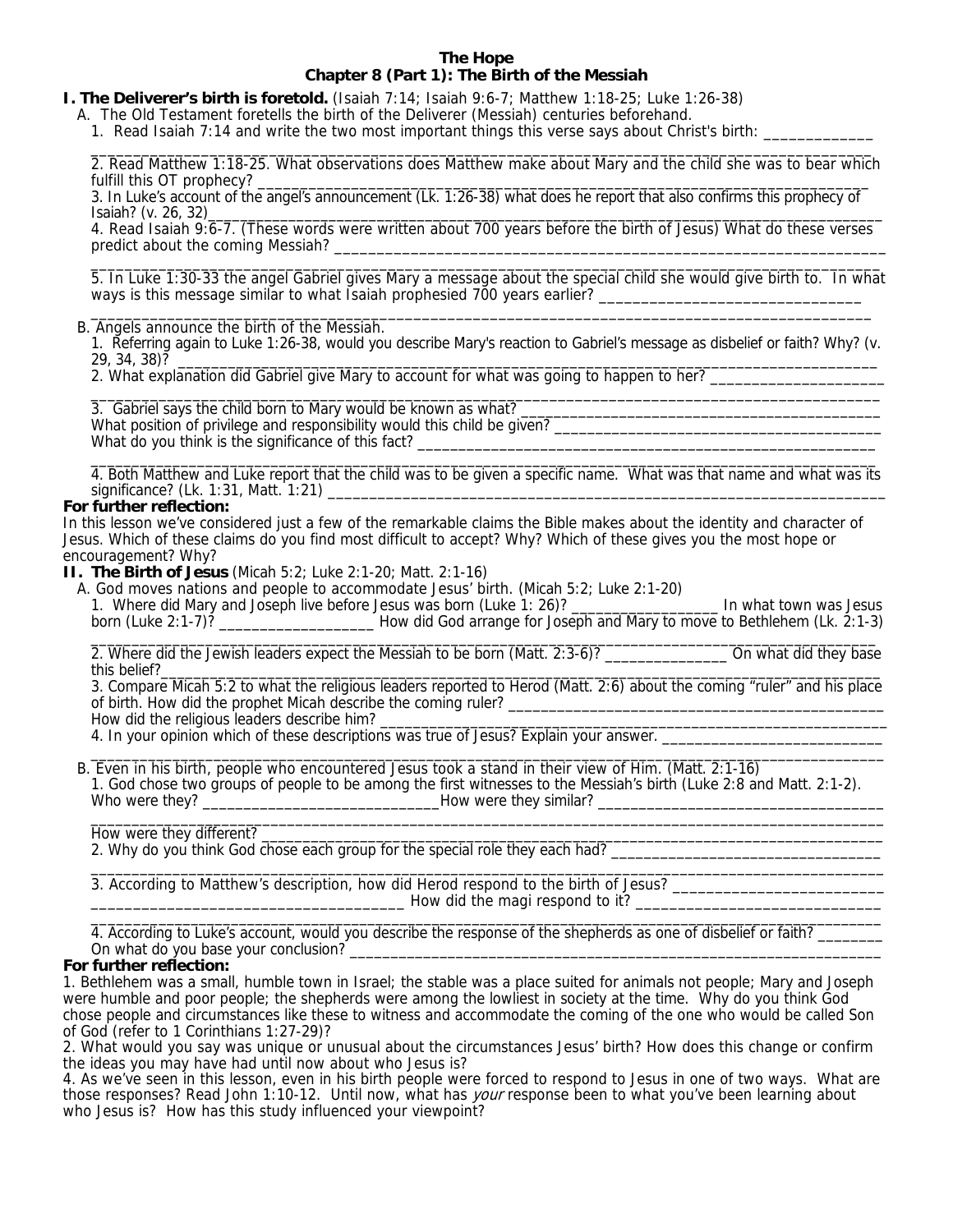**The Hope**
**Chapter 8 (Part 1): The Birth of the Messiah**

**I. The Deliverer's birth is foretold.** (Isaiah 7:14; Isaiah 9:6-7; Matthew 1:18-25; Luke 1:26-38)

A. The Old Testament foretells the birth of the Deliverer (Messiah) centuries beforehand.

1. Read Isaiah 7:14 and write the two most important things this verse says about Christ's birth: _____________
_____________________________________________________________________________________
2. Read Matthew 1:18-25. What observations does Matthew make about Mary and the child she was to bear which fulfill this OT prophecy? _______________________________________________________________________
3. In Luke's account of the angel's announcement (Lk. 1:26-38) what does he report that also confirms this prophecy of Isaiah? (v. 26, 32)_________________________________________________________________________
4. Read Isaiah 9:6-7. (These words were written about 700 years before the birth of Jesus) What do these verses predict about the coming Messiah? _______________________________________________________________
_____________________________________________________________________________________
5. In Luke 1:30-33 the angel Gabriel gives Mary a message about the special child she would give birth to. In what ways is this message similar to what Isaiah prophesied 700 years earlier? _________________________________
_____________________________________________________________________________________

B. Angels announce the birth of the Messiah.

1. Referring again to Luke 1:26-38, would you describe Mary's reaction to Gabriel's message as disbelief or faith? Why? (v. 29, 34, 38)? __________________________________________________________________________
2. What explanation did Gabriel give Mary to account for what was going to happen to her? ____________________
_____________________________________________________________________________________
3. Gabriel says the child born to Mary would be known as what? __________________________________________
What position of privilege and responsibility would this child be given? ___________________________________
What do you think is the significance of this fact? ______________________________________________________
_____________________________________________________________________________________
4. Both Matthew and Luke report that the child was to be given a specific name. What was that name and what was its significance? (Lk. 1:31, Matt. 1:21) ______________________________________________________________

**For further reflection:**

In this lesson we've considered just a few of the remarkable claims the Bible makes about the identity and character of Jesus. Which of these claims do you find most difficult to accept? Why? Which of these gives you the most hope or encouragement? Why?

**II. The Birth of Jesus** (Micah 5:2; Luke 2:1-20; Matt. 2:1-16)

A. God moves nations and people to accommodate Jesus' birth. (Micah 5:2; Luke 2:1-20)

1. Where did Mary and Joseph live before Jesus was born (Luke 1: 26)? __________________ In what town was Jesus born (Luke 2:1-7)? __________________ How did God arrange for Joseph and Mary to move to Bethlehem (Lk. 2:1-3)
_____________________________________________________________________________________
2. Where did the Jewish leaders expect the Messiah to be born (Matt. 2:3-6)? _______________ On what did they base this belief?__________________________________________________________________________________
3. Compare Micah 5:2 to what the religious leaders reported to Herod (Matt. 2:6) about the coming "ruler" and his place of birth. How did the prophet Micah describe the coming ruler? _____________________________________________
How did the religious leaders describe him? ___________________________________________________________
4. In your opinion which of these descriptions was true of Jesus? Explain your answer. ___________________________
_____________________________________________________________________________________

B. Even in his birth, people who encountered Jesus took a stand in their view of Him. (Matt. 2:1-16)

1. God chose two groups of people to be among the first witnesses to the Messiah's birth (Luke 2:8 and Matt. 2:1-2). Who were they? ______________________________How were they similar? ___________________________________
_____________________________________________________________________________________
How were they different? _________________________________________________________________________
2. Why do you think God chose each group for the special role they each had? _______________________________
_____________________________________________________________________________________
3. According to Matthew's description, how did Herod respond to the birth of Jesus? _________________________
____________________________________ How did the magi respond to it? _____________________________
_____________________________________________________________________________________
4. According to Luke's account, would you describe the response of the shepherds as one of disbelief or faith? ________
On what do you base your conclusion? _____________________________________________________________

**For further reflection:**

1. Bethlehem was a small, humble town in Israel; the stable was a place suited for animals not people; Mary and Joseph were humble and poor people; the shepherds were among the lowliest in society at the time. Why do you think God chose people and circumstances like these to witness and accommodate the coming of the one who would be called Son of God (refer to 1 Corinthians 1:27-29)?

2. What would you say was unique or unusual about the circumstances Jesus' birth? How does this change or confirm the ideas you may have had until now about who Jesus is?

4. As we've seen in this lesson, even in his birth people were forced to respond to Jesus in one of two ways. What are those responses? Read John 1:10-12. Until now, what has *your* response been to what you've been learning about who Jesus is? How has this study influenced your viewpoint?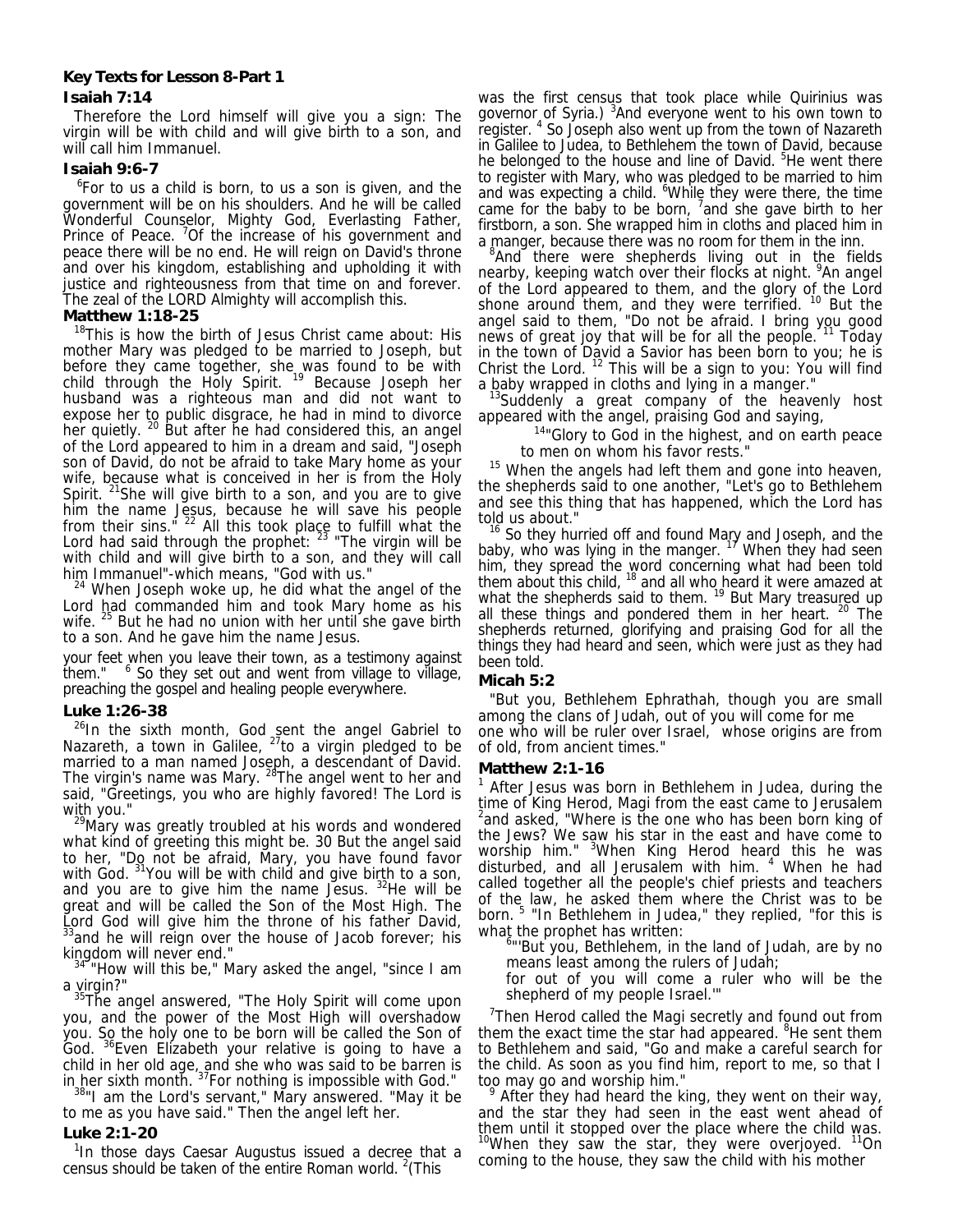**Key Texts for Lesson 8-Part 1**

**Isaiah 7:14**

Therefore the Lord himself will give you a sign: The virgin will be with child and will give birth to a son, and will call him Immanuel.

**Isaiah 9:6-7**

[6]For to us a child is born, to us a son is given, and the government will be on his shoulders. And he will be called Wonderful Counselor, Mighty God, Everlasting Father, Prince of Peace. [7]Of the increase of his government and peace there will be no end. He will reign on David's throne and over his kingdom, establishing and upholding it with justice and righteousness from that time on and forever. The zeal of the LORD Almighty will accomplish this.

**Matthew 1:18-25**

[18]This is how the birth of Jesus Christ came about: His mother Mary was pledged to be married to Joseph, but before they came together, she was found to be with child through the Holy Spirit. [19] Because Joseph her husband was a righteous man and did not want to expose her to public disgrace, he had in mind to divorce her quietly. [20] But after he had considered this, an angel of the Lord appeared to him in a dream and said, "Joseph son of David, do not be afraid to take Mary home as your wife, because what is conceived in her is from the Holy Spirit. [21]She will give birth to a son, and you are to give him the name Jesus, because he will save his people from their sins." [22] All this took place to fulfill what the Lord had said through the prophet: [23] "The virgin will be with child and will give birth to a son, and they will call him Immanuel"-which means, "God with us."

[24] When Joseph woke up, he did what the angel of the Lord had commanded him and took Mary home as his wife. [25] But he had no union with her until she gave birth to a son. And he gave him the name Jesus.

your feet when you leave their town, as a testimony against them." [6] So they set out and went from village to village, preaching the gospel and healing people everywhere.

**Luke 1:26-38**

[26]In the sixth month, God sent the angel Gabriel to Nazareth, a town in Galilee, [27]to a virgin pledged to be married to a man named Joseph, a descendant of David. The virgin's name was Mary. [28]The angel went to her and said, "Greetings, you who are highly favored! The Lord is with you."

[29]Mary was greatly troubled at his words and wondered what kind of greeting this might be. 30 But the angel said to her, "Do not be afraid, Mary, you have found favor with God. [31]You will be with child and give birth to a son, and you are to give him the name Jesus. [32]He will be great and will be called the Son of the Most High. The Lord God will give him the throne of his father David, [33]and he will reign over the house of Jacob forever; his kingdom will never end."

[34] "How will this be," Mary asked the angel, "since I am a virgin?"

[35]The angel answered, "The Holy Spirit will come upon you, and the power of the Most High will overshadow you. So the holy one to be born will be called the Son of God. [36]Even Elizabeth your relative is going to have a child in her old age, and she who was said to be barren is in her sixth month. [37]For nothing is impossible with God."

[38]"I am the Lord's servant," Mary answered. "May it be to me as you have said." Then the angel left her.

**Luke 2:1-20**

[1]In those days Caesar Augustus issued a decree that a census should be taken of the entire Roman world. [2](This was the first census that took place while Quirinius was governor of Syria.) [3]And everyone went to his own town to register. [4] So Joseph also went up from the town of Nazareth in Galilee to Judea, to Bethlehem the town of David, because he belonged to the house and line of David. [5]He went there to register with Mary, who was pledged to be married to him and was expecting a child. [6]While they were there, the time came for the baby to be born, [7]and she gave birth to her firstborn, a son. She wrapped him in cloths and placed him in a manger, because there was no room for them in the inn.

[8]And there were shepherds living out in the fields nearby, keeping watch over their flocks at night. [9]An angel of the Lord appeared to them, and the glory of the Lord shone around them, and they were terrified. [10] But the angel said to them, "Do not be afraid. I bring you good news of great joy that will be for all the people. [11] Today in the town of David a Savior has been born to you; he is Christ the Lord. [12] This will be a sign to you: You will find a baby wrapped in cloths and lying in a manger."

[13]Suddenly a great company of the heavenly host appeared with the angel, praising God and saying,

> [14]"Glory to God in the highest, and on earth peace to men on whom his favor rests."

[15] When the angels had left them and gone into heaven, the shepherds said to one another, "Let's go to Bethlehem and see this thing that has happened, which the Lord has told us about."

[16] So they hurried off and found Mary and Joseph, and the baby, who was lying in the manger. [17] When they had seen him, they spread the word concerning what had been told them about this child, [18] and all who heard it were amazed at what the shepherds said to them. [19] But Mary treasured up all these things and pondered them in her heart. [20] The shepherds returned, glorifying and praising God for all the things they had heard and seen, which were just as they had been told.

**Micah 5:2**

"But you, Bethlehem Ephrathah, though you are small among the clans of Judah, out of you will come for me one who will be ruler over Israel, whose origins are from of old, from ancient times."

**Matthew 2:1-16**

[1] After Jesus was born in Bethlehem in Judea, during the time of King Herod, Magi from the east came to Jerusalem [2]and asked, "Where is the one who has been born king of the Jews? We saw his star in the east and have come to worship him." [3]When King Herod heard this he was disturbed, and all Jerusalem with him. [4] When he had called together all the people's chief priests and teachers of the law, he asked them where the Christ was to be born. [5] "In Bethlehem in Judea," they replied, "for this is what the prophet has written:

> [6]"'But you, Bethlehem, in the land of Judah, are by no means least among the rulers of Judah;
> for out of you will come a ruler who will be the shepherd of my people Israel.'"

[7]Then Herod called the Magi secretly and found out from them the exact time the star had appeared. [8]He sent them to Bethlehem and said, "Go and make a careful search for the child. As soon as you find him, report to me, so that I too may go and worship him."

[9] After they had heard the king, they went on their way, and the star they had seen in the east went ahead of them until it stopped over the place where the child was. [10]When they saw the star, they were overjoyed. [11]On coming to the house, they saw the child with his mother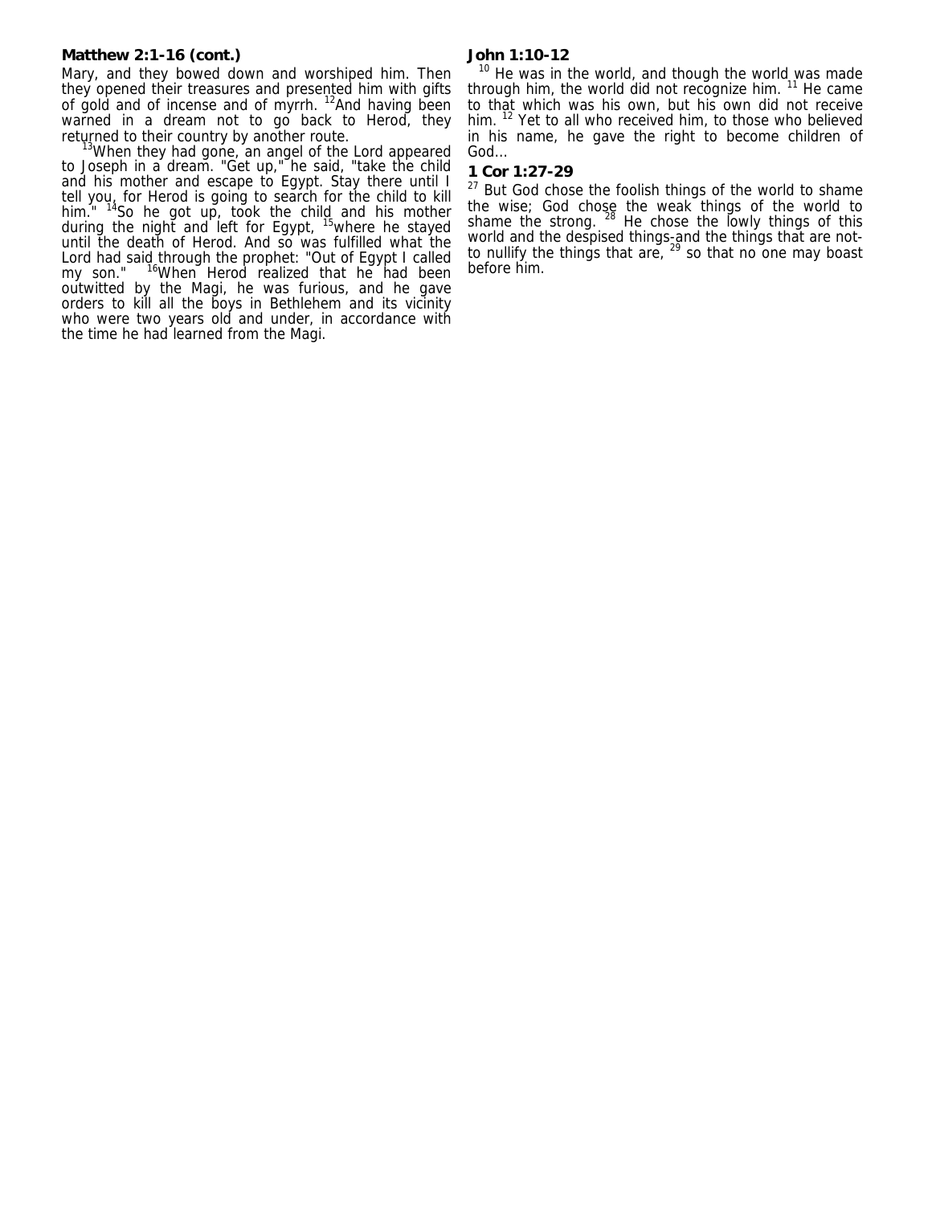**Matthew 2:1-16 (cont.)**

Mary, and they bowed down and worshiped him. Then they opened their treasures and presented him with gifts of gold and of incense and of myrrh. [12]And having been warned in a dream not to go back to Herod, they returned to their country by another route.

[13]When they had gone, an angel of the Lord appeared to Joseph in a dream. "Get up," he said, "take the child and his mother and escape to Egypt. Stay there until I tell you, for Herod is going to search for the child to kill him." [14]So he got up, took the child and his mother during the night and left for Egypt, [15]where he stayed until the death of Herod. And so was fulfilled what the Lord had said through the prophet: "Out of Egypt I called my son." [16]When Herod realized that he had been outwitted by the Magi, he was furious, and he gave orders to kill all the boys in Bethlehem and its vicinity who were two years old and under, in accordance with the time he had learned from the Magi.

**John 1:10-12**

[10] He was in the world, and though the world was made through him, the world did not recognize him. [11] He came to that which was his own, but his own did not receive him. [12] Yet to all who received him, to those who believed in his name, he gave the right to become children of God...

**1 Cor 1:27-29**

[27] But God chose the foolish things of the world to shame the wise; God chose the weak things of the world to shame the strong. [28] He chose the lowly things of this world and the despised things-and the things that are not-to nullify the things that are, [29] so that no one may boast before him.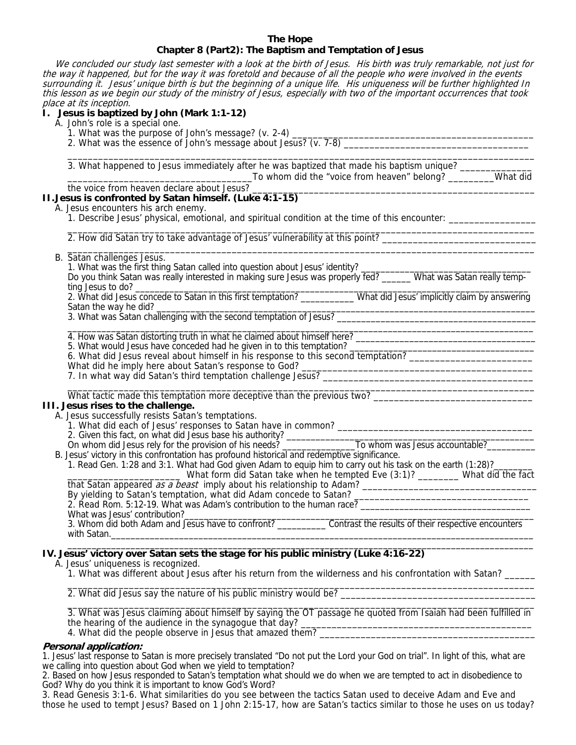**The Hope**

**Chapter 8 (Part2): The Baptism and Temptation of Jesus**

*We concluded our study last semester with a look at the birth of Jesus. His birth was truly remarkable, not just for the way it happened, but for the way it was foretold and because of all the people who were involved in the events surrounding it. Jesus' unique birth is but the beginning of a unique life. His uniqueness will be further highlighted In this lesson as we begin our study of the ministry of Jesus, especially with two of the important occurrences that took place at its inception.*

## I. Jesus is baptized by John (Mark 1:1-12)

A. John's role is a special one.

1. What was the purpose of John's message? (v. 2-4) ________________________________________________
2. What was the essence of John's message about Jesus? (v. 7-8) ____________________________________
_______________________________________________________________________________________________
3. What happened to Jesus immediately after he was baptized that made his baptism unique? ______________
____________________________________To whom did the "voice from heaven" belong? _________What did the voice from heaven declare about Jesus? _________________________________________________________

## II. Jesus is confronted by Satan himself. (Luke 4:1-15)

A. Jesus encounters his arch enemy.

1. Describe Jesus' physical, emotional, and spiritual condition at the time of this encounter: _________________
_______________________________________________________________________________________________
2. How did Satan try to take advantage of Jesus' vulnerability at this point? ______________________________
_______________________________________________________________________________________________

B. Satan challenges Jesus.

1. What was the first thing Satan called into question about Jesus' identity? ___________________________________
Do you think Satan was really interested in making sure Jesus was properly fed? ______ What was Satan really tempting Jesus to do? _______________________________________________________________________________
2. What did Jesus concede to Satan in this first temptation? ___________ What did Jesus' implicitly claim by answering Satan the way he did? __________________________________________________________________________
3. What was Satan challenging with the second temptation of Jesus? ____________________________________
_______________________________________________________________________________________________
4. How was Satan distorting truth in what he claimed about himself here? _________________________________
5. What would Jesus have conceded had he given in to this temptation? __________________________________
6. What did Jesus reveal about himself in his response to this second temptation? ________________________
What did he imply here about Satan's response to God? ______________________________________________
7. In what way did Satan's third temptation challenge Jesus? ___________________________________________
_______________________________________________________________________________________________
What tactic made this temptation more deceptive than the previous two? _______________________________

## III. Jesus rises to the challenge.

A. Jesus successfully resists Satan's temptations.

1. What did each of Jesus' responses to Satan have in common? _____________________________________
2. Given this fact, on what did Jesus base his authority? ______________________________________________
On whom did Jesus rely for the provision of his needs? _______________To whom was Jesus accountable?__________

B. Jesus' victory in this confrontation has profound historical and redemptive significance.

1. Read Gen. 1:28 and 3:1. What had God given Adam to equip him to carry out his task on the earth (1:28)?________
______________________ What form did Satan take when he tempted Eve (3:1)? ________ What did the fact that Satan appeared *as a beast* imply about his relationship to Adam? ___________________________________
By yielding to Satan's temptation, what did Adam concede to Satan? _________________________________
2. Read Rom. 5:12-19. What was Adam's contribution to the human race? ________________________________
What was Jesus' contribution?__________________________________________________________________
3. Whom did both Adam and Jesus have to confront? __________ Contrast the results of their respective encounters with Satan.______________________________________________________________________________________
_______________________________________________________________________________________________

## IV. Jesus' victory over Satan sets the stage for his public ministry (Luke 4:16-22)

A. Jesus' uniqueness is recognized.

1. What was different about Jesus after his return from the wilderness and his confrontation with Satan? ______
_______________________________________________________________________________________________
2. What did Jesus say the nature of his public ministry would be? _____________________________________
_______________________________________________________________________________________________
3. What was Jesus claiming about himself by saying the OT passage he quoted from Isaiah had been fulfilled in the hearing of the audience in the synagogue that day? ______________________________________________
4. What did the people observe in Jesus that amazed them? ___________________________________________

***Personal application:***

1. Jesus' last response to Satan is more precisely translated "Do not put the Lord your God on trial". In light of this, what are we calling into question about God when we yield to temptation?
2. Based on how Jesus responded to Satan's temptation what should we do when we are tempted to act in disobedience to God? Why do you think it is important to know God's Word?
3. Read Genesis 3:1-6. What similarities do you see between the tactics Satan used to deceive Adam and Eve and those he used to tempt Jesus? Based on 1 John 2:15-17, how are Satan's tactics similar to those he uses on us today?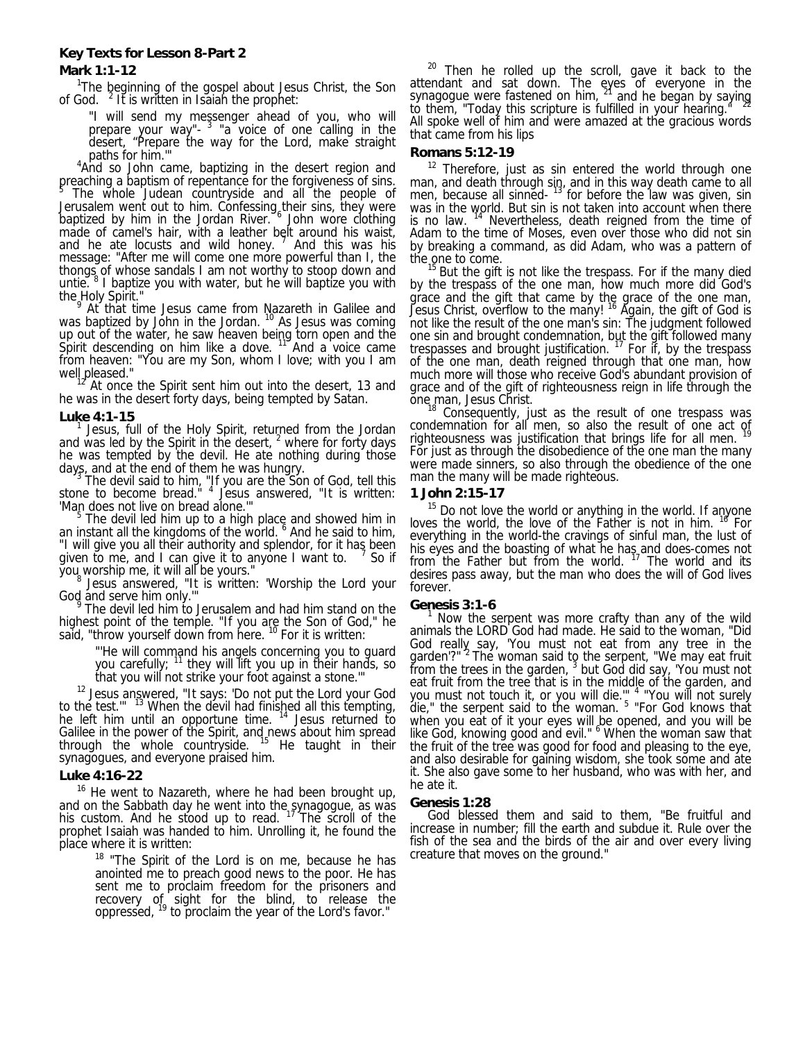**Key Texts for Lesson 8-Part 2**

**Mark 1:1-12**

[1]The beginning of the gospel about Jesus Christ, the Son of God. [2] It is written in Isaiah the prophet:

> "I will send my messenger ahead of you, who will prepare your way"- [3] "a voice of one calling in the desert, "Prepare the way for the Lord, make straight paths for him.'"

[4]And so John came, baptizing in the desert region and preaching a baptism of repentance for the forgiveness of sins. [5] The whole Judean countryside and all the people of Jerusalem went out to him. Confessing their sins, they were baptized by him in the Jordan River. [6] John wore clothing made of camel's hair, with a leather belt around his waist, and he ate locusts and wild honey. [7] And this was his message: "After me will come one more powerful than I, the thongs of whose sandals I am not worthy to stoop down and untie. [8] I baptize you with water, but he will baptize you with the Holy Spirit."

[9] At that time Jesus came from Nazareth in Galilee and was baptized by John in the Jordan. [10] As Jesus was coming up out of the water, he saw heaven being torn open and the Spirit descending on him like a dove. [11] And a voice came from heaven: "You are my Son, whom I love; with you I am well pleased."

[12] At once the Spirit sent him out into the desert, 13 and he was in the desert forty days, being tempted by Satan.

**Luke 4:1-15**

[1] Jesus, full of the Holy Spirit, returned from the Jordan and was led by the Spirit in the desert, [2] where for forty days he was tempted by the devil. He ate nothing during those days, and at the end of them he was hungry.

[3] The devil said to him, "If you are the Son of God, tell this stone to become bread." [4] Jesus answered, "It is written: 'Man does not live on bread alone.'"

[5] The devil led him up to a high place and showed him in an instant all the kingdoms of the world. [6] And he said to him, "I will give you all their authority and splendor, for it has been given to me, and I can give it to anyone I want to. [7] So if you worship me, it will all be yours."

[8] Jesus answered, "It is written: 'Worship the Lord your God and serve him only.'"

[9] The devil led him to Jerusalem and had him stand on the highest point of the temple. "If you are the Son of God," he said, "throw yourself down from here. [10] For it is written:

> "'He will command his angels concerning you to guard you carefully; [11] they will lift you up in their hands, so that you will not strike your foot against a stone.'"

[12] Jesus answered, "It says: 'Do not put the Lord your God to the test.'" [13] When the devil had finished all this tempting, he left him until an opportune time. [14] Jesus returned to Galilee in the power of the Spirit, and news about him spread through the whole countryside. [15] He taught in their synagogues, and everyone praised him.

**Luke 4:16-22**

[16] He went to Nazareth, where he had been brought up, and on the Sabbath day he went into the synagogue, as was his custom. And he stood up to read. [17] The scroll of the prophet Isaiah was handed to him. Unrolling it, he found the place where it is written:

> [18] "The Spirit of the Lord is on me, because he has anointed me to preach good news to the poor. He has sent me to proclaim freedom for the prisoners and recovery of sight for the blind, to release the oppressed, [19] to proclaim the year of the Lord's favor."

[20] Then he rolled up the scroll, gave it back to the attendant and sat down. The eyes of everyone in the synagogue were fastened on him, [21] and he began by saying to them, "Today this scripture is fulfilled in your hearing." [22] All spoke well of him and were amazed at the gracious words that came from his lips

**Romans 5:12-19**

[12] Therefore, just as sin entered the world through one man, and death through sin, and in this way death came to all men, because all sinned- [13] for before the law was given, sin was in the world. But sin is not taken into account when there is no law. [14] Nevertheless, death reigned from the time of Adam to the time of Moses, even over those who did not sin by breaking a command, as did Adam, who was a pattern of the one to come.

[15] But the gift is not like the trespass. For if the many died by the trespass of the one man, how much more did God's grace and the gift that came by the grace of the one man, Jesus Christ, overflow to the many! [16] Again, the gift of God is not like the result of the one man's sin: The judgment followed one sin and brought condemnation, but the gift followed many trespasses and brought justification. [17] For if, by the trespass of the one man, death reigned through that one man, how much more will those who receive God's abundant provision of grace and of the gift of righteousness reign in life through the one man, Jesus Christ.

[18] Consequently, just as the result of one trespass was condemnation for all men, so also the result of one act of righteousness was justification that brings life for all men. [19] For just as through the disobedience of the one man the many were made sinners, so also through the obedience of the one man the many will be made righteous.

**1 John 2:15-17**

[15] Do not love the world or anything in the world. If anyone loves the world, the love of the Father is not in him. [16] For everything in the world-the cravings of sinful man, the lust of his eyes and the boasting of what he has and does-comes not from the Father but from the world. [17] The world and its desires pass away, but the man who does the will of God lives forever.

**Genesis 3:1-6**

[1] Now the serpent was more crafty than any of the wild animals the LORD God had made. He said to the woman, "Did God really say, 'You must not eat from any tree in the garden'?" [2] The woman said to the serpent, "We may eat fruit from the trees in the garden, [3] but God did say, 'You must not eat fruit from the tree that is in the middle of the garden, and you must not touch it, or you will die.'" [4] "You will not surely die," the serpent said to the woman. [5] "For God knows that when you eat of it your eyes will be opened, and you will be like God, knowing good and evil." [6] When the woman saw that the fruit of the tree was good for food and pleasing to the eye, and also desirable for gaining wisdom, she took some and ate it. She also gave some to her husband, who was with her, and he ate it.

**Genesis 1:28**

God blessed them and said to them, "Be fruitful and increase in number; fill the earth and subdue it. Rule over the fish of the sea and the birds of the air and over every living creature that moves on the ground."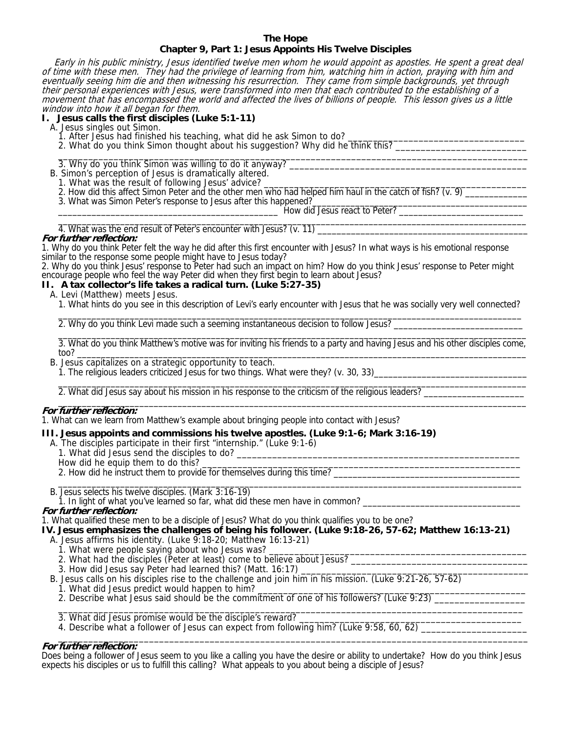**The Hope**
**Chapter 9, Part 1: Jesus Appoints His Twelve Disciples**

*Early in his public ministry, Jesus identified twelve men whom he would appoint as apostles. He spent a great deal of time with these men. They had the privilege of learning from him, watching him in action, praying with him and eventually seeing him die and then witnessing his resurrection. They came from simple backgrounds, yet through their personal experiences with Jesus, were transformed into men that each contributed to the establishing of a movement that has encompassed the world and affected the lives of billions of people. This lesson gives us a little window into how it all began for them.*

## I. Jesus calls the first disciples (Luke 5:1-11)

A. Jesus singles out Simon.

1. After Jesus had finished his teaching, what did he ask Simon to do? ______________________________
2. What do you think Simon thought about his suggestion? Why did he think this? ______________________________
______________________________________________________________________________
3. Why do you think Simon was willing to do it anyway? ______________________________

B. Simon's perception of Jesus is dramatically altered.

1. What was the result of following Jesus' advice? ______________________________
2. How did this affect Simon Peter and the other men who had helped him haul in the catch of fish? (v. 9) __________
3. What was Simon Peter's response to Jesus after this happened? ______________________________
______________________________ How did Jesus react to Peter? ______________________________
______________________________________________________________________________
4. What was the end result of Peter's encounter with Jesus? (v. 11) ______________________________

***For further reflection:***

1. Why do you think Peter felt the way he did after this first encounter with Jesus? In what ways is his emotional response similar to the response some people might have to Jesus today?
2. Why do you think Jesus' response to Peter had such an impact on him? How do you think Jesus' response to Peter might encourage people who feel the way Peter did when they first begin to learn about Jesus?

## II. A tax collector's life takes a radical turn. (Luke 5:27-35)

A. Levi (Matthew) meets Jesus.

1. What hints do you see in this description of Levi's early encounter with Jesus that he was socially very well connected?
______________________________________________________________________________
2. Why do you think Levi made such a seeming instantaneous decision to follow Jesus? ______________________________
______________________________________________________________________________
3. What do you think Matthew's motive was for inviting his friends to a party and having Jesus and his other disciples come, too? ______________________________

B. Jesus capitalizes on a strategic opportunity to teach.

1. The religious leaders criticized Jesus for two things. What were they? (v. 30, 33)______________________________
______________________________________________________________________________
2. What did Jesus say about his mission in his response to the criticism of the religious leaders? ____________________
______________________________________________________________________________

***For further reflection:***

1. What can we learn from Matthew's example about bringing people into contact with Jesus?

## III. Jesus appoints and commissions his twelve apostles. (Luke 9:1-6; Mark 3:16-19)

A. The disciples participate in their first "internship." (Luke 9:1-6)

1. What did Jesus send the disciples to do? ______________________________
How did he equip them to do this? ______________________________
2. How did he instruct them to provide for themselves during this time? ______________________________
______________________________________________________________________________

B. Jesus selects his twelve disciples. (Mark 3:16-19)

1. In light of what you've learned so far, what did these men have in common? ______________________________

***For further reflection:***

1. What qualified these men to be a disciple of Jesus? What do you think qualifies you to be one?

## IV. Jesus emphasizes the challenges of being his follower. (Luke 9:18-26, 57-62; Matthew 16:13-21)

A. Jesus affirms his identity. (Luke 9:18-20; Matthew 16:13-21)

1. What were people saying about who Jesus was? ______________________________
2. What had the disciples (Peter at least) come to believe about Jesus? ______________________________
3. How did Jesus say Peter had learned this? (Matt. 16:17) ______________________________

B. Jesus calls on his disciples rise to the challenge and join him in his mission. (Luke 9:21-26, 57-62)

1. What did Jesus predict would happen to him? ______________________________
2. Describe what Jesus said should be the commitment of one of his followers? (Luke 9:23) __________________
______________________________________________________________________________
3. What did Jesus promise would be the disciple's reward? ______________________________
4. Describe what a follower of Jesus can expect from following him? (Luke 9:58, 60, 62) ____________________
______________________________________________________________________________

***For further reflection:***

Does being a follower of Jesus seem to you like a calling you have the desire or ability to undertake? How do you think Jesus expects his disciples or us to fulfill this calling? What appeals to you about being a disciple of Jesus?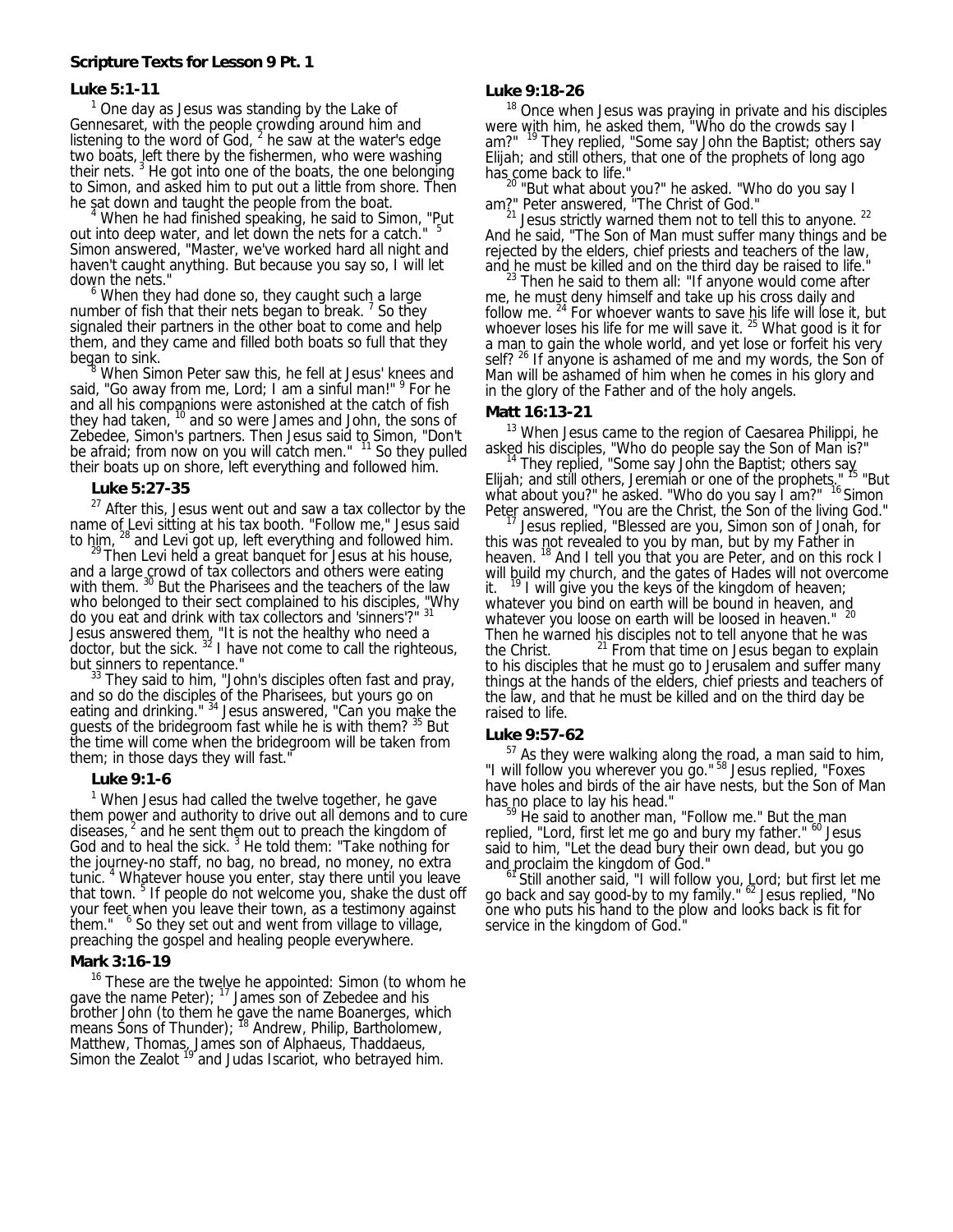**Scripture Texts for Lesson 9 Pt. 1**

**Luke 5:1-11**

[1] One day as Jesus was standing by the Lake of Gennesaret, with the people crowding around him and listening to the word of God, [2] he saw at the water's edge two boats, left there by the fishermen, who were washing their nets. [3] He got into one of the boats, the one belonging to Simon, and asked him to put out a little from shore. Then he sat down and taught the people from the boat.

[4] When he had finished speaking, he said to Simon, "Put out into deep water, and let down the nets for a catch." [5] Simon answered, "Master, we've worked hard all night and haven't caught anything. But because you say so, I will let down the nets."

[6] When they had done so, they caught such a large number of fish that their nets began to break. [7] So they signaled their partners in the other boat to come and help them, and they came and filled both boats so full that they began to sink.

[8] When Simon Peter saw this, he fell at Jesus' knees and said, "Go away from me, Lord; I am a sinful man!" [9] For he and all his companions were astonished at the catch of fish they had taken, [10] and so were James and John, the sons of Zebedee, Simon's partners. Then Jesus said to Simon, "Don't be afraid; from now on you will catch men." [11] So they pulled their boats up on shore, left everything and followed him.

**Luke 5:27-35**

[27] After this, Jesus went out and saw a tax collector by the name of Levi sitting at his tax booth. "Follow me," Jesus said to him, [28] and Levi got up, left everything and followed him.

[29] Then Levi held a great banquet for Jesus at his house, and a large crowd of tax collectors and others were eating with them. [30] But the Pharisees and the teachers of the law who belonged to their sect complained to his disciples, "Why do you eat and drink with tax collectors and 'sinners'?" [31] Jesus answered them, "It is not the healthy who need a doctor, but the sick. [32] I have not come to call the righteous, but sinners to repentance."

[33] They said to him, "John's disciples often fast and pray, and so do the disciples of the Pharisees, but yours go on eating and drinking." [34] Jesus answered, "Can you make the guests of the bridegroom fast while he is with them? [35] But the time will come when the bridegroom will be taken from them; in those days they will fast."

**Luke 9:1-6**

[1] When Jesus had called the twelve together, he gave them power and authority to drive out all demons and to cure diseases, [2] and he sent them out to preach the kingdom of God and to heal the sick. [3] He told them: "Take nothing for the journey-no staff, no bag, no bread, no money, no extra tunic. [4] Whatever house you enter, stay there until you leave that town. [5] If people do not welcome you, shake the dust off your feet when you leave their town, as a testimony against them." [6] So they set out and went from village to village, preaching the gospel and healing people everywhere.

**Mark 3:16-19**

[16] These are the twelve he appointed: Simon (to whom he gave the name Peter); [17] James son of Zebedee and his brother John (to them he gave the name Boanerges, which means Sons of Thunder); [18] Andrew, Philip, Bartholomew, Matthew, Thomas, James son of Alphaeus, Thaddaeus, Simon the Zealot [19] and Judas Iscariot, who betrayed him.

**Luke 9:18-26**

[18] Once when Jesus was praying in private and his disciples were with him, he asked them, "Who do the crowds say I am?" [19] They replied, "Some say John the Baptist; others say Elijah; and still others, that one of the prophets of long ago has come back to life."

[20] "But what about you?" he asked. "Who do you say I am?" Peter answered, "The Christ of God."

[21] Jesus strictly warned them not to tell this to anyone. [22] And he said, "The Son of Man must suffer many things and be rejected by the elders, chief priests and teachers of the law, and he must be killed and on the third day be raised to life."

[23] Then he said to them all: "If anyone would come after me, he must deny himself and take up his cross daily and follow me. [24] For whoever wants to save his life will lose it, but whoever loses his life for me will save it. [25] What good is it for a man to gain the whole world, and yet lose or forfeit his very self? [26] If anyone is ashamed of me and my words, the Son of Man will be ashamed of him when he comes in his glory and in the glory of the Father and of the holy angels.

**Matt 16:13-21**

[13] When Jesus came to the region of Caesarea Philippi, he asked his disciples, "Who do people say the Son of Man is?"

[14] They replied, "Some say John the Baptist; others say Elijah; and still others, Jeremiah or one of the prophets." [15] "But what about you?" he asked. "Who do you say I am?" [16] Simon Peter answered, "You are the Christ, the Son of the living God."

[17] Jesus replied, "Blessed are you, Simon son of Jonah, for this was not revealed to you by man, but by my Father in heaven. [18] And I tell you that you are Peter, and on this rock I will build my church, and the gates of Hades will not overcome it. [19] I will give you the keys of the kingdom of heaven; whatever you bind on earth will be bound in heaven, and whatever you loose on earth will be loosed in heaven." [20] Then he warned his disciples not to tell anyone that he was the Christ. [21] From that time on Jesus began to explain to his disciples that he must go to Jerusalem and suffer many things at the hands of the elders, chief priests and teachers of the law, and that he must be killed and on the third day be raised to life.

**Luke 9:57-62**

[57] As they were walking along the road, a man said to him, "I will follow you wherever you go." [58] Jesus replied, "Foxes have holes and birds of the air have nests, but the Son of Man has no place to lay his head."

[59] He said to another man, "Follow me." But the man replied, "Lord, first let me go and bury my father." [60] Jesus said to him, "Let the dead bury their own dead, but you go and proclaim the kingdom of God."

[61] Still another said, "I will follow you, Lord; but first let me go back and say good-by to my family." [62] Jesus replied, "No one who puts his hand to the plow and looks back is fit for service in the kingdom of God."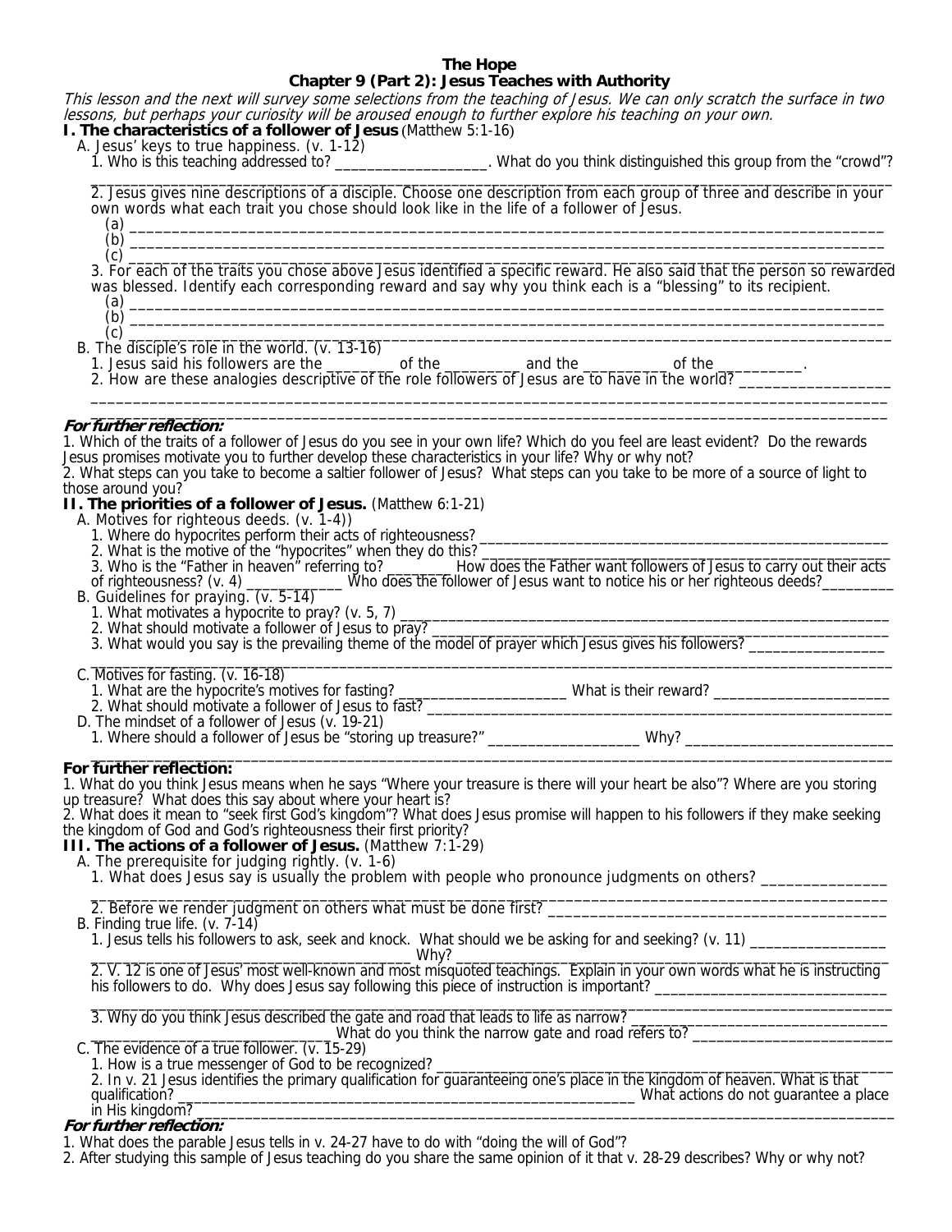**The Hope**
**Chapter 9 (Part 2): Jesus Teaches with Authority**

*This lesson and the next will survey some selections from the teaching of Jesus. We can only scratch the surface in two lessons, but perhaps your curiosity will be aroused enough to further explore his teaching on your own.*

**I. The characteristics of a follower of Jesus** (Matthew 5:1-16)

A. Jesus' keys to true happiness. (v. 1-12)

1. Who is this teaching addressed to? ___________________. What do you think distinguished this group from the "crowd"? ______________________________________________________________________________________

2. Jesus gives nine descriptions of a disciple. Choose one description from each group of three and describe in your own words what each trait you chose should look like in the life of a follower of Jesus.
   (a) ______________________________________________________________________________
   (b) ______________________________________________________________________________
   (c) ______________________________________________________________________________

3. For each of the traits you chose above Jesus identified a specific reward. He also said that the person so rewarded was blessed. Identify each corresponding reward and say why you think each is a "blessing" to its recipient.
   (a) ______________________________________________________________________________
   (b) ______________________________________________________________________________
   (c) ______________________________________________________________________________

B. The disciple's role in the world. (v. 13-16)

1. Jesus said his followers are the ________ of the _________ and the __________ of the __________.

2. How are these analogies descriptive of the role followers of Jesus are to have in the world? __________________ ______________________________________________________________________________________

***For further reflection:***

1. Which of the traits of a follower of Jesus do you see in your own life? Which do you feel are least evident? Do the rewards Jesus promises motivate you to further develop these characteristics in your life? Why or why not?

2. What steps can you take to become a saltier follower of Jesus? What steps can you take to be more of a source of light to those around you?

**II. The priorities of a follower of Jesus.** (Matthew 6:1-21)

A. Motives for righteous deeds. (v. 1-4))

1. Where do hypocrites perform their acts of righteousness? ______________________________________________

2. What is the motive of the "hypocrites" when they do this? _____________________________________________

3. Who is the "Father in heaven" referring to? ________ How does the Father want followers of Jesus to carry out their acts of righteousness? (v. 4) ____________ Who does the follower of Jesus want to notice his or her righteous deeds?_________

B. Guidelines for praying. (v. 5-14)

1. What motivates a hypocrite to pray? (v. 5, 7) ______________________________________________________

2. What should motivate a follower of Jesus to pray? __________________________________________________

3. What would you say is the prevailing theme of the model of prayer which Jesus gives his followers? ________________ ______________________________________________________________________________________

C. Motives for fasting. (v. 16-18)

1. What are the hypocrite's motives for fasting? ______________________ What is their reward? ______________________

2. What should motivate a follower of Jesus to fast? ___________________________________________________

D. The mindset of a follower of Jesus (v. 19-21)

1. Where should a follower of Jesus be "storing up treasure?" ___________________ Why? __________________________ ______________________________________________________________________________________

**For further reflection:**

1. What do you think Jesus means when he says "Where your treasure is there will your heart be also"? Where are you storing up treasure? What does this say about where your heart is?

2. What does it mean to "seek first God's kingdom"? What does Jesus promise will happen to his followers if they make seeking the kingdom of God and God's righteousness their first priority?

**III. The actions of a follower of Jesus.** (Matthew 7:1-29)

A. The prerequisite for judging rightly. (v. 1-6)

1. What does Jesus say is usually the problem with people who pronounce judgments on others? _______________ ______________________________________________________________________________________

2. Before we render judgment on others what must be done first? ________________________________________

B. Finding true life. (v. 7-14)

1. Jesus tells his followers to ask, seek and knock. What should we be asking for and seeking? (v. 11) _________________ ________________________________________ Why? ______________________________________________

2. V. 12 is one of Jesus' most well-known and most misquoted teachings. Explain in your own words what he is instructing his followers to do. Why does Jesus say following this piece of instruction is important? ______________________________ ______________________________________________________________________________________

3. Why do you think Jesus described the gate and road that leads to life as narrow? _________________________________ ____________________________ What do you think the narrow gate and road refers to? _________________________

C. The evidence of a true follower. (v. 15-29)

1. How is a true messenger of God to be recognized? ____________________________________________________

2. In v. 21 Jesus identifies the primary qualification for guaranteeing one's place in the kingdom of heaven. What is that qualification? ________________________________________________________ What actions do not guarantee a place in His kingdom? ______________________________________________________________________________

***For further reflection:***

1. What does the parable Jesus tells in v. 24-27 have to do with "doing the will of God"?

2. After studying this sample of Jesus teaching do you share the same opinion of it that v. 28-29 describes? Why or why not?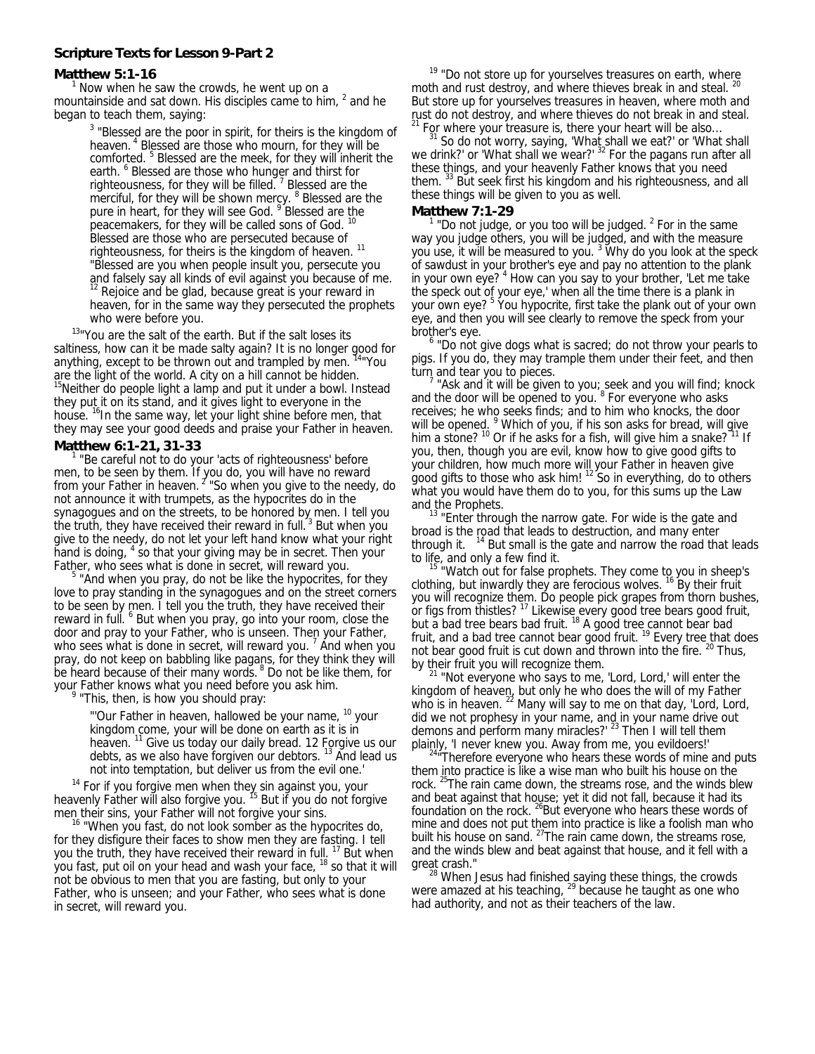**Scripture Texts for Lesson 9-Part 2**

**Matthew 5:1-16**

[1] Now when he saw the crowds, he went up on a mountainside and sat down. His disciples came to him, [2] and he began to teach them, saying:

> [3] "Blessed are the poor in spirit, for theirs is the kingdom of heaven. [4] Blessed are those who mourn, for they will be comforted. [5] Blessed are the meek, for they will inherit the earth. [6] Blessed are those who hunger and thirst for righteousness, for they will be filled. [7] Blessed are the merciful, for they will be shown mercy. [8] Blessed are the pure in heart, for they will see God. [9] Blessed are the peacemakers, for they will be called sons of God. [10] Blessed are those who are persecuted because of righteousness, for theirs is the kingdom of heaven. [11] "Blessed are you when people insult you, persecute you and falsely say all kinds of evil against you because of me. [12] Rejoice and be glad, because great is your reward in heaven, for in the same way they persecuted the prophets who were before you.

[13]"You are the salt of the earth. But if the salt loses its saltiness, how can it be made salty again? It is no longer good for anything, except to be thrown out and trampled by men. [14]"You are the light of the world. A city on a hill cannot be hidden. [15]Neither do people light a lamp and put it under a bowl. Instead they put it on its stand, and it gives light to everyone in the house. [16]In the same way, let your light shine before men, that they may see your good deeds and praise your Father in heaven.

**Matthew 6:1-21, 31-33**

[1] "Be careful not to do your 'acts of righteousness' before men, to be seen by them. If you do, you will have no reward from your Father in heaven. [2] "So when you give to the needy, do not announce it with trumpets, as the hypocrites do in the synagogues and on the streets, to be honored by men. I tell you the truth, they have received their reward in full. [3] But when you give to the needy, do not let your left hand know what your right hand is doing, [4] so that your giving may be in secret. Then your Father, who sees what is done in secret, will reward you.

[5] "And when you pray, do not be like the hypocrites, for they love to pray standing in the synagogues and on the street corners to be seen by men. I tell you the truth, they have received their reward in full. [6] But when you pray, go into your room, close the door and pray to your Father, who is unseen. Then your Father, who sees what is done in secret, will reward you. [7] And when you pray, do not keep on babbling like pagans, for they think they will be heard because of their many words. [8] Do not be like them, for your Father knows what you need before you ask him.

[9] "This, then, is how you should pray:

> "'Our Father in heaven, hallowed be your name, [10] your kingdom come, your will be done on earth as it is in heaven. [11] Give us today our daily bread. 12 Forgive us our debts, as we also have forgiven our debtors. [13] And lead us not into temptation, but deliver us from the evil one.'

[14] For if you forgive men when they sin against you, your heavenly Father will also forgive you. [15] But if you do not forgive men their sins, your Father will not forgive your sins.

[16] "When you fast, do not look somber as the hypocrites do, for they disfigure their faces to show men they are fasting. I tell you the truth, they have received their reward in full. [17] But when you fast, put oil on your head and wash your face, [18] so that it will not be obvious to men that you are fasting, but only to your Father, who is unseen; and your Father, who sees what is done in secret, will reward you.

[19] "Do not store up for yourselves treasures on earth, where moth and rust destroy, and where thieves break in and steal. [20] But store up for yourselves treasures in heaven, where moth and rust do not destroy, and where thieves do not break in and steal. [21] For where your treasure is, there your heart will be also...

[31] So do not worry, saying, 'What shall we eat?' or 'What shall we drink?' or 'What shall we wear?' [32] For the pagans run after all these things, and your heavenly Father knows that you need them. [33] But seek first his kingdom and his righteousness, and all these things will be given to you as well.

**Matthew 7:1-29**

[1] "Do not judge, or you too will be judged. [2] For in the same way you judge others, you will be judged, and with the measure you use, it will be measured to you. [3] Why do you look at the speck of sawdust in your brother's eye and pay no attention to the plank in your own eye? [4] How can you say to your brother, 'Let me take the speck out of your eye,' when all the time there is a plank in your own eye? [5] You hypocrite, first take the plank out of your own eye, and then you will see clearly to remove the speck from your brother's eye.

[6] "Do not give dogs what is sacred; do not throw your pearls to pigs. If you do, they may trample them under their feet, and then turn and tear you to pieces.

[7] "Ask and it will be given to you; seek and you will find; knock and the door will be opened to you. [8] For everyone who asks receives; he who seeks finds; and to him who knocks, the door will be opened. [9] Which of you, if his son asks for bread, will give him a stone? [10] Or if he asks for a fish, will give him a snake? [11] If you, then, though you are evil, know how to give good gifts to your children, how much more will your Father in heaven give good gifts to those who ask him! [12] So in everything, do to others what you would have them do to you, for this sums up the Law and the Prophets.

[13] "Enter through the narrow gate. For wide is the gate and broad is the road that leads to destruction, and many enter through it. [14] But small is the gate and narrow the road that leads to life, and only a few find it.

[15] "Watch out for false prophets. They come to you in sheep's clothing, but inwardly they are ferocious wolves. [16] By their fruit you will recognize them. Do people pick grapes from thorn bushes, or figs from thistles? [17] Likewise every good tree bears good fruit, but a bad tree bears bad fruit. [18] A good tree cannot bear bad fruit, and a bad tree cannot bear good fruit. [19] Every tree that does not bear good fruit is cut down and thrown into the fire. [20] Thus, by their fruit you will recognize them.

[21] "Not everyone who says to me, 'Lord, Lord,' will enter the kingdom of heaven, but only he who does the will of my Father who is in heaven. [22] Many will say to me on that day, 'Lord, Lord, did we not prophesy in your name, and in your name drive out demons and perform many miracles?' [23] Then I will tell them plainly, 'I never knew you. Away from me, you evildoers!'

[24]"Therefore everyone who hears these words of mine and puts them into practice is like a wise man who built his house on the rock. [25]The rain came down, the streams rose, and the winds blew and beat against that house; yet it did not fall, because it had its foundation on the rock. [26]But everyone who hears these words of mine and does not put them into practice is like a foolish man who built his house on sand. [27]The rain came down, the streams rose, and the winds blew and beat against that house, and it fell with a great crash."

[28] When Jesus had finished saying these things, the crowds were amazed at his teaching, [29] because he taught as one who had authority, and not as their teachers of the law.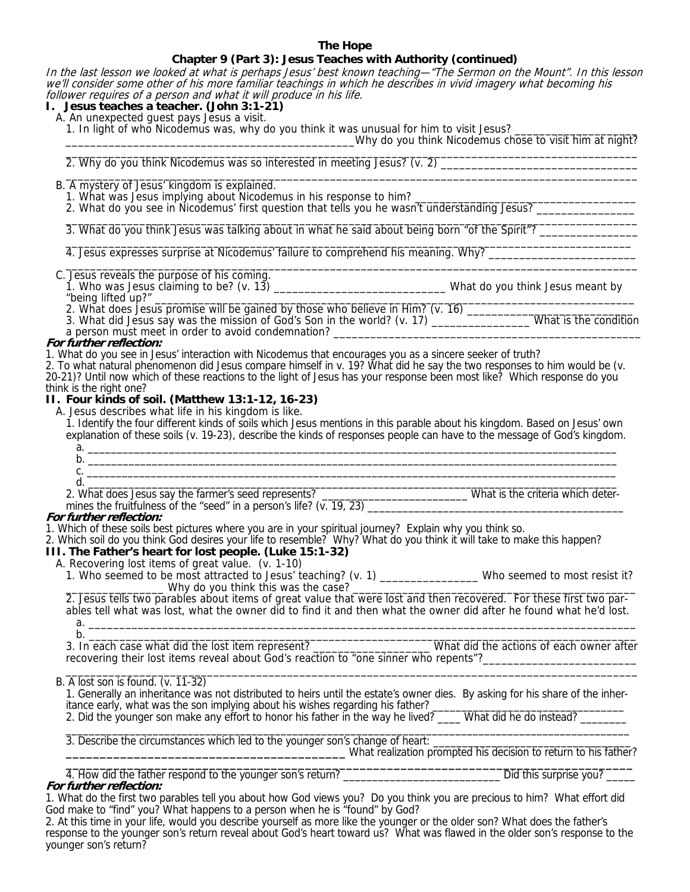**The Hope**

**Chapter 9 (Part 3): Jesus Teaches with Authority (continued)**

*In the last lesson we looked at what is perhaps Jesus' best known teaching—"The Sermon on the Mount". In this lesson we'll consider some other of his more familiar teachings in which he describes in vivid imagery what becoming his follower requires of a person and what it will produce in his life.*

## I. Jesus teaches a teacher. (John 3:1-21)

A. An unexpected guest pays Jesus a visit.

1. In light of who Nicodemus was, why do you think it was unusual for him to visit Jesus? ____________________ ______________________________________________ Why do you think Nicodemus chose to visit him at night? ____________________________________________________________________________________

2. Why do you think Nicodemus was so interested in meeting Jesus? (v. 2) ______________________________ ____________________________________________________________________________________

B. A mystery of Jesus' kingdom is explained.

1. What was Jesus implying about Nicodemus in his response to him? ______________________________________

2. What do you see in Nicodemus' first question that tells you he wasn't understanding Jesus? _______________ ____________________________________________________________________________________

3. What do you think Jesus was talking about in what he said about being born "of the Spirit"? _______________ ____________________________________________________________________________________

4. Jesus expresses surprise at Nicodemus' failure to comprehend his meaning. Why? _______________________ ____________________________________________________________________________________

C. Jesus reveals the purpose of his coming.

1. Who was Jesus claiming to be? (v. 13) ____________________________ What do you think Jesus meant by "being lifted up?" ____________________________________________________________________________

2. What does Jesus promise will be gained by those who believe in Him? (v. 16) _____________________________

3. What did Jesus say was the mission of God's Son in the world? (v. 17) ________________ What is the condition a person must meet in order to avoid condemnation? ___________________________________________________

***For further reflection:***

1. What do you see in Jesus' interaction with Nicodemus that encourages you as a sincere seeker of truth?
2. To what natural phenomenon did Jesus compare himself in v. 19? What did he say the two responses to him would be (v. 20-21)? Until now which of these reactions to the light of Jesus has your response been most like? Which response do you think is the right one?

## II. Four kinds of soil. (Matthew 13:1-12, 16-23)

A. Jesus describes what life in his kingdom is like.

1. Identify the four different kinds of soils which Jesus mentions in this parable about his kingdom. Based on Jesus' own explanation of these soils (v. 19-23), describe the kinds of responses people can have to the message of God's kingdom.

   a. ____________________________________________________________________________________
   b. ____________________________________________________________________________________
   c. ____________________________________________________________________________________
   d. ____________________________________________________________________________________

2. What does Jesus say the farmer's seed represents? __________________________ What is the criteria which determines the fruitfulness of the "seed" in a person's life? (v. 19, 23) _____________________________________________

***For further reflection:***

1. Which of these soils best pictures where you are in your spiritual journey? Explain why you think so.
2. Which soil do you think God desires your life to resemble? Why? What do you think it will take to make this happen?

## III. The Father's heart for lost people. (Luke 15:1-32)

A. Recovering lost items of great value. (v. 1-10)

1. Who seemed to be most attracted to Jesus' teaching? (v. 1) ________________ Who seemed to most resist it? ________________ Why do you think this was the case? ______________________________________________

2. Jesus tells two parables about items of great value that were lost and then recovered. For these first two parables tell what was lost, what the owner did to find it and then what the owner did after he found what he'd lost.

   a. ____________________________________________________________________________________
   b. ____________________________________________________________________________________

3. In each case what did the lost item represent? ____________________ What did the actions of each owner after recovering their lost items reveal about God's reaction to "one sinner who repents"?________________________ ____________________________________________________________________________________

B. A lost son is found. (v. 11-32)

1. Generally an inheritance was not distributed to heirs until the estate's owner dies. By asking for his share of the inheritance early, what was the son implying about his wishes regarding his father? __________________________________

2. Did the younger son make any effort to honor his father in the way he lived? ____ What did he do instead? ________ ____________________________________________________________________________________

3. Describe the circumstances which led to the younger son's change of heart: ___________________________________ __________________________________________ What realization prompted his decision to return to his father? ____________________________________________________________________________________

4. How did the father respond to the younger son's return? __________________________ Did this surprise you? _____

***For further reflection:***

1. What do the first two parables tell you about how God views you? Do you think you are precious to him? What effort did God make to "find" you? What happens to a person when he is "found" by God?
2. At this time in your life, would you describe yourself as more like the younger or the older son? What does the father's response to the younger son's return reveal about God's heart toward us? What was flawed in the older son's response to the younger son's return?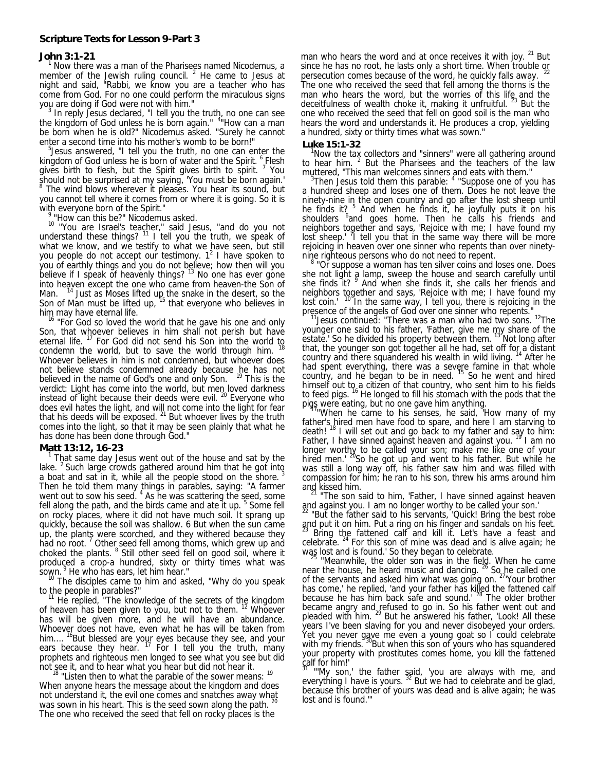**Scripture Texts for Lesson 9-Part 3**

**John 3:1-21**

[1] Now there was a man of the Pharisees named Nicodemus, a member of the Jewish ruling council. [2] He came to Jesus at night and said, "Rabbi, we know you are a teacher who has come from God. For no one could perform the miraculous signs you are doing if God were not with him."

[3] In reply Jesus declared, "I tell you the truth, no one can see the kingdom of God unless he is born again." [4]"How can a man be born when he is old?" Nicodemus asked. "Surely he cannot enter a second time into his mother's womb to be born!"

[5]Jesus answered, "I tell you the truth, no one can enter the kingdom of God unless he is born of water and the Spirit. [6] Flesh gives birth to flesh, but the Spirit gives birth to spirit. [7] You should not be surprised at my saying, 'You must be born again.' [8] The wind blows wherever it pleases. You hear its sound, but you cannot tell where it comes from or where it is going. So it is with everyone born of the Spirit."

[9] "How can this be?" Nicodemus asked.

[10] "You are Israel's teacher," said Jesus, "and do you not understand these things? [11] I tell you the truth, we speak of what we know, and we testify to what we have seen, but still you people do not accept our testimony. 1[2] I have spoken to you of earthly things and you do not believe; how then will you believe if I speak of heavenly things? [13] No one has ever gone into heaven except the one who came from heaven-the Son of Man. [14] Just as Moses lifted up the snake in the desert, so the Son of Man must be lifted up, [15] that everyone who believes in him may have eternal life.

[16] "For God so loved the world that he gave his one and only Son, that whoever believes in him shall not perish but have eternal life. [17] For God did not send his Son into the world to condemn the world, but to save the world through him. [18] Whoever believes in him is not condemned, but whoever does not believe stands condemned already because he has not believed in the name of God's one and only Son. [19] This is the verdict: Light has come into the world, but men loved darkness instead of light because their deeds were evil. [20] Everyone who does evil hates the light, and will not come into the light for fear that his deeds will be exposed. [21] But whoever lives by the truth comes into the light, so that it may be seen plainly that what he has done has been done through God."

**Matt 13:12, 16-23**

[1] That same day Jesus went out of the house and sat by the lake. [2] Such large crowds gathered around him that he got into a boat and sat in it, while all the people stood on the shore. [3] Then he told them many things in parables, saying: "A farmer went out to sow his seed. [4] As he was scattering the seed, some fell along the path, and the birds came and ate it up. [5] Some fell on rocky places, where it did not have much soil. It sprang up quickly, because the soil was shallow. 6 But when the sun came up, the plants were scorched, and they withered because they had no root. [7] Other seed fell among thorns, which grew up and choked the plants. [8] Still other seed fell on good soil, where it produced a crop-a hundred, sixty or thirty times what was sown. [9] He who has ears, let him hear."

[10] The disciples came to him and asked, "Why do you speak to the people in parables?"

[11] He replied, "The knowledge of the secrets of the kingdom of heaven has been given to you, but not to them. [12] Whoever has will be given more, and he will have an abundance. Whoever does not have, even what he has will be taken from him.... [16]But blessed are your eyes because they see, and your ears because they hear. [17] For I tell you the truth, many prophets and righteous men longed to see what you see but did not see it, and to hear what you hear but did not hear it.

[18] "Listen then to what the parable of the sower means: [19] When anyone hears the message about the kingdom and does not understand it, the evil one comes and snatches away what was sown in his heart. This is the seed sown along the path. [20] The one who received the seed that fell on rocky places is the man who hears the word and at once receives it with joy. [21] But since he has no root, he lasts only a short time. When trouble or persecution comes because of the word, he quickly falls away. [22] The one who received the seed that fell among the thorns is the man who hears the word, but the worries of this life and the deceitfulness of wealth choke it, making it unfruitful. [23] But the one who received the seed that fell on good soil is the man who hears the word and understands it. He produces a crop, yielding a hundred, sixty or thirty times what was sown."

**Luke 15:1-32**

[1]Now the tax collectors and "sinners" were all gathering around to hear him. [2] But the Pharisees and the teachers of the law muttered, "This man welcomes sinners and eats with them."

[3]Then Jesus told them this parable: [4] "Suppose one of you has a hundred sheep and loses one of them. Does he not leave the ninety-nine in the open country and go after the lost sheep until he finds it? [5] And when he finds it, he joyfully puts it on his shoulders [6]and goes home. Then he calls his friends and neighbors together and says, 'Rejoice with me; I have found my lost sheep.' [7]I tell you that in the same way there will be more rejoicing in heaven over one sinner who repents than over ninety-nine righteous persons who do not need to repent.

[8] "Or suppose a woman has ten silver coins and loses one. Does she not light a lamp, sweep the house and search carefully until she finds it? [9] And when she finds it, she calls her friends and neighbors together and says, 'Rejoice with me; I have found my lost coin.' [10] In the same way, I tell you, there is rejoicing in the presence of the angels of God over one sinner who repents."

[11]Jesus continued: "There was a man who had two sons. [12]The younger one said to his father, 'Father, give me my share of the estate.' So he divided his property between them. [13] Not long after that, the younger son got together all he had, set off for a distant country and there squandered his wealth in wild living. [14] After he had spent everything, there was a severe famine in that whole country, and he began to be in need. [15] So he went and hired himself out to a citizen of that country, who sent him to his fields to feed pigs. [16] He longed to fill his stomach with the pods that the pigs were eating, but no one gave him anything.

[17]"When he came to his senses, he said, 'How many of my father's hired men have food to spare, and here I am starving to death! [18] I will set out and go back to my father and say to him: Father, I have sinned against heaven and against you. [19] I am no longer worthy to be called your son; make me like one of your hired men.' [20]So he got up and went to his father. But while he was still a long way off, his father saw him and was filled with compassion for him; he ran to his son, threw his arms around him and kissed him.

[21] "The son said to him, 'Father, I have sinned against heaven and against you. I am no longer worthy to be called your son.'

[22] "But the father said to his servants, 'Quick! Bring the best robe and put it on him. Put a ring on his finger and sandals on his feet. [23] Bring the fattened calf and kill it. Let's have a feast and celebrate. [24] For this son of mine was dead and is alive again; he was lost and is found.' So they began to celebrate.

[25] "Meanwhile, the older son was in the field. When he came near the house, he heard music and dancing. [26] So he called one of the servants and asked him what was going on. [27]'Your brother has come,' he replied, 'and your father has killed the fattened calf because he has him back safe and sound.' [28] The older brother became angry and refused to go in. So his father went out and pleaded with him. [29] But he answered his father, 'Look! All these years I've been slaving for you and never disobeyed your orders. Yet you never gave me even a young goat so I could celebrate with my friends. [30]But when this son of yours who has squandered your property with prostitutes comes home, you kill the fattened calf for him!'

[31] "'My son,' the father said, 'you are always with me, and everything I have is yours. [32] But we had to celebrate and be glad, because this brother of yours was dead and is alive again; he was lost and is found.'"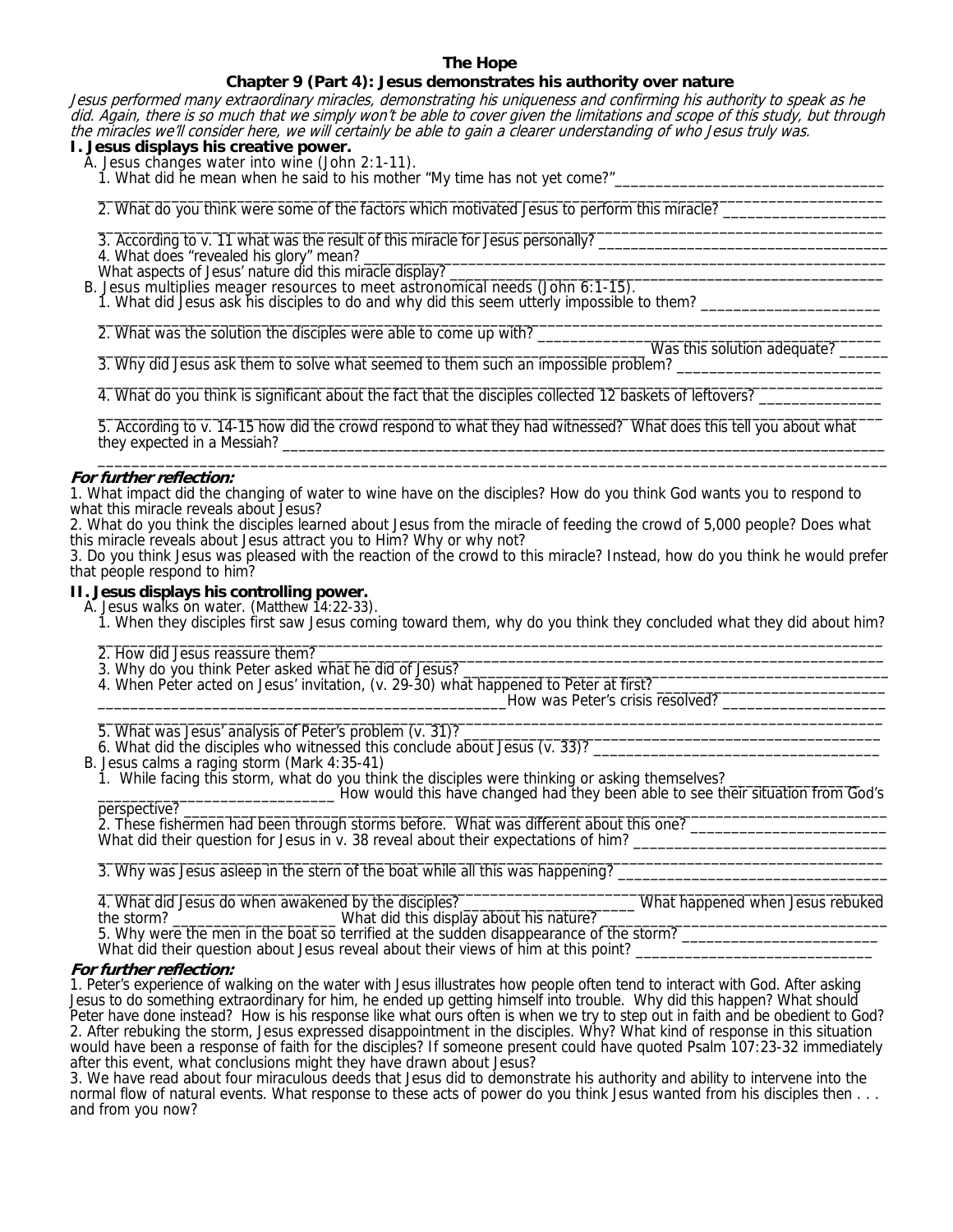**The Hope**

**Chapter 9 (Part 4): Jesus demonstrates his authority over nature**

*Jesus performed many extraordinary miracles, demonstrating his uniqueness and confirming his authority to speak as he did. Again, there is so much that we simply won't be able to cover given the limitations and scope of this study, but through the miracles we'll consider here, we will certainly be able to gain a clearer understanding of who Jesus truly was.*

**I. Jesus displays his creative power.**

A. Jesus changes water into wine (John 2:1-11).

1. What did he mean when he said to his mother "My time has not yet come?"___________________________________
_______________________________________________________________________________________________

2. What do you think were some of the factors which motivated Jesus to perform this miracle? ____________________
_______________________________________________________________________________________________

3. According to v. 11 what was the result of this miracle for Jesus personally? _____________________________________

4. What does "revealed his glory" mean? _________________________________________________________________
What aspects of Jesus' nature did this miracle display?_____________________________________________________

B. Jesus multiplies meager resources to meet astronomical needs (John 6:1-15).

1. What did Jesus ask his disciples to do and why did this seem utterly impossible to them? _______________________
_______________________________________________________________________________________________

2. What was the solution the disciples were able to come up with? ____________________________________________
_______________________________________________________________________ Was this solution adequate? ______

3. Why did Jesus ask them to solve what seemed to them such an impossible problem? __________________________
_______________________________________________________________________________________________

4. What do you think is significant about the fact that the disciples collected 12 baskets of leftovers? _______________
_______________________________________________________________________________________________

5. According to v. 14-15 how did the crowd respond to what they had witnessed? What does this tell you about what they expected in a Messiah? ________________________________________________________________________
_______________________________________________________________________________________________

***For further reflection:***

1. What impact did the changing of water to wine have on the disciples? How do you think God wants you to respond to what this miracle reveals about Jesus?
2. What do you think the disciples learned about Jesus from the miracle of feeding the crowd of 5,000 people? Does what this miracle reveals about Jesus attract you to Him? Why or why not?
3. Do you think Jesus was pleased with the reaction of the crowd to this miracle? Instead, how do you think he would prefer that people respond to him?

**II. Jesus displays his controlling power.**

A. Jesus walks on water. (Matthew 14:22-33).

1. When they disciples first saw Jesus coming toward them, why do you think they concluded what they did about him?
_______________________________________________________________________________________________

2. How did Jesus reassure them? _______________________________________________________________________

3. Why do you think Peter asked what he did of Jesus? _____________________________________________________

4. When Peter acted on Jesus' invitation, (v. 29-30) what happened to Peter at first? ______________________________
__________________________________________________How was Peter's crisis resolved? ____________________
_______________________________________________________________________________________________

5. What was Jesus' analysis of Peter's problem (v. 31)? ____________________________________________________

6. What did the disciples who witnessed this conclude about Jesus (v. 33)? ____________________________________

B. Jesus calms a raging storm (Mark 4:35-41)

1. While facing this storm, what do you think the disciples were thinking or asking themselves? __________________
______________________________ How would this have changed had they been able to see their situation from God's perspective? ________________________________________________________________________________

2. These fishermen had been through storms before. What was different about this one? _______________________
What did their question for Jesus in v. 38 reveal about their expectations of him? ______________________________
_______________________________________________________________________________________________

3. Why was Jesus asleep in the stern of the boat while all this was happening? _________________________________
_______________________________________________________________________________________________

4. What did Jesus do when awakened by the disciples? ______________________ What happened when Jesus rebuked the storm? ______________________ What did this display about his nature? ________________________________

5. Why were the men in the boat so terrified at the sudden disappearance of the storm? _________________________
What did their question about Jesus reveal about their views of him at this point? ______________________________

***For further reflection:***

1. Peter's experience of walking on the water with Jesus illustrates how people often tend to interact with God. After asking Jesus to do something extraordinary for him, he ended up getting himself into trouble. Why did this happen? What should Peter have done instead? How is his response like what ours often is when we try to step out in faith and be obedient to God?
2. After rebuking the storm, Jesus expressed disappointment in the disciples. Why? What kind of response in this situation would have been a response of faith for the disciples? If someone present could have quoted Psalm 107:23-32 immediately after this event, what conclusions might they have drawn about Jesus?
3. We have read about four miraculous deeds that Jesus did to demonstrate his authority and ability to intervene into the normal flow of natural events. What response to these acts of power do you think Jesus wanted from his disciples then . . . and from you now?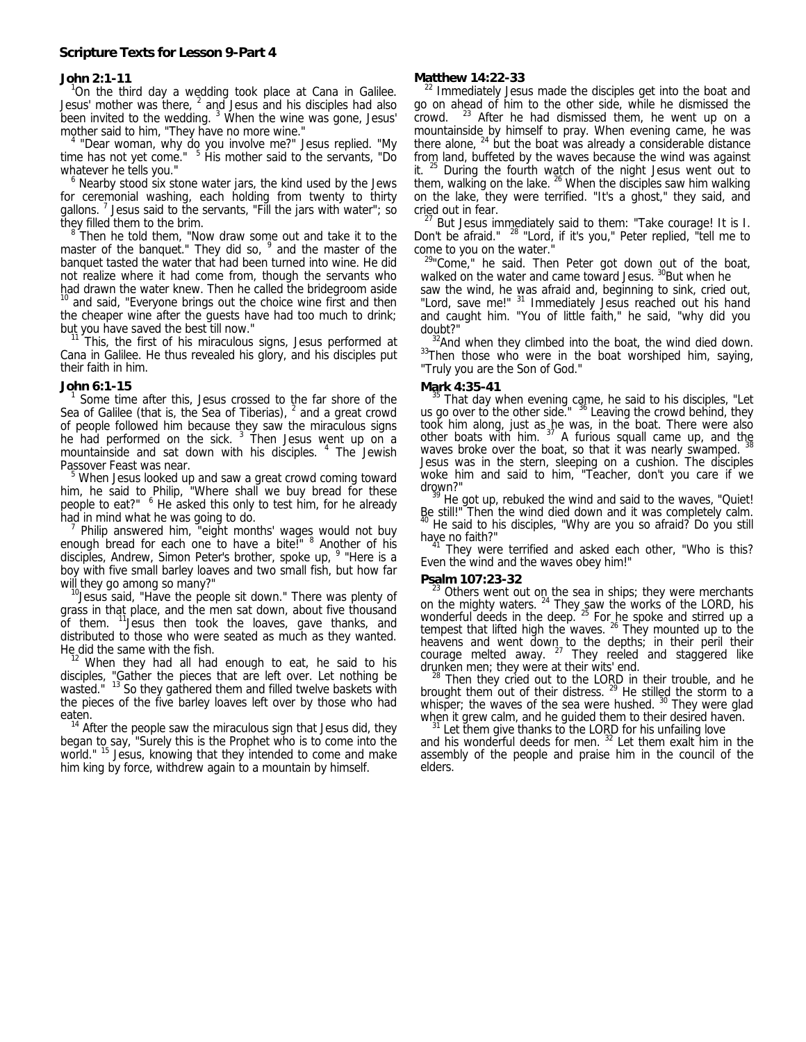## Scripture Texts for Lesson 9-Part 4

### John 2:1-11

[1]On the third day a wedding took place at Cana in Galilee. Jesus' mother was there, [2] and Jesus and his disciples had also been invited to the wedding. [3] When the wine was gone, Jesus' mother said to him, "They have no more wine."

[4] "Dear woman, why do you involve me?" Jesus replied. "My time has not yet come." [5] His mother said to the servants, "Do whatever he tells you."

[6] Nearby stood six stone water jars, the kind used by the Jews for ceremonial washing, each holding from twenty to thirty gallons. [7] Jesus said to the servants, "Fill the jars with water"; so they filled them to the brim.

[8] Then he told them, "Now draw some out and take it to the master of the banquet." They did so, [9] and the master of the banquet tasted the water that had been turned into wine. He did not realize where it had come from, though the servants who had drawn the water knew. Then he called the bridegroom aside [10] and said, "Everyone brings out the choice wine first and then the cheaper wine after the guests have had too much to drink; but you have saved the best till now."

[11] This, the first of his miraculous signs, Jesus performed at Cana in Galilee. He thus revealed his glory, and his disciples put their faith in him.

### John 6:1-15

[1] Some time after this, Jesus crossed to the far shore of the Sea of Galilee (that is, the Sea of Tiberias), [2] and a great crowd of people followed him because they saw the miraculous signs he had performed on the sick. [3] Then Jesus went up on a mountainside and sat down with his disciples. [4] The Jewish Passover Feast was near.

[5] When Jesus looked up and saw a great crowd coming toward him, he said to Philip, "Where shall we buy bread for these people to eat?" [6] He asked this only to test him, for he already had in mind what he was going to do.

[7] Philip answered him, "eight months' wages would not buy enough bread for each one to have a bite!" [8] Another of his disciples, Andrew, Simon Peter's brother, spoke up, [9] "Here is a boy with five small barley loaves and two small fish, but how far will they go among so many?"

[10]Jesus said, "Have the people sit down." There was plenty of grass in that place, and the men sat down, about five thousand of them. [11]Jesus then took the loaves, gave thanks, and distributed to those who were seated as much as they wanted. He did the same with the fish.

[12] When they had all had enough to eat, he said to his disciples, "Gather the pieces that are left over. Let nothing be wasted." [13] So they gathered them and filled twelve baskets with the pieces of the five barley loaves left over by those who had eaten.

[14] After the people saw the miraculous sign that Jesus did, they began to say, "Surely this is the Prophet who is to come into the world." [15] Jesus, knowing that they intended to come and make him king by force, withdrew again to a mountain by himself.

### Matthew 14:22-33

[22] Immediately Jesus made the disciples get into the boat and go on ahead of him to the other side, while he dismissed the crowd. [23] After he had dismissed them, he went up on a mountainside by himself to pray. When evening came, he was there alone, [24] but the boat was already a considerable distance from land, buffeted by the waves because the wind was against it. [25] During the fourth watch of the night Jesus went out to them, walking on the lake. [26] When the disciples saw him walking on the lake, they were terrified. "It's a ghost," they said, and cried out in fear.

[27] But Jesus immediately said to them: "Take courage! It is I. Don't be afraid." [28] "Lord, if it's you," Peter replied, "tell me to come to you on the water."

[29]"Come," he said. Then Peter got down out of the boat, walked on the water and came toward Jesus. [30]But when he saw the wind, he was afraid and, beginning to sink, cried out, "Lord, save me!" [31] Immediately Jesus reached out his hand and caught him. "You of little faith," he said, "why did you doubt?"

[32]And when they climbed into the boat, the wind died down. [33]Then those who were in the boat worshiped him, saying, "Truly you are the Son of God."

### Mark 4:35-41

[35] That day when evening came, he said to his disciples, "Let us go over to the other side." [36] Leaving the crowd behind, they took him along, just as he was, in the boat. There were also other boats with him. [37] A furious squall came up, and the waves broke over the boat, so that it was nearly swamped. [38] Jesus was in the stern, sleeping on a cushion. The disciples woke him and said to him, "Teacher, don't you care if we drown?"

[39] He got up, rebuked the wind and said to the waves, "Quiet! Be still!" Then the wind died down and it was completely calm. [40] He said to his disciples, "Why are you so afraid? Do you still have no faith?"

[41] They were terrified and asked each other, "Who is this? Even the wind and the waves obey him!"

### Psalm 107:23-32

[23] Others went out on the sea in ships; they were merchants on the mighty waters. [24] They saw the works of the LORD, his wonderful deeds in the deep. [25] For he spoke and stirred up a tempest that lifted high the waves. [26] They mounted up to the heavens and went down to the depths; in their peril their courage melted away. [27] They reeled and staggered like drunken men; they were at their wits' end.

[28] Then they cried out to the LORD in their trouble, and he brought them out of their distress. [29] He stilled the storm to a whisper; the waves of the sea were hushed. [30] They were glad when it grew calm, and he guided them to their desired haven.

[31] Let them give thanks to the LORD for his unfailing love and his wonderful deeds for men. [32] Let them exalt him in the assembly of the people and praise him in the council of the elders.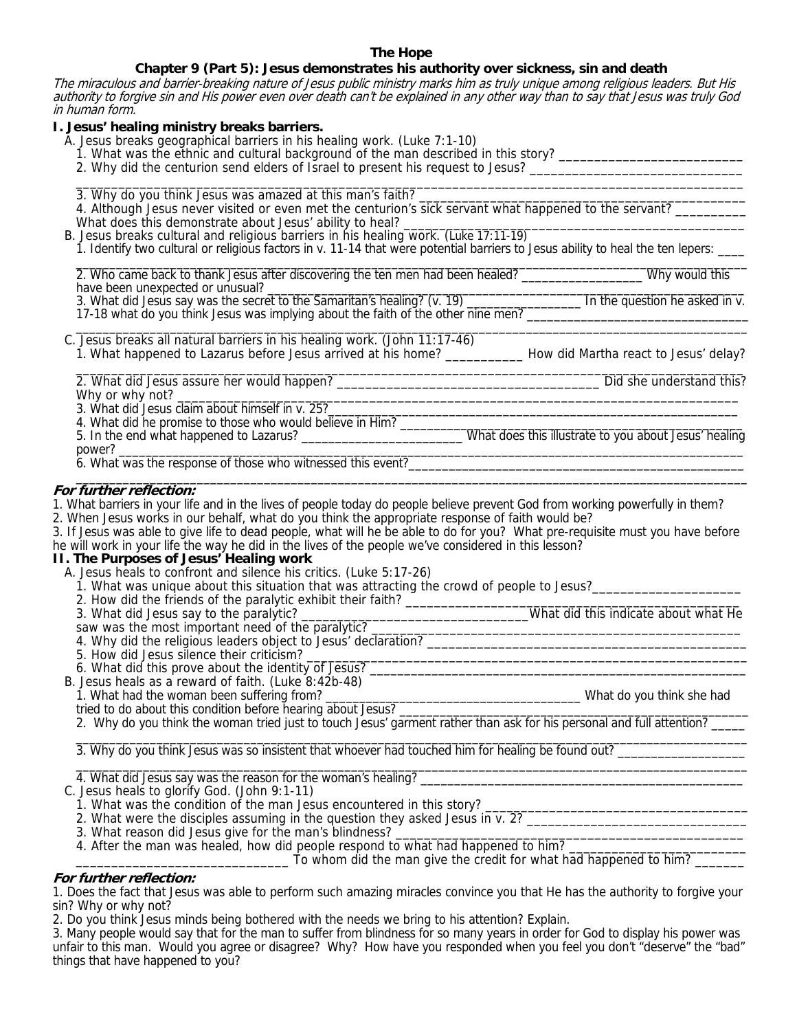# The Hope

## Chapter 9 (Part 5): Jesus demonstrates his authority over sickness, sin and death

*The miraculous and barrier-breaking nature of Jesus public ministry marks him as truly unique among religious leaders. But His authority to forgive sin and His power even over death can't be explained in any other way than to say that Jesus was truly God in human form.*

### I. Jesus' healing ministry breaks barriers.

A. Jesus breaks geographical barriers in his healing work. (Luke 7:1-10)

1. What was the ethnic and cultural background of the man described in this story? ___________________________
2. Why did the centurion send elders of Israel to present his request to Jesus? _______________________________ ________________________________________________________________________________________________
3. Why do you think Jesus was amazed at this man's faith? _______________________________________________
4. Although Jesus never visited or even met the centurion's sick servant what happened to the servant? __________ What does this demonstrate about Jesus' ability to heal? _________________________________________________

B. Jesus breaks cultural and religious barriers in his healing work. (Luke 17:11-19)

1. Identify two cultural or religious factors in v. 11-14 that were potential barriers to Jesus ability to heal the ten lepers: ____ ________________________________________________________________________________________________
2. Who came back to thank Jesus after discovering the ten men had been healed? __________________ Why would this have been unexpected or unusual? _______________________________________________________________
3. What did Jesus say was the secret to the Samaritan's healing? (v. 19) _________________ In the question he asked in v. 17-18 what do you think Jesus was implying about the faith of the other nine men? _________________________________ ________________________________________________________________________________________________

C. Jesus breaks all natural barriers in his healing work. (John 11:17-46)

1. What happened to Lazarus before Jesus arrived at his home? ___________ How did Martha react to Jesus' delay? ________________________________________________________________________________________________
2. What did Jesus assure her would happen? _______________________________________ Did she understand this? Why or why not? _________________________________________________________________________________
3. What did Jesus claim about himself in v. 25?______________________________________________________________
4. What did he promise to those who would believe in Him? _________________________________________________
5. In the end what happened to Lazarus? _________________________ What does this illustrate to you about Jesus' healing power? _________________________________________________________________________________________
6. What was the response of those who witnessed this event?___________________________________________________ ________________________________________________________________________________________________

***For further reflection:***

1. What barriers in your life and in the lives of people today do people believe prevent God from working powerfully in them?
2. When Jesus works in our behalf, what do you think the appropriate response of faith would be?
3. If Jesus was able to give life to dead people, what will he be able to do for you? What pre-requisite must you have before he will work in your life the way he did in the lives of the people we've considered in this lesson?

### II. The Purposes of Jesus' Healing work

A. Jesus heals to confront and silence his critics. (Luke 5:17-26)

1. What was unique about this situation that was attracting the crowd of people to Jesus?_____________________
2. How did the friends of the paralytic exhibit their faith? ________________________________________________
3. What did Jesus say to the paralytic? ___________________________________What did this indicate about what He saw was the most important need of the paralytic? ______________________________________________________
4. Why did the religious leaders object to Jesus' declaration? ___________________________________________________
5. How did Jesus silence their criticism? __________________________________________________________________
6. What did this prove about the identity of Jesus? ___________________________________________________________

B. Jesus heals as a reward of faith. (Luke 8:42b-48)

1. What had the woman been suffering from? ______________________________________ What do you think she had tried to do about this condition before hearing about Jesus? _________________________________________________
2. Why do you think the woman tried just to touch Jesus' garment rather than ask for his personal and full attention? _____ ________________________________________________________________________________________________
3. Why do you think Jesus was so insistent that whoever had touched him for healing be found out? __________________ ________________________________________________________________________________________________
4. What did Jesus say was the reason for the woman's healing? _________________________________________________

C. Jesus heals to glorify God. (John 9:1-11)

1. What was the condition of the man Jesus encountered in this story? ___________________________________________
2. What were the disciples assuming in the question they asked Jesus in v. 2? _________________________________
3. What reason did Jesus give for the man's blindness? _____________________________________________________
4. After the man was healed, how did people respond to what had happened to him? _________________________ ______________________________ To whom did the man give the credit for what had happened to him? _______

***For further reflection:***

1. Does the fact that Jesus was able to perform such amazing miracles convince you that He has the authority to forgive your sin? Why or why not?
2. Do you think Jesus minds being bothered with the needs we bring to his attention? Explain.
3. Many people would say that for the man to suffer from blindness for so many years in order for God to display his power was unfair to this man. Would you agree or disagree? Why? How have you responded when you feel you don't "deserve" the "bad" things that have happened to you?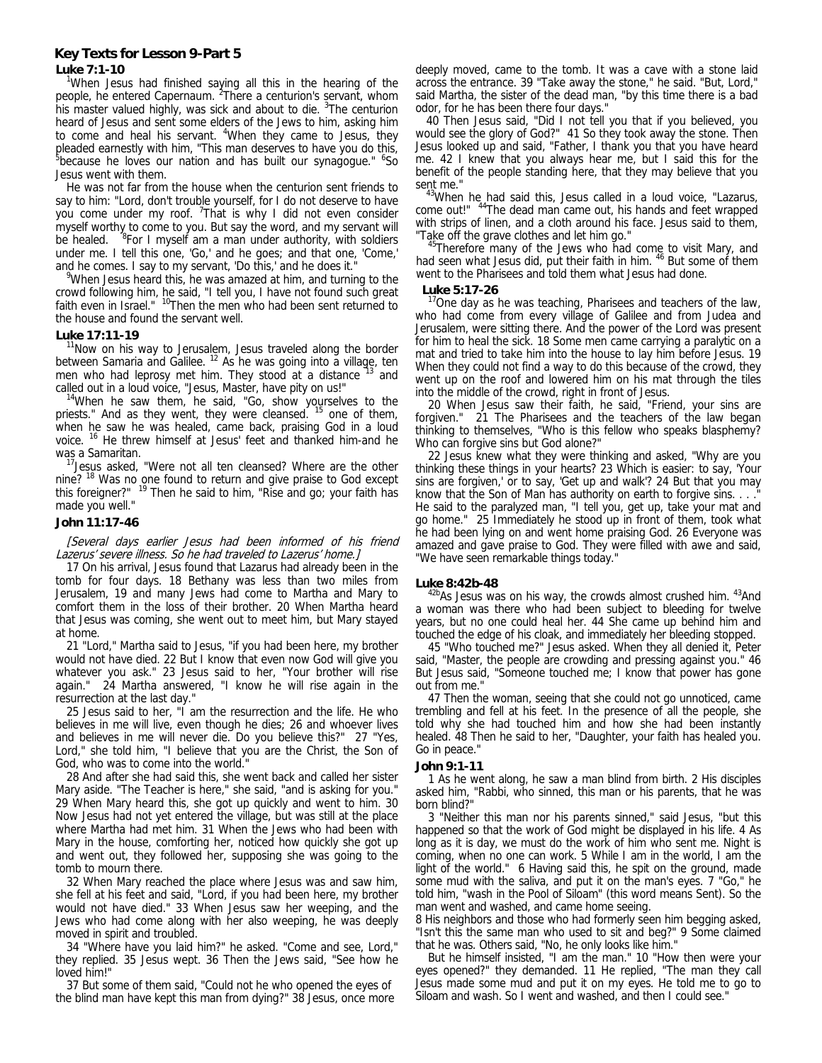# Key Texts for Lesson 9-Part 5

**Luke 7:1-10**

[1]When Jesus had finished saying all this in the hearing of the people, he entered Capernaum. [2]There a centurion's servant, whom his master valued highly, was sick and about to die. [3]The centurion heard of Jesus and sent some elders of the Jews to him, asking him to come and heal his servant. [4]When they came to Jesus, they pleaded earnestly with him, "This man deserves to have you do this, [5]because he loves our nation and has built our synagogue." [6]So Jesus went with them.

He was not far from the house when the centurion sent friends to say to him: "Lord, don't trouble yourself, for I do not deserve to have you come under my roof. [7]That is why I did not even consider myself worthy to come to you. But say the word, and my servant will be healed. [8]For I myself am a man under authority, with soldiers under me. I tell this one, 'Go,' and he goes; and that one, 'Come,' and he comes. I say to my servant, 'Do this,' and he does it."

[9]When Jesus heard this, he was amazed at him, and turning to the crowd following him, he said, "I tell you, I have not found such great faith even in Israel." [10]Then the men who had been sent returned to the house and found the servant well.

**Luke 17:11-19**

[11]Now on his way to Jerusalem, Jesus traveled along the border between Samaria and Galilee. [12] As he was going into a village, ten men who had leprosy met him. They stood at a distance [13] and called out in a loud voice, "Jesus, Master, have pity on us!"

[14]When he saw them, he said, "Go, show yourselves to the priests." And as they went, they were cleansed. [15] one of them, when he saw he was healed, came back, praising God in a loud voice. [16] He threw himself at Jesus' feet and thanked him-and he was a Samaritan.

[17]Jesus asked, "Were not all ten cleansed? Where are the other nine? [18] Was no one found to return and give praise to God except this foreigner?" [19] Then he said to him, "Rise and go; your faith has made you well."

**John 11:17-46**

*[Several days earlier Jesus had been informed of his friend Lazerus' severe illness. So he had traveled to Lazerus' home.]*

17 On his arrival, Jesus found that Lazarus had already been in the tomb for four days. 18 Bethany was less than two miles from Jerusalem, 19 and many Jews had come to Martha and Mary to comfort them in the loss of their brother. 20 When Martha heard that Jesus was coming, she went out to meet him, but Mary stayed at home.

21 "Lord," Martha said to Jesus, "if you had been here, my brother would not have died. 22 But I know that even now God will give you whatever you ask." 23 Jesus said to her, "Your brother will rise again." 24 Martha answered, "I know he will rise again in the resurrection at the last day."

25 Jesus said to her, "I am the resurrection and the life. He who believes in me will live, even though he dies; 26 and whoever lives and believes in me will never die. Do you believe this?" 27 "Yes, Lord," she told him, "I believe that you are the Christ, the Son of God, who was to come into the world."

28 And after she had said this, she went back and called her sister Mary aside. "The Teacher is here," she said, "and is asking for you." 29 When Mary heard this, she got up quickly and went to him. 30 Now Jesus had not yet entered the village, but was still at the place where Martha had met him. 31 When the Jews who had been with Mary in the house, comforting her, noticed how quickly she got up and went out, they followed her, supposing she was going to the tomb to mourn there.

32 When Mary reached the place where Jesus was and saw him, she fell at his feet and said, "Lord, if you had been here, my brother would not have died." 33 When Jesus saw her weeping, and the Jews who had come along with her also weeping, he was deeply moved in spirit and troubled.

34 "Where have you laid him?" he asked. "Come and see, Lord," they replied. 35 Jesus wept. 36 Then the Jews said, "See how he loved him!"

37 But some of them said, "Could not he who opened the eyes of the blind man have kept this man from dying?" 38 Jesus, once more deeply moved, came to the tomb. It was a cave with a stone laid across the entrance. 39 "Take away the stone," he said. "But, Lord," said Martha, the sister of the dead man, "by this time there is a bad odor, for he has been there four days."

40 Then Jesus said, "Did I not tell you that if you believed, you would see the glory of God?" 41 So they took away the stone. Then Jesus looked up and said, "Father, I thank you that you have heard me. 42 I knew that you always hear me, but I said this for the benefit of the people standing here, that they may believe that you sent me."

[43]When he had said this, Jesus called in a loud voice, "Lazarus, come out!" [44]The dead man came out, his hands and feet wrapped with strips of linen, and a cloth around his face. Jesus said to them, "Take off the grave clothes and let him go."

[45]Therefore many of the Jews who had come to visit Mary, and had seen what Jesus did, put their faith in him. [46] But some of them went to the Pharisees and told them what Jesus had done.

**Luke 5:17-26**

[17]One day as he was teaching, Pharisees and teachers of the law, who had come from every village of Galilee and from Judea and Jerusalem, were sitting there. And the power of the Lord was present for him to heal the sick. 18 Some men came carrying a paralytic on a mat and tried to take him into the house to lay him before Jesus. 19 When they could not find a way to do this because of the crowd, they went up on the roof and lowered him on his mat through the tiles into the middle of the crowd, right in front of Jesus.

20 When Jesus saw their faith, he said, "Friend, your sins are forgiven." 21 The Pharisees and the teachers of the law began thinking to themselves, "Who is this fellow who speaks blasphemy? Who can forgive sins but God alone?"

22 Jesus knew what they were thinking and asked, "Why are you thinking these things in your hearts? 23 Which is easier: to say, 'Your sins are forgiven,' or to say, 'Get up and walk'? 24 But that you may know that the Son of Man has authority on earth to forgive sins. . . ." He said to the paralyzed man, "I tell you, get up, take your mat and go home." 25 Immediately he stood up in front of them, took what he had been lying on and went home praising God. 26 Everyone was amazed and gave praise to God. They were filled with awe and said, "We have seen remarkable things today."

**Luke 8:42b-48**

[42b]As Jesus was on his way, the crowds almost crushed him. [43]And a woman was there who had been subject to bleeding for twelve years, but no one could heal her. 44 She came up behind him and touched the edge of his cloak, and immediately her bleeding stopped.

45 "Who touched me?" Jesus asked. When they all denied it, Peter said, "Master, the people are crowding and pressing against you." 46 But Jesus said, "Someone touched me; I know that power has gone out from me."

47 Then the woman, seeing that she could not go unnoticed, came trembling and fell at his feet. In the presence of all the people, she told why she had touched him and how she had been instantly healed. 48 Then he said to her, "Daughter, your faith has healed you. Go in peace."

**John 9:1-11**

1 As he went along, he saw a man blind from birth. 2 His disciples asked him, "Rabbi, who sinned, this man or his parents, that he was born blind?"

3 "Neither this man nor his parents sinned," said Jesus, "but this happened so that the work of God might be displayed in his life. 4 As long as it is day, we must do the work of him who sent me. Night is coming, when no one can work. 5 While I am in the world, I am the light of the world." 6 Having said this, he spit on the ground, made some mud with the saliva, and put it on the man's eyes. 7 "Go," he told him, "wash in the Pool of Siloam" (this word means Sent). So the man went and washed, and came home seeing.

8 His neighbors and those who had formerly seen him begging asked, "Isn't this the same man who used to sit and beg?" 9 Some claimed that he was. Others said, "No, he only looks like him."

But he himself insisted, "I am the man." 10 "How then were your eyes opened?" they demanded. 11 He replied, "The man they call Jesus made some mud and put it on my eyes. He told me to go to Siloam and wash. So I went and washed, and then I could see."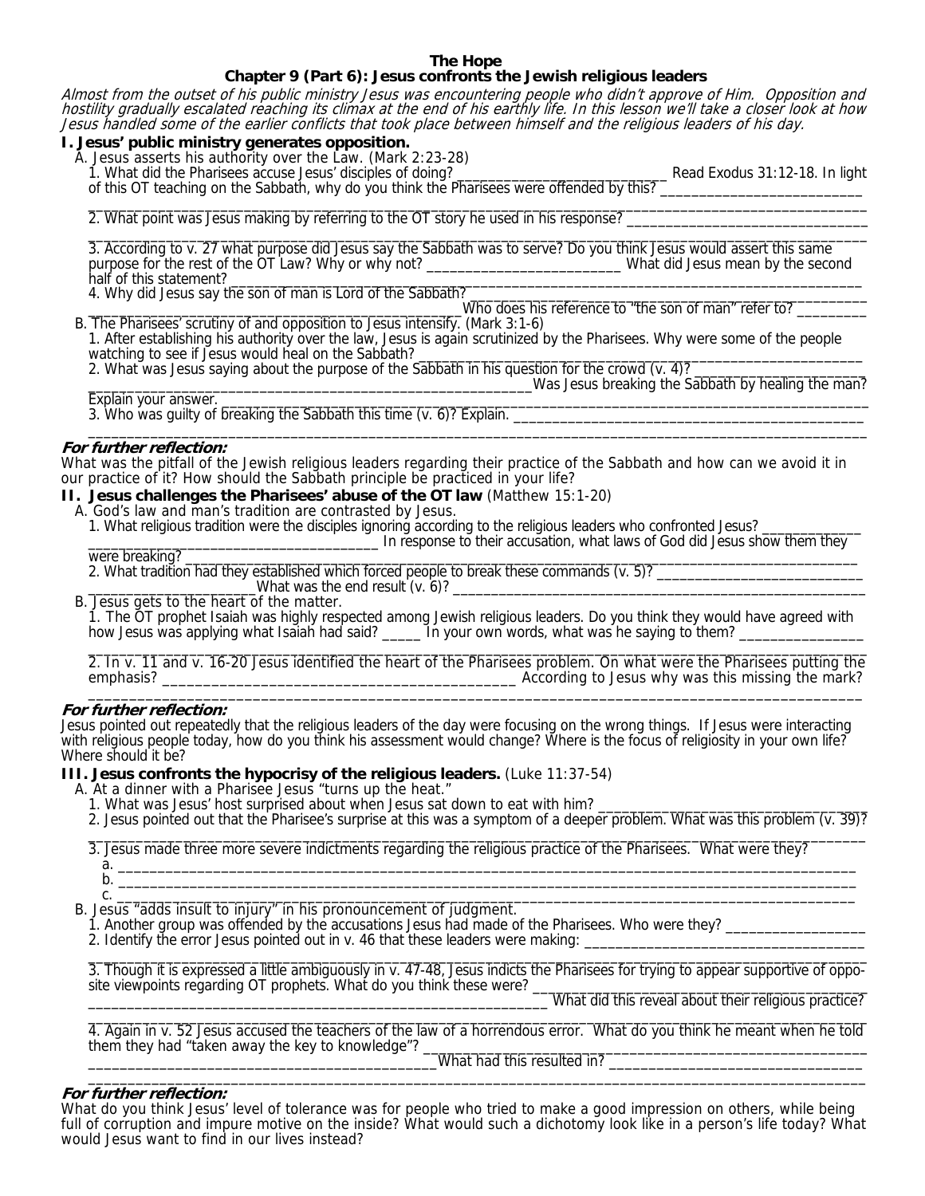# The Hope

## Chapter 9 (Part 6): Jesus confronts the Jewish religious leaders

*Almost from the outset of his public ministry Jesus was encountering people who didn't approve of Him. Opposition and hostility gradually escalated reaching its climax at the end of his earthly life. In this lesson we'll take a closer look at how Jesus handled some of the earlier conflicts that took place between himself and the religious leaders of his day.*

### I. Jesus' public ministry generates opposition.

A. Jesus asserts his authority over the Law. (Mark 2:23-28)

1. What did the Pharisees accuse Jesus' disciples of doing? ____________________________ Read Exodus 31:12-18. In light of this OT teaching on the Sabbath, why do you think the Pharisees were offended by this? ___________________________
_______________________________________________________________________________________________

2. What point was Jesus making by referring to the OT story he used in his response? _______________________________
_______________________________________________________________________________________________

3. According to v. 27 what purpose did Jesus say the Sabbath was to serve? Do you think Jesus would assert this same purpose for the rest of the OT Law? Why or why not? __________________________ What did Jesus mean by the second half of this statement? _______________________________________________________________________________

4. Why did Jesus say the son of man is Lord of the Sabbath? _______________________________________________
_________________________________________________Who does his reference to "the son of man" refer to? _________

B. The Pharisees' scrutiny of and opposition to Jesus intensify. (Mark 3:1-6)

1. After establishing his authority over the law, Jesus is again scrutinized by the Pharisees. Why were some of the people watching to see if Jesus would heal on the Sabbath? ___________________________________________________________

2. What was Jesus saying about the purpose of the Sabbath in his question for the crowd (v. 4)? _________________________
_____________________________________________________Was Jesus breaking the Sabbath by healing the man? Explain your answer. ___________________________________________________________________________________

3. Who was guilty of breaking the Sabbath this time (v. 6)? Explain. _____________________________________________
_______________________________________________________________________________________________

***For further reflection:***
What was the pitfall of the Jewish religious leaders regarding their practice of the Sabbath and how can we avoid it in our practice of it? How should the Sabbath principle be practiced in your life?

### II. Jesus challenges the Pharisees' abuse of the OT law (Matthew 15:1-20)

A. God's law and man's tradition are contrasted by Jesus.

1. What religious tradition were the disciples ignoring according to the religious leaders who confronted Jesus? _____________
_______________________________________ In response to their accusation, what laws of God did Jesus show them they were breaking? _________________________________________________________________________________

2. What tradition had they established which forced people to break these commands (v. 5)? ____________________________
______________________What was the end result (v. 6)? ______________________________________________________

B. Jesus gets to the heart of the matter.

1. The OT prophet Isaiah was highly respected among Jewish religious leaders. Do you think they would have agreed with how Jesus was applying what Isaiah had said? _____ In your own words, what was he saying to them? ________________
_______________________________________________________________________________________________

2. In v. 11 and v. 16-20 Jesus identified the heart of the Pharisees problem. On what were the Pharisees putting the emphasis? ____________________________________________ According to Jesus why was this missing the mark?
_______________________________________________________________________________________________

***For further reflection:***
Jesus pointed out repeatedly that the religious leaders of the day were focusing on the wrong things. If Jesus were interacting with religious people today, how do you think his assessment would change? Where is the focus of religiosity in your own life? Where should it be?

### III. Jesus confronts the hypocrisy of the religious leaders. (Luke 11:37-54)

A. At a dinner with a Pharisee Jesus "turns up the heat."

1. What was Jesus' host surprised about when Jesus sat down to eat with him? ______________________________________

2. Jesus pointed out that the Pharisee's surprise at this was a symptom of a deeper problem. What was this problem (v. 39)?
_______________________________________________________________________________________________

3. Jesus made three more severe indictments regarding the religious practice of the Pharisees. What were they?

a. _____________________________________________________________________________________________
b. _____________________________________________________________________________________________
c. _____________________________________________________________________________________________

B. Jesus "adds insult to injury" in his pronouncement of judgment.

1. Another group was offended by the accusations Jesus had made of the Pharisees. Who were they? _________________

2. Identify the error Jesus pointed out in v. 46 that these leaders were making: ____________________________________
_______________________________________________________________________________________________

3. Though it is expressed a little ambiguously in v. 47-48, Jesus indicts the Pharisees for trying to appear supportive of opposite viewpoints regarding OT prophets. What do you think these were? _________________________________________
___________________________________________________________ What did this reveal about their religious practice?
_______________________________________________________________________________________________

4. Again in v. 52 Jesus accused the teachers of the law of a horrendous error. What do you think he meant when he told them they had "taken away the key to knowledge"? ____________________________________________________
____________________________________________What had this resulted in? _________________________________
_______________________________________________________________________________________________

***For further reflection:***
What do you think Jesus' level of tolerance was for people who tried to make a good impression on others, while being full of corruption and impure motive on the inside? What would such a dichotomy look like in a person's life today? What would Jesus want to find in our lives instead?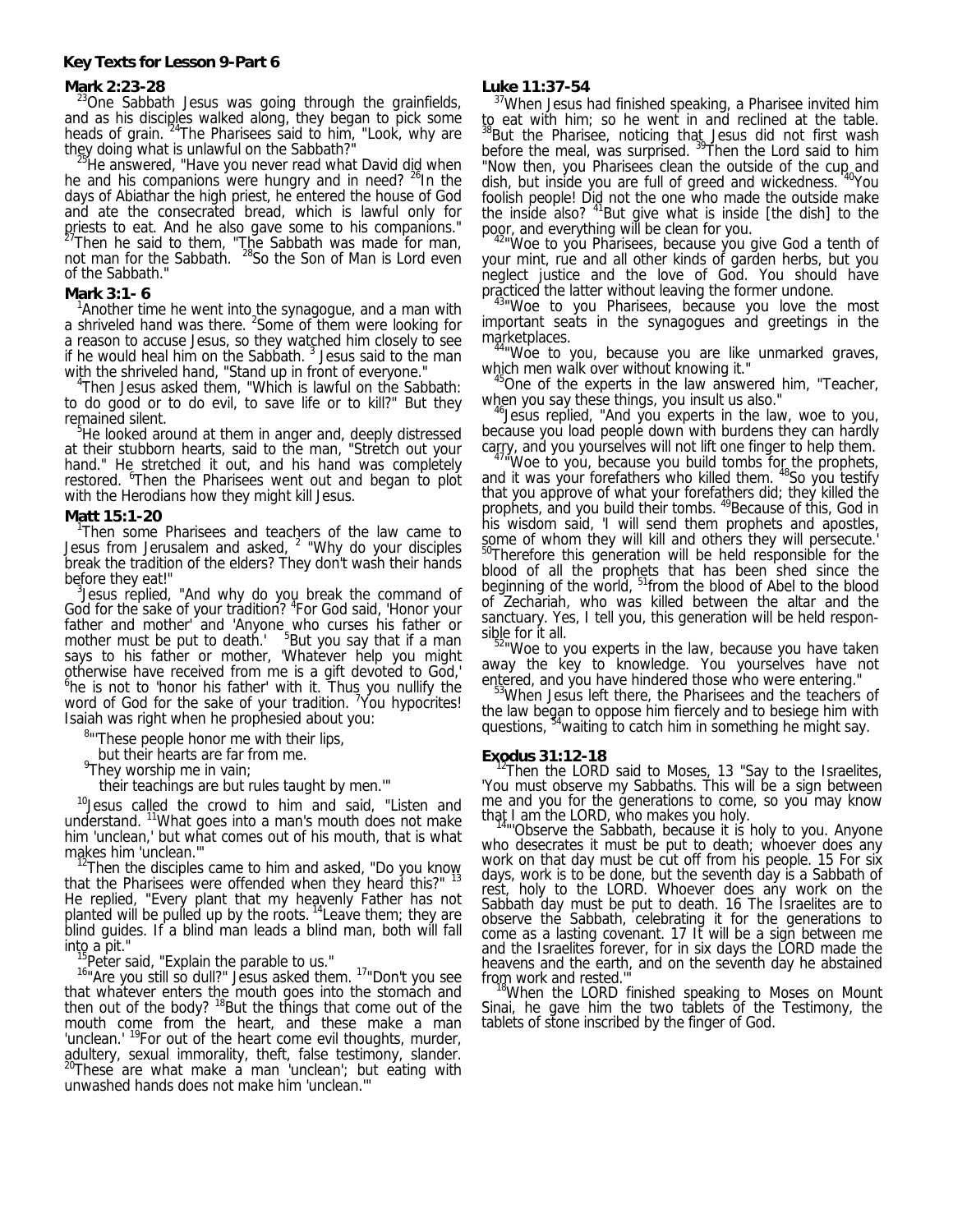**Key Texts for Lesson 9-Part 6**

**Mark 2:23-28**

[23]One Sabbath Jesus was going through the grainfields, and as his disciples walked along, they began to pick some heads of grain. [24]The Pharisees said to him, "Look, why are they doing what is unlawful on the Sabbath?"

[25]He answered, "Have you never read what David did when he and his companions were hungry and in need? [26]In the days of Abiathar the high priest, he entered the house of God and ate the consecrated bread, which is lawful only for priests to eat. And he also gave some to his companions." [27]Then he said to them, "The Sabbath was made for man, not man for the Sabbath. [28]So the Son of Man is Lord even of the Sabbath."

**Mark 3:1- 6**

[1]Another time he went into the synagogue, and a man with a shriveled hand was there. [2]Some of them were looking for a reason to accuse Jesus, so they watched him closely to see if he would heal him on the Sabbath. [3] Jesus said to the man with the shriveled hand, "Stand up in front of everyone."

[4]Then Jesus asked them, "Which is lawful on the Sabbath: to do good or to do evil, to save life or to kill?" But they remained silent.

[5]He looked around at them in anger and, deeply distressed at their stubborn hearts, said to the man, "Stretch out your hand." He stretched it out, and his hand was completely restored. [6]Then the Pharisees went out and began to plot with the Herodians how they might kill Jesus.

**Matt 15:1-20**

[1]Then some Pharisees and teachers of the law came to Jesus from Jerusalem and asked, [2] "Why do your disciples break the tradition of the elders? They don't wash their hands before they eat!"

[3]Jesus replied, "And why do you break the command of God for the sake of your tradition? [4]For God said, 'Honor your father and mother' and 'Anyone who curses his father or mother must be put to death.' [5]But you say that if a man says to his father or mother, 'Whatever help you might otherwise have received from me is a gift devoted to God,' [6]he is not to 'honor his father' with it. Thus you nullify the word of God for the sake of your tradition. [7]You hypocrites! Isaiah was right when he prophesied about you:

[8]"'These people honor me with their lips,
but their hearts are far from me.
[9]They worship me in vain;
their teachings are but rules taught by men.'"

[10]Jesus called the crowd to him and said, "Listen and understand. [11]What goes into a man's mouth does not make him 'unclean,' but what comes out of his mouth, that is what makes him 'unclean.'"

[12]Then the disciples came to him and asked, "Do you know that the Pharisees were offended when they heard this?" [13] He replied, "Every plant that my heavenly Father has not planted will be pulled up by the roots. [14]Leave them; they are blind guides. If a blind man leads a blind man, both will fall into a pit."

[15]Peter said, "Explain the parable to us."

[16]"Are you still so dull?" Jesus asked them. [17]"Don't you see that whatever enters the mouth goes into the stomach and then out of the body? [18]But the things that come out of the mouth come from the heart, and these make a man 'unclean.' [19]For out of the heart come evil thoughts, murder, adultery, sexual immorality, theft, false testimony, slander. [20]These are what make a man 'unclean'; but eating with unwashed hands does not make him 'unclean.'"

**Luke 11:37-54**

[37]When Jesus had finished speaking, a Pharisee invited him to eat with him; so he went in and reclined at the table. [38]But the Pharisee, noticing that Jesus did not first wash before the meal, was surprised. [39]Then the Lord said to him "Now then, you Pharisees clean the outside of the cup and dish, but inside you are full of greed and wickedness. [40]You foolish people! Did not the one who made the outside make the inside also? [41]But give what is inside [the dish] to the poor, and everything will be clean for you.

[42]"Woe to you Pharisees, because you give God a tenth of your mint, rue and all other kinds of garden herbs, but you neglect justice and the love of God. You should have practiced the latter without leaving the former undone.

[43]"Woe to you Pharisees, because you love the most important seats in the synagogues and greetings in the marketplaces.

[44]"Woe to you, because you are like unmarked graves, which men walk over without knowing it."

[45]One of the experts in the law answered him, "Teacher, when you say these things, you insult us also."

[46]Jesus replied, "And you experts in the law, woe to you, because you load people down with burdens they can hardly carry, and you yourselves will not lift one finger to help them.

[47]"Woe to you, because you build tombs for the prophets, and it was your forefathers who killed them. [48]So you testify that you approve of what your forefathers did; they killed the prophets, and you build their tombs. [49]Because of this, God in his wisdom said, 'I will send them prophets and apostles, some of whom they will kill and others they will persecute.' [50]Therefore this generation will be held responsible for the blood of all the prophets that has been shed since the beginning of the world, [51]from the blood of Abel to the blood of Zechariah, who was killed between the altar and the sanctuary. Yes, I tell you, this generation will be held responsible for it all.

[52]"Woe to you experts in the law, because you have taken away the key to knowledge. You yourselves have not entered, and you have hindered those who were entering."

[53]When Jesus left there, the Pharisees and the teachers of the law began to oppose him fiercely and to besiege him with questions, [54]waiting to catch him in something he might say.

**Exodus 31:12-18**

[12]Then the LORD said to Moses, 13 "Say to the Israelites, 'You must observe my Sabbaths. This will be a sign between me and you for the generations to come, so you may know that I am the LORD, who makes you holy.

[14]"'Observe the Sabbath, because it is holy to you. Anyone who desecrates it must be put to death; whoever does any work on that day must be cut off from his people. 15 For six days, work is to be done, but the seventh day is a Sabbath of rest, holy to the LORD. Whoever does any work on the Sabbath day must be put to death. 16 The Israelites are to observe the Sabbath, celebrating it for the generations to come as a lasting covenant. 17 It will be a sign between me and the Israelites forever, for in six days the LORD made the heavens and the earth, and on the seventh day he abstained from work and rested.'"

[18]When the LORD finished speaking to Moses on Mount Sinai, he gave him the two tablets of the Testimony, the tablets of stone inscribed by the finger of God.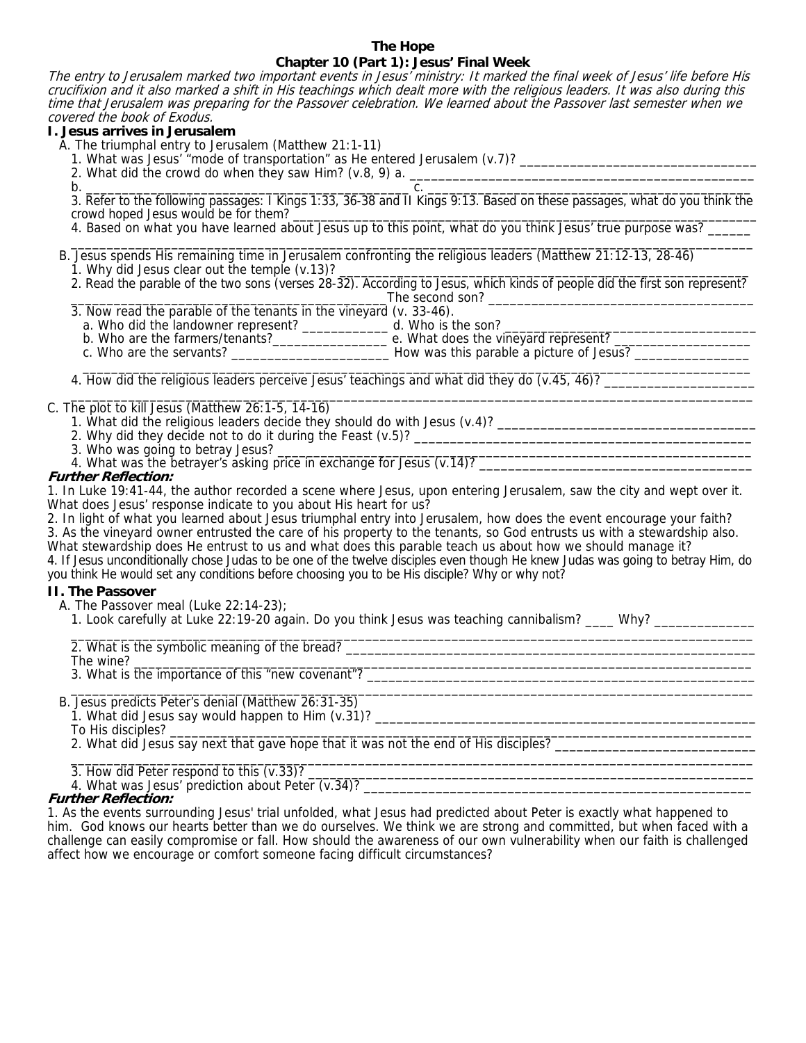**The Hope**

**Chapter 10 (Part 1): Jesus' Final Week**

*The entry to Jerusalem marked two important events in Jesus' ministry: It marked the final week of Jesus' life before His crucifixion and it also marked a shift in His teachings which dealt more with the religious leaders. It was also during this time that Jerusalem was preparing for the Passover celebration. We learned about the Passover last semester when we covered the book of Exodus.*

**I. Jesus arrives in Jerusalem**

A. The triumphal entry to Jerusalem (Matthew 21:1-11)

1. What was Jesus' "mode of transportation" as He entered Jerusalem (v.7)? ___________________________________

2. What did the crowd do when they saw Him? (v.8, 9) a. ___________________________________________________
b. ___________________________________________________ c. ___________________________________________________

3. Refer to the following passages: I Kings 1:33, 36-38 and II Kings 9:13. Based on these passages, what do you think the crowd hoped Jesus would be for them? ___________________________________________________________________

4. Based on what you have learned about Jesus up to this point, what do you think Jesus' true purpose was? ______
_____________________________________________________________________________________________________

B. Jesus spends His remaining time in Jerusalem confronting the religious leaders (Matthew 21:12-13, 28-46)

1. Why did Jesus clear out the temple (v.13)? ___________________________________________________________

2. Read the parable of the two sons (verses 28-32). According to Jesus, which kinds of people did the first son represent? _______________________________________________The second son? ______________________________________

3. Now read the parable of the tenants in the vineyard (v. 33-46).

a. Who did the landowner represent? _____________ d. Who is the son? ______________________________________
b. Who are the farmers/tenants?_________________ e. What does the vineyard represent? ____________________
c. Who are the servants? _______________________ How was this parable a picture of Jesus? _________________
_____________________________________________________________________________________________________

4. How did the religious leaders perceive Jesus' teachings and what did they do (v.45, 46)? _____________________
_____________________________________________________________________________________________________

C. The plot to kill Jesus (Matthew 26:1-5, 14-16)

1. What did the religious leaders decide they should do with Jesus (v.4)? _______________________________________

2. Why did they decide not to do it during the Feast (v.5)? ________________________________________________

3. Who was going to betray Jesus? ____________________________________________________________________

4. What was the betrayer's asking price in exchange for Jesus (v.14)? ________________________________________

***Further Reflection:***

1. In Luke 19:41-44, the author recorded a scene where Jesus, upon entering Jerusalem, saw the city and wept over it. What does Jesus' response indicate to you about His heart for us?
2. In light of what you learned about Jesus triumphal entry into Jerusalem, how does the event encourage your faith?
3. As the vineyard owner entrusted the care of his property to the tenants, so God entrusts us with a stewardship also. What stewardship does He entrust to us and what does this parable teach us about how we should manage it?
4. If Jesus unconditionally chose Judas to be one of the twelve disciples even though He knew Judas was going to betray Him, do you think He would set any conditions before choosing you to be His disciple? Why or why not?

**II. The Passover**

A. The Passover meal (Luke 22:14-23);

1. Look carefully at Luke 22:19-20 again. Do you think Jesus was teaching cannibalism? ____ Why? ______________
_____________________________________________________________________________________________________

2. What is the symbolic meaning of the bread? __________________________________________________________
The wine? _____________________________________________________________________________________________

3. What is the importance of this "new covenant"? _______________________________________________________
_____________________________________________________________________________________________________

B. Jesus predicts Peter's denial (Matthew 26:31-35)

1. What did Jesus say would happen to Him (v.31)? _______________________________________________________
To His disciples? ______________________________________________________________________________________

2. What did Jesus say next that gave hope that it was not the end of His disciples? ____________________________
_____________________________________________________________________________________________________

3. How did Peter respond to this (v.33)? _______________________________________________________________

4. What was Jesus' prediction about Peter (v.34)? _______________________________________________________

***Further Reflection:***

1. As the events surrounding Jesus' trial unfolded, what Jesus had predicted about Peter is exactly what happened to him. God knows our hearts better than we do ourselves. We think we are strong and committed, but when faced with a challenge can easily compromise or fall. How should the awareness of our own vulnerability when our faith is challenged affect how we encourage or comfort someone facing difficult circumstances?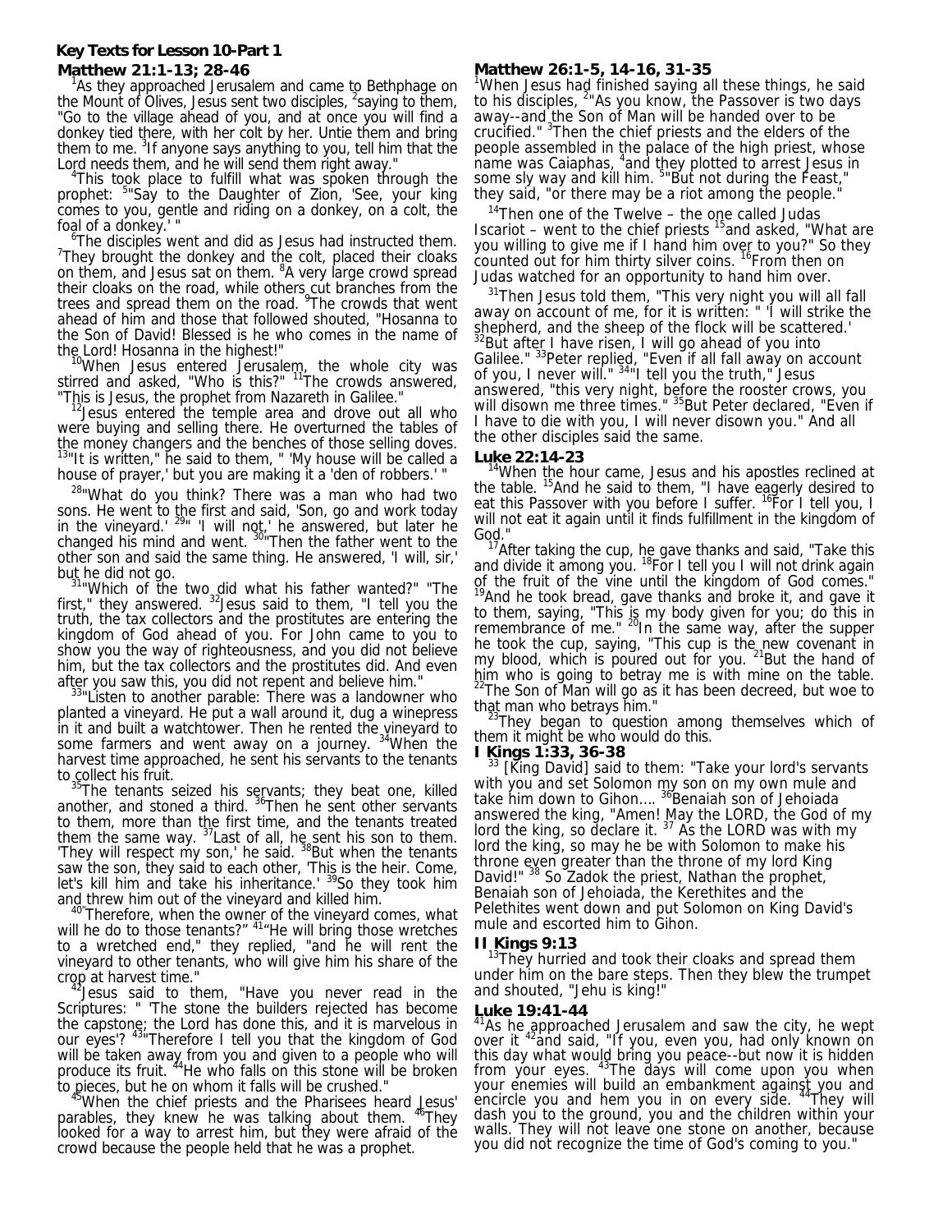## Key Texts for Lesson 10-Part 1

### Matthew 21:1-13; 28-46

[1]As they approached Jerusalem and came to Bethphage on the Mount of Olives, Jesus sent two disciples, [2]saying to them, "Go to the village ahead of you, and at once you will find a donkey tied there, with her colt by her. Untie them and bring them to me. [3]If anyone says anything to you, tell him that the Lord needs them, and he will send them right away."

[4]This took place to fulfill what was spoken through the prophet: [5]"Say to the Daughter of Zion, 'See, your king comes to you, gentle and riding on a donkey, on a colt, the foal of a donkey.' "

[6]The disciples went and did as Jesus had instructed them. [7]They brought the donkey and the colt, placed their cloaks on them, and Jesus sat on them. [8]A very large crowd spread their cloaks on the road, while others cut branches from the trees and spread them on the road. [9]The crowds that went ahead of him and those that followed shouted, "Hosanna to the Son of David! Blessed is he who comes in the name of the Lord! Hosanna in the highest!"

[10]When Jesus entered Jerusalem, the whole city was stirred and asked, "Who is this?" [11]The crowds answered, "This is Jesus, the prophet from Nazareth in Galilee."

[12]Jesus entered the temple area and drove out all who were buying and selling there. He overturned the tables of the money changers and the benches of those selling doves. [13]"It is written," he said to them, " 'My house will be called a house of prayer,' but you are making it a 'den of robbers.' "

[28]"What do you think? There was a man who had two sons. He went to the first and said, 'Son, go and work today in the vineyard.' [29]" 'I will not,' he answered, but later he changed his mind and went. [30]"Then the father went to the other son and said the same thing. He answered, 'I will, sir,' but he did not go.

[31]"Which of the two did what his father wanted?" "The first," they answered. [32]Jesus said to them, "I tell you the truth, the tax collectors and the prostitutes are entering the kingdom of God ahead of you. For John came to you to show you the way of righteousness, and you did not believe him, but the tax collectors and the prostitutes did. And even after you saw this, you did not repent and believe him."

[33]"Listen to another parable: There was a landowner who planted a vineyard. He put a wall around it, dug a winepress in it and built a watchtower. Then he rented the vineyard to some farmers and went away on a journey. [34]When the harvest time approached, he sent his servants to the tenants to collect his fruit.

[35]The tenants seized his servants; they beat one, killed another, and stoned a third. [36]Then he sent other servants to them, more than the first time, and the tenants treated them the same way. [37]Last of all, he sent his son to them. 'They will respect my son,' he said. [38]But when the tenants saw the son, they said to each other, 'This is the heir. Come, let's kill him and take his inheritance.' [39]So they took him and threw him out of the vineyard and killed him.

[40]"Therefore, when the owner of the vineyard comes, what will he do to those tenants?" [41]"He will bring those wretches to a wretched end," they replied, "and he will rent the vineyard to other tenants, who will give him his share of the crop at harvest time."

[42]Jesus said to them, "Have you never read in the Scriptures: " 'The stone the builders rejected has become the capstone; the Lord has done this, and it is marvelous in our eyes'? [43]"Therefore I tell you that the kingdom of God will be taken away from you and given to a people who will produce its fruit. [44]He who falls on this stone will be broken to pieces, but he on whom it falls will be crushed."

[45]When the chief priests and the Pharisees heard Jesus' parables, they knew he was talking about them. [46]They looked for a way to arrest him, but they were afraid of the crowd because the people held that he was a prophet.

### Matthew 26:1-5, 14-16, 31-35

[1]When Jesus had finished saying all these things, he said to his disciples, [2]"As you know, the Passover is two days away--and the Son of Man will be handed over to be crucified." [3]Then the chief priests and the elders of the people assembled in the palace of the high priest, whose name was Caiaphas, [4]and they plotted to arrest Jesus in some sly way and kill him. [5]"But not during the Feast," they said, "or there may be a riot among the people."

[14]Then one of the Twelve – the one called Judas Iscariot – went to the chief priests [15]and asked, "What are you willing to give me if I hand him over to you?" So they counted out for him thirty silver coins. [16]From then on Judas watched for an opportunity to hand him over.

[31]Then Jesus told them, "This very night you will all fall away on account of me, for it is written: " 'I will strike the shepherd, and the sheep of the flock will be scattered.' [32]But after I have risen, I will go ahead of you into Galilee." [33]Peter replied, "Even if all fall away on account of you, I never will." [34]"I tell you the truth," Jesus answered, "this very night, before the rooster crows, you will disown me three times." [35]But Peter declared, "Even if I have to die with you, I will never disown you." And all the other disciples said the same.

### Luke 22:14-23

[14]When the hour came, Jesus and his apostles reclined at the table. [15]And he said to them, "I have eagerly desired to eat this Passover with you before I suffer. [16]For I tell you, I will not eat it again until it finds fulfillment in the kingdom of God."

[17]After taking the cup, he gave thanks and said, "Take this and divide it among you. [18]For I tell you I will not drink again of the fruit of the vine until the kingdom of God comes." [19]And he took bread, gave thanks and broke it, and gave it to them, saying, "This is my body given for you; do this in remembrance of me." [20]In the same way, after the supper he took the cup, saying, "This cup is the new covenant in my blood, which is poured out for you. [21]But the hand of him who is going to betray me is with mine on the table. [22]The Son of Man will go as it has been decreed, but woe to that man who betrays him."

[23]They began to question among themselves which of them it might be who would do this.

### I Kings 1:33, 36-38

[33] [King David] said to them: "Take your lord's servants with you and set Solomon my son on my own mule and take him down to Gihon.... [36]Benaiah son of Jehoiada answered the king, "Amen! May the LORD, the God of my lord the king, so declare it. [37] As the LORD was with my lord the king, so may he be with Solomon to make his throne even greater than the throne of my lord King David!" [38] So Zadok the priest, Nathan the prophet, Benaiah son of Jehoiada, the Kerethites and the Pelethites went down and put Solomon on King David's mule and escorted him to Gihon.

### II Kings 9:13

[13]They hurried and took their cloaks and spread them under him on the bare steps. Then they blew the trumpet and shouted, "Jehu is king!"

### Luke 19:41-44

[41]As he approached Jerusalem and saw the city, he wept over it [42]and said, "If you, even you, had only known on this day what would bring you peace--but now it is hidden from your eyes. [43]The days will come upon you when your enemies will build an embankment against you and encircle you and hem you in on every side. [44]They will dash you to the ground, you and the children within your walls. They will not leave one stone on another, because you did not recognize the time of God's coming to you."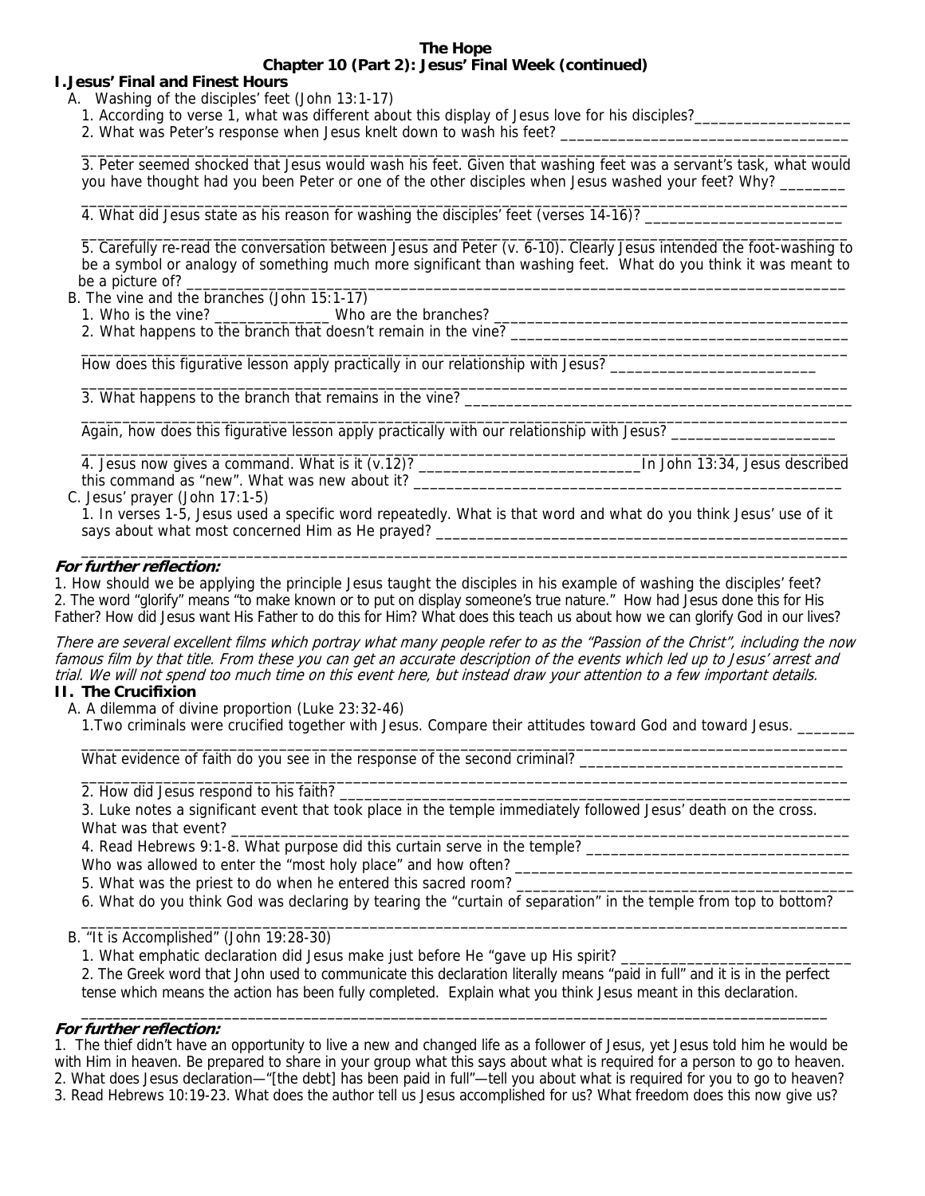**The Hope**
**Chapter 10 (Part 2): Jesus' Final Week (continued)**

## I. Jesus' Final and Finest Hours

A. Washing of the disciples' feet (John 13:1-17)

1. According to verse 1, what was different about this display of Jesus love for his disciples?___________________
2. What was Peter's response when Jesus knelt down to wash his feet? ____________________________________
_______________________________________________________________________________________________
3. Peter seemed shocked that Jesus would wash his feet. Given that washing feet was a servant's task, what would you have thought had you been Peter or one of the other disciples when Jesus washed your feet? Why? ________
_______________________________________________________________________________________________
4. What did Jesus state as his reason for washing the disciples' feet (verses 14-16)? ________________________
_______________________________________________________________________________________________
5. Carefully re-read the conversation between Jesus and Peter (v. 6-10). Clearly Jesus intended the foot-washing to be a symbol or analogy of something much more significant than washing feet. What do you think it was meant to be a picture of? _________________________________________________________________________________

B. The vine and the branches (John 15:1-17)

1. Who is the vine? ______________ Who are the branches? ___________________________________________
2. What happens to the branch that doesn't remain in the vine? _________________________________________
_______________________________________________________________________________________________
How does this figurative lesson apply practically in our relationship with Jesus? _________________________
_______________________________________________________________________________________________
3. What happens to the branch that remains in the vine? _______________________________________________
_______________________________________________________________________________________________
Again, how does this figurative lesson apply practically with our relationship with Jesus? ____________________
_______________________________________________________________________________________________
4. Jesus now gives a command. What is it (v.12)? ____________________________In John 13:34, Jesus described this command as "new". What was new about it? ___________________________________________________

C. Jesus' prayer (John 17:1-5)

1. In verses 1-5, Jesus used a specific word repeatedly. What is that word and what do you think Jesus' use of it says about what most concerned Him as He prayed? _____________________________________________________
_______________________________________________________________________________________________

***For further reflection:***

1. How should we be applying the principle Jesus taught the disciples in his example of washing the disciples' feet?
2. The word "glorify" means "to make known or to put on display someone's true nature." How had Jesus done this for His Father? How did Jesus want His Father to do this for Him? What does this teach us about how we can glorify God in our lives?

*There are several excellent films which portray what many people refer to as the "Passion of the Christ", including the now famous film by that title. From these you can get an accurate description of the events which led up to Jesus' arrest and trial. We will not spend too much time on this event here, but instead draw your attention to a few important details.*

## II. The Crucifixion

A. A dilemma of divine proportion (Luke 23:32-46)

1. Two criminals were crucified together with Jesus. Compare their attitudes toward God and toward Jesus. _______
_______________________________________________________________________________________________
What evidence of faith do you see in the response of the second criminal? _________________________________
_______________________________________________________________________________________________
2. How did Jesus respond to his faith? _____________________________________________________________
3. Luke notes a significant event that took place in the temple immediately followed Jesus' death on the cross. What was that event? _________________________________________________________________________
4. Read Hebrews 9:1-8. What purpose did this curtain serve in the temple? _________________________________
Who was allowed to enter the "most holy place" and how often? _______________________________________
5. What was the priest to do when he entered this sacred room? _________________________________________
6. What do you think God was declaring by tearing the "curtain of separation" in the temple from top to bottom?
_______________________________________________________________________________________________

B. "It is Accomplished" (John 19:28-30)

1. What emphatic declaration did Jesus make just before He "gave up His spirit? ___________________________
2. The Greek word that John used to communicate this declaration literally means "paid in full" and it is in the perfect tense which means the action has been fully completed. Explain what you think Jesus meant in this declaration.
_______________________________________________________________________________________________

***For further reflection:***

1. The thief didn't have an opportunity to live a new and changed life as a follower of Jesus, yet Jesus told him he would be with Him in heaven. Be prepared to share in your group what this says about what is required for a person to go to heaven.
2. What does Jesus declaration—"[the debt] has been paid in full"—tell you about what is required for you to go to heaven?
3. Read Hebrews 10:19-23. What does the author tell us Jesus accomplished for us? What freedom does this now give us?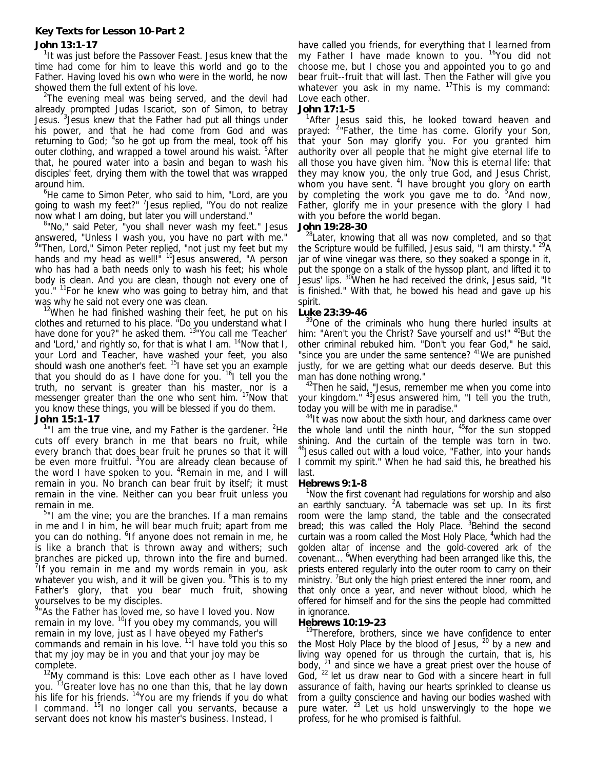**Key Texts for Lesson 10-Part 2**

**John 13:1-17**

[1]It was just before the Passover Feast. Jesus knew that the time had come for him to leave this world and go to the Father. Having loved his own who were in the world, he now showed them the full extent of his love.

[2]The evening meal was being served, and the devil had already prompted Judas Iscariot, son of Simon, to betray Jesus. [3]Jesus knew that the Father had put all things under his power, and that he had come from God and was returning to God; [4]so he got up from the meal, took off his outer clothing, and wrapped a towel around his waist. [5]After that, he poured water into a basin and began to wash his disciples' feet, drying them with the towel that was wrapped around him.

[6]He came to Simon Peter, who said to him, "Lord, are you going to wash my feet?" [7]Jesus replied, "You do not realize now what I am doing, but later you will understand."

[8]"No," said Peter, "you shall never wash my feet." Jesus answered, "Unless I wash you, you have no part with me." [9]"Then, Lord," Simon Peter replied, "not just my feet but my hands and my head as well!" [10]Jesus answered, "A person who has had a bath needs only to wash his feet; his whole body is clean. And you are clean, though not every one of you." [11]For he knew who was going to betray him, and that was why he said not every one was clean.

[12]When he had finished washing their feet, he put on his clothes and returned to his place. "Do you understand what I have done for you?" he asked them. [13]"You call me 'Teacher' and 'Lord,' and rightly so, for that is what I am. [14]Now that I, your Lord and Teacher, have washed your feet, you also should wash one another's feet. [15]I have set you an example that you should do as I have done for you. [16]I tell you the truth, no servant is greater than his master, nor is a messenger greater than the one who sent him. [17]Now that you know these things, you will be blessed if you do them.

**John 15:1-17**

[1]"I am the true vine, and my Father is the gardener. [2]He cuts off every branch in me that bears no fruit, while every branch that does bear fruit he prunes so that it will be even more fruitful. [3]You are already clean because of the word I have spoken to you. [4]Remain in me, and I will remain in you. No branch can bear fruit by itself; it must remain in the vine. Neither can you bear fruit unless you remain in me.

[5]"I am the vine; you are the branches. If a man remains in me and I in him, he will bear much fruit; apart from me you can do nothing. [6]If anyone does not remain in me, he is like a branch that is thrown away and withers; such branches are picked up, thrown into the fire and burned. [7]If you remain in me and my words remain in you, ask whatever you wish, and it will be given you. [8]This is to my Father's glory, that you bear much fruit, showing yourselves to be my disciples.

[9]"As the Father has loved me, so have I loved you. Now remain in my love. [10]If you obey my commands, you will remain in my love, just as I have obeyed my Father's commands and remain in his love. [11]I have told you this so that my joy may be in you and that your joy may be complete.

[12]My command is this: Love each other as I have loved you. [13]Greater love has no one than this, that he lay down his life for his friends. [14]You are my friends if you do what I command. [15]I no longer call you servants, because a servant does not know his master's business. Instead, I have called you friends, for everything that I learned from my Father I have made known to you. [16]You did not choose me, but I chose you and appointed you to go and bear fruit--fruit that will last. Then the Father will give you whatever you ask in my name. [17]This is my command: Love each other.

**John 17:1-5**

[1]After Jesus said this, he looked toward heaven and prayed: [2]"Father, the time has come. Glorify your Son, that your Son may glorify you. For you granted him authority over all people that he might give eternal life to all those you have given him. [3]Now this is eternal life: that they may know you, the only true God, and Jesus Christ, whom you have sent. [4]I have brought you glory on earth by completing the work you gave me to do. [5]And now, Father, glorify me in your presence with the glory I had with you before the world began.

**John 19:28-30**

[28]Later, knowing that all was now completed, and so that the Scripture would be fulfilled, Jesus said, "I am thirsty." [29]A jar of wine vinegar was there, so they soaked a sponge in it, put the sponge on a stalk of the hyssop plant, and lifted it to Jesus' lips. [30]When he had received the drink, Jesus said, "It is finished." With that, he bowed his head and gave up his spirit.

**Luke 23:39-46**

[39]One of the criminals who hung there hurled insults at him: "Aren't you the Christ? Save yourself and us!" [40]But the other criminal rebuked him. "Don't you fear God," he said, "since you are under the same sentence? [41]We are punished justly, for we are getting what our deeds deserve. But this man has done nothing wrong."

[42]Then he said, "Jesus, remember me when you come into your kingdom." [43]Jesus answered him, "I tell you the truth, today you will be with me in paradise."

[44]It was now about the sixth hour, and darkness came over the whole land until the ninth hour, [45]for the sun stopped shining. And the curtain of the temple was torn in two. [46]Jesus called out with a loud voice, "Father, into your hands I commit my spirit." When he had said this, he breathed his last.

**Hebrews 9:1-8**

[1]Now the first covenant had regulations for worship and also an earthly sanctuary. [2]A tabernacle was set up. In its first room were the lamp stand, the table and the consecrated bread; this was called the Holy Place. [3]Behind the second curtain was a room called the Most Holy Place, [4]which had the golden altar of incense and the gold-covered ark of the covenant... [6]When everything had been arranged like this, the priests entered regularly into the outer room to carry on their ministry. [7]But only the high priest entered the inner room, and that only once a year, and never without blood, which he offered for himself and for the sins the people had committed in ignorance.

**Hebrews 10:19-23**

[19]Therefore, brothers, since we have confidence to enter the Most Holy Place by the blood of Jesus, [20] by a new and living way opened for us through the curtain, that is, his body, [21] and since we have a great priest over the house of God, [22] let us draw near to God with a sincere heart in full assurance of faith, having our hearts sprinkled to cleanse us from a guilty conscience and having our bodies washed with pure water. [23] Let us hold unswervingly to the hope we profess, for he who promised is faithful.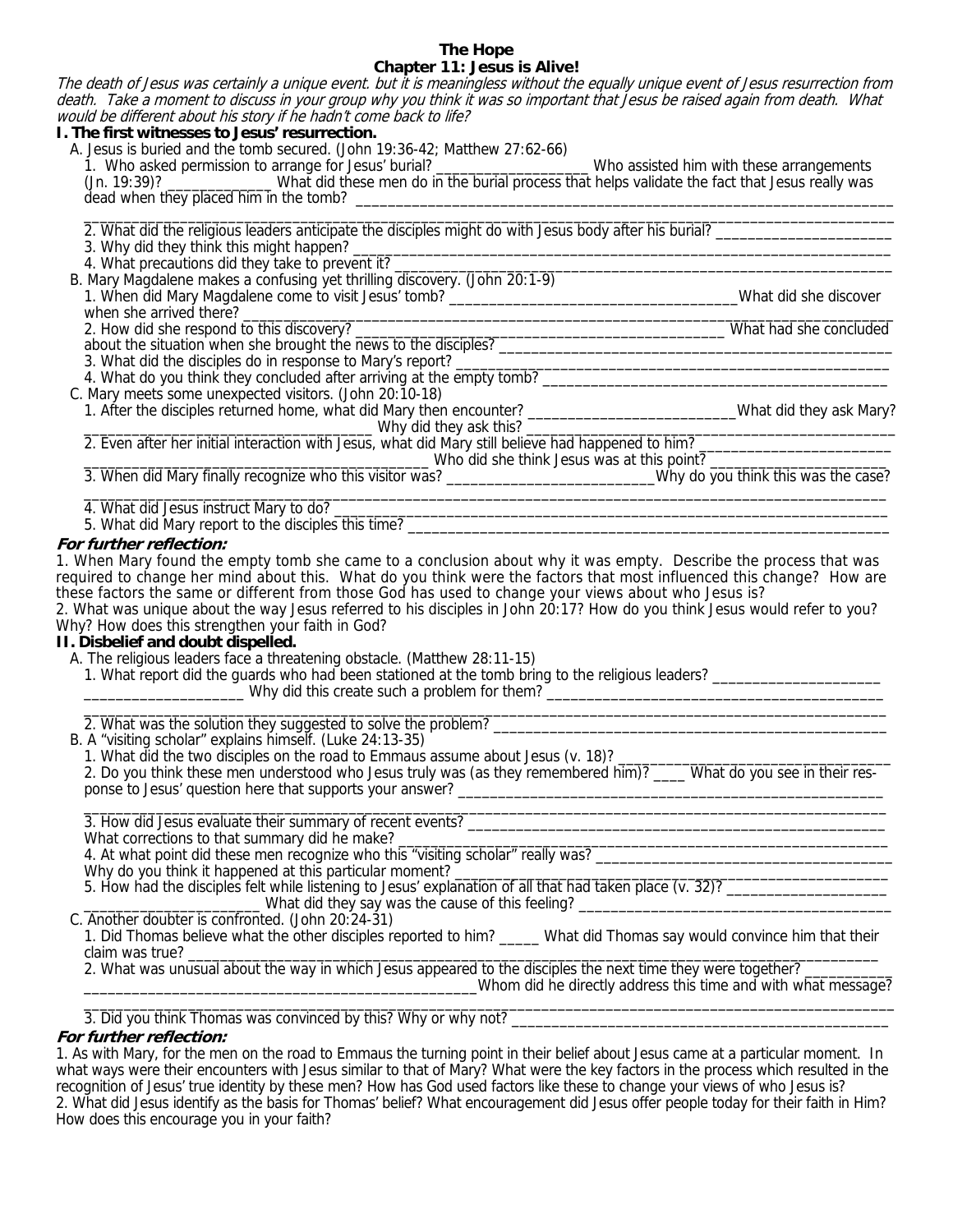# The Hope

## Chapter 11: Jesus is Alive!

*The death of Jesus was certainly a unique event. but it is meaningless without the equally unique event of Jesus resurrection from death. Take a moment to discuss in your group why you think it was so important that Jesus be raised again from death. What would be different about his story if he hadn't come back to life?*

### I. The first witnesses to Jesus' resurrection.

A. Jesus is buried and the tomb secured. (John 19:36-42; Matthew 27:62-66)

1. Who asked permission to arrange for Jesus' burial? ____________________ Who assisted him with these arrangements (Jn. 19:39)? ______________ What did these men do in the burial process that helps validate the fact that Jesus really was dead when they placed him in the tomb? ____________________________________________________________________
____________________________________________________________________________________________
2. What did the religious leaders anticipate the disciples might do with Jesus body after his burial? ______________________
3. Why did they think this might happen? ____________________________________________________________________
4. What precautions did they take to prevent it? ______________________________________________________________

B. Mary Magdalene makes a confusing yet thrilling discovery. (John 20:1-9)

1. When did Mary Magdalene come to visit Jesus' tomb? ______________________________________What did she discover when she arrived there? ____________________________________________________________________________
2. How did she respond to this discovery? ______________________________________________ What had she concluded about the situation when she brought the news to the disciples? ___________________________________________________
3. What did the disciples do in response to Mary's report? ______________________________________________________
4. What do you think they concluded after arriving at the empty tomb? ____________________________________________

C. Mary meets some unexpected visitors. (John 20:10-18)

1. After the disciples returned home, what did Mary then encounter? ___________________________What did they ask Mary? ______________________________________ Why did they ask this? ___________________________________________________
2. Even after her initial interaction with Jesus, what did Mary still believe had happened to him? _______________________ ________________________________________________ Who did she think Jesus was at this point? ______________________
3. When did Mary finally recognize who this visitor was? __________________________Why do you think this was the case? ____________________________________________________________________________________________
4. What did Jesus instruct Mary to do? ______________________________________________________________________
5. What did Mary report to the disciples this time? ____________________________________________________________

***For further reflection:***

1. When Mary found the empty tomb she came to a conclusion about why it was empty. Describe the process that was required to change her mind about this. What do you think were the factors that most influenced this change? How are these factors the same or different from those God has used to change your views about who Jesus is?
2. What was unique about the way Jesus referred to his disciples in John 20:17? How do you think Jesus would refer to you? Why? How does this strengthen your faith in God?

### II. Disbelief and doubt dispelled.

A. The religious leaders face a threatening obstacle. (Matthew 28:11-15)

1. What report did the guards who had been stationed at the tomb bring to the religious leaders? ______________________ ____________________ Why did this create such a problem for them? ____________________________________________
____________________________________________________________________________________________
2. What was the solution they suggested to solve the problem? ___________________________________________________

B. A "visiting scholar" explains himself. (Luke 24:13-35)

1. What did the two disciples on the road to Emmaus assume about Jesus (v. 18)? ___________________________________
2. Do you think these men understood who Jesus truly was (as they remembered him)? ____ What do you see in their response to Jesus' question here that supports your answer? _______________________________________________________
____________________________________________________________________________________________
3. How did Jesus evaluate their summary of recent events? _____________________________________________________ What corrections to that summary did he make? _____________________________________________________________
4. At what point did these men recognize who this "visiting scholar" really was? ____________________________________ Why do you think it happened at this particular moment? _______________________________________________________
5. How had the disciples felt while listening to Jesus' explanation of all that had taken place (v. 32)? ____________________ ______________________ What did they say was the cause of this feeling? ______________________________________

C. Another doubter is confronted. (John 20:24-31)

1. Did Thomas believe what the other disciples reported to him? _____ What did Thomas say would convince him that their claim was true? ____________________________________________________________________________________
2. What was unusual about the way in which Jesus appeared to the disciples the next time they were together? __________ ___________________________________________________Whom did he directly address this time and with what message? ____________________________________________________________________________________________
3. Did you think Thomas was convinced by this? Why or why not? _________________________________________________

***For further reflection:***

1. As with Mary, for the men on the road to Emmaus the turning point in their belief about Jesus came at a particular moment. In what ways were their encounters with Jesus similar to that of Mary? What were the key factors in the process which resulted in the recognition of Jesus' true identity by these men? How has God used factors like these to change your views of who Jesus is?
2. What did Jesus identify as the basis for Thomas' belief? What encouragement did Jesus offer people today for their faith in Him? How does this encourage you in your faith?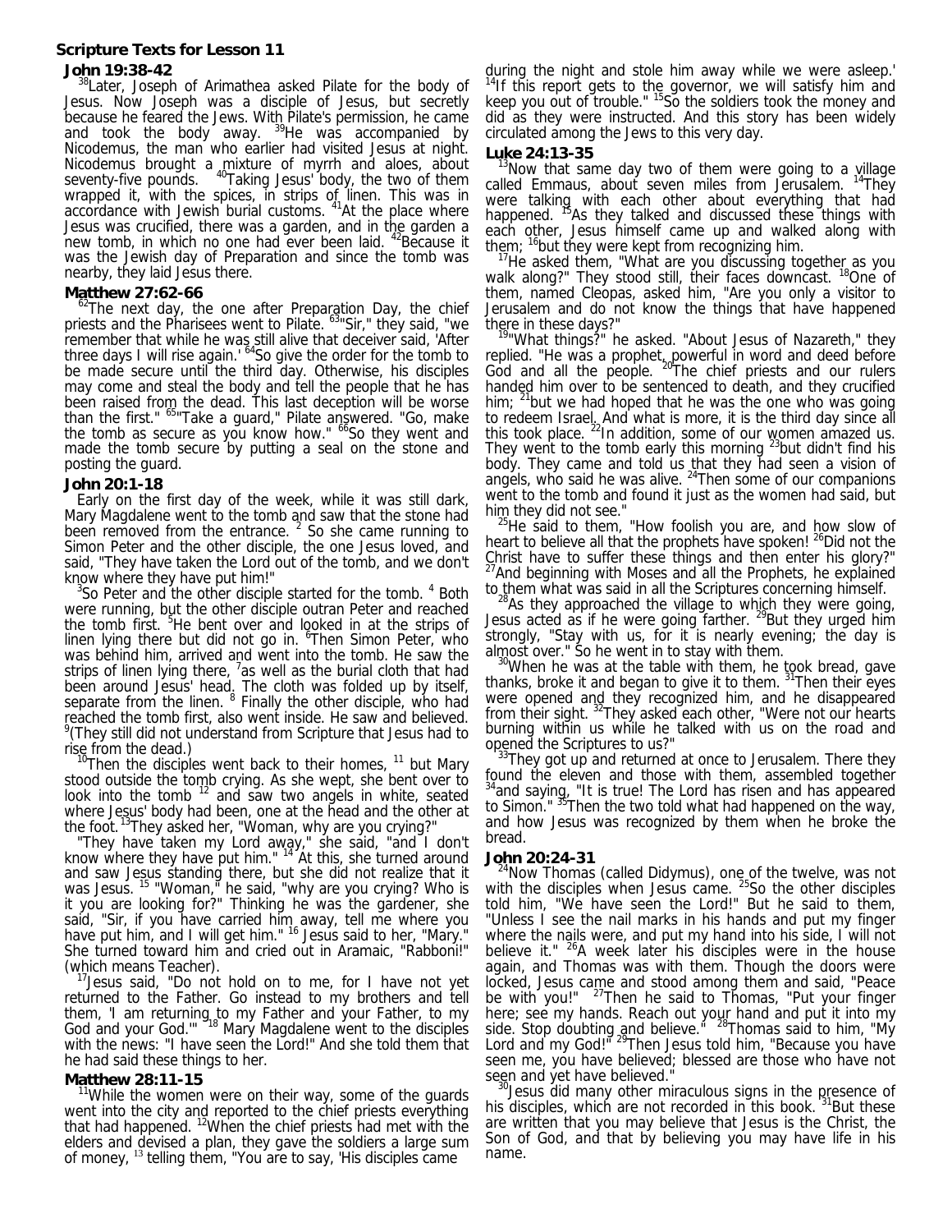## Scripture Texts for Lesson 11

### John 19:38-42

[38]Later, Joseph of Arimathea asked Pilate for the body of Jesus. Now Joseph was a disciple of Jesus, but secretly because he feared the Jews. With Pilate's permission, he came and took the body away. [39]He was accompanied by Nicodemus, the man who earlier had visited Jesus at night. Nicodemus brought a mixture of myrrh and aloes, about seventy-five pounds. [40]Taking Jesus' body, the two of them wrapped it, with the spices, in strips of linen. This was in accordance with Jewish burial customs. [41]At the place where Jesus was crucified, there was a garden, and in the garden a new tomb, in which no one had ever been laid. [42]Because it was the Jewish day of Preparation and since the tomb was nearby, they laid Jesus there.

### Matthew 27:62-66

[62]The next day, the one after Preparation Day, the chief priests and the Pharisees went to Pilate. [63]"Sir," they said, "we remember that while he was still alive that deceiver said, 'After three days I will rise again.' [64]So give the order for the tomb to be made secure until the third day. Otherwise, his disciples may come and steal the body and tell the people that he has been raised from the dead. This last deception will be worse than the first." [65]"Take a guard," Pilate answered. "Go, make the tomb as secure as you know how." [66]So they went and made the tomb secure by putting a seal on the stone and posting the guard.

### John 20:1-18

Early on the first day of the week, while it was still dark, Mary Magdalene went to the tomb and saw that the stone had been removed from the entrance. [2] So she came running to Simon Peter and the other disciple, the one Jesus loved, and said, "They have taken the Lord out of the tomb, and we don't know where they have put him!"

[3]So Peter and the other disciple started for the tomb. [4] Both were running, but the other disciple outran Peter and reached the tomb first. [5]He bent over and looked in at the strips of linen lying there but did not go in. [6]Then Simon Peter, who was behind him, arrived and went into the tomb. He saw the strips of linen lying there, [7]as well as the burial cloth that had been around Jesus' head. The cloth was folded up by itself, separate from the linen. [8] Finally the other disciple, who had reached the tomb first, also went inside. He saw and believed. [9](They still did not understand from Scripture that Jesus had to rise from the dead.)

[10]Then the disciples went back to their homes, [11] but Mary stood outside the tomb crying. As she wept, she bent over to look into the tomb [12] and saw two angels in white, seated where Jesus' body had been, one at the head and the other at the foot. [13]They asked her, "Woman, why are you crying?"

"They have taken my Lord away," she said, "and I don't know where they have put him." [14] At this, she turned around and saw Jesus standing there, but she did not realize that it was Jesus. [15] "Woman," he said, "why are you crying? Who is it you are looking for?" Thinking he was the gardener, she said, "Sir, if you have carried him away, tell me where you have put him, and I will get him." [16] Jesus said to her, "Mary." She turned toward him and cried out in Aramaic, "Rabboni!" (which means Teacher).

[17]Jesus said, "Do not hold on to me, for I have not yet returned to the Father. Go instead to my brothers and tell them, 'I am returning to my Father and your Father, to my God and your God.'" [18] Mary Magdalene went to the disciples with the news: "I have seen the Lord!" And she told them that he had said these things to her.

### Matthew 28:11-15

[11]While the women were on their way, some of the guards went into the city and reported to the chief priests everything that had happened. [12]When the chief priests had met with the elders and devised a plan, they gave the soldiers a large sum of money, [13] telling them, "You are to say, 'His disciples came during the night and stole him away while we were asleep.' [14]If this report gets to the governor, we will satisfy him and keep you out of trouble." [15]So the soldiers took the money and did as they were instructed. And this story has been widely circulated among the Jews to this very day.

### Luke 24:13-35

[13]Now that same day two of them were going to a village called Emmaus, about seven miles from Jerusalem. [14]They were talking with each other about everything that had happened. [15]As they talked and discussed these things with each other, Jesus himself came up and walked along with them; [16]but they were kept from recognizing him.

[17]He asked them, "What are you discussing together as you walk along?" They stood still, their faces downcast. [18]One of them, named Cleopas, asked him, "Are you only a visitor to Jerusalem and do not know the things that have happened there in these days?"

[19]"What things?" he asked. "About Jesus of Nazareth," they replied. "He was a prophet, powerful in word and deed before God and all the people. [20]The chief priests and our rulers handed him over to be sentenced to death, and they crucified him; [21]but we had hoped that he was the one who was going to redeem Israel. And what is more, it is the third day since all this took place. [22]In addition, some of our women amazed us. They went to the tomb early this morning [23]but didn't find his body. They came and told us that they had seen a vision of angels, who said he was alive. [24]Then some of our companions went to the tomb and found it just as the women had said, but him they did not see."

[25]He said to them, "How foolish you are, and how slow of heart to believe all that the prophets have spoken! [26]Did not the Christ have to suffer these things and then enter his glory?" [27]And beginning with Moses and all the Prophets, he explained to them what was said in all the Scriptures concerning himself.

[28]As they approached the village to which they were going, Jesus acted as if he were going farther. [29]But they urged him strongly, "Stay with us, for it is nearly evening; the day is almost over." So he went in to stay with them.

[30]When he was at the table with them, he took bread, gave thanks, broke it and began to give it to them. [31]Then their eyes were opened and they recognized him, and he disappeared from their sight. [32]They asked each other, "Were not our hearts burning within us while he talked with us on the road and opened the Scriptures to us?"

[33]They got up and returned at once to Jerusalem. There they found the eleven and those with them, assembled together [34]and saying, "It is true! The Lord has risen and has appeared to Simon." [35]Then the two told what had happened on the way, and how Jesus was recognized by them when he broke the bread.

### John 20:24-31

[24]Now Thomas (called Didymus), one of the twelve, was not with the disciples when Jesus came. [25]So the other disciples told him, "We have seen the Lord!" But he said to them, "Unless I see the nail marks in his hands and put my finger where the nails were, and put my hand into his side, I will not believe it." [26]A week later his disciples were in the house again, and Thomas was with them. Though the doors were locked, Jesus came and stood among them and said, "Peace be with you!" [27]Then he said to Thomas, "Put your finger here; see my hands. Reach out your hand and put it into my side. Stop doubting and believe." [28]Thomas said to him, "My Lord and my God!" [29]Then Jesus told him, "Because you have seen me, you have believed; blessed are those who have not seen and yet have believed."

[30]Jesus did many other miraculous signs in the presence of his disciples, which are not recorded in this book. [31]But these are written that you may believe that Jesus is the Christ, the Son of God, and that by believing you may have life in his name.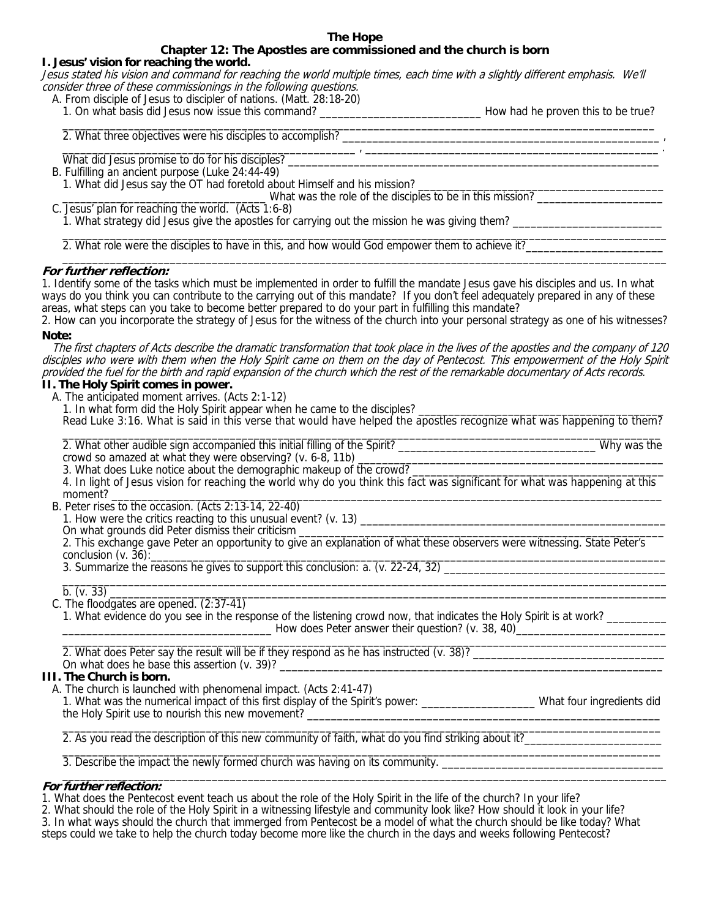# The Hope

## Chapter 12: The Apostles are commissioned and the church is born

### I. Jesus' vision for reaching the world.

*Jesus stated his vision and command for reaching the world multiple times, each time with a slightly different emphasis. We'll consider three of these commissionings in the following questions.*

A. From disciple of Jesus to discipler of nations. (Matt. 28:18-20)

1. On what basis did Jesus now issue this command? ___________________________ How had he proven this to be true? ____________________________________________________________________________________________

2. What three objectives were his disciples to accomplish? _____________________________________________________, _________________________________________________ , ___________________________________________________.

What did Jesus promise to do for his disciples? _______________________________________________________________

B. Fulfilling an ancient purpose (Luke 24:44-49)

1. What did Jesus say the OT had foretold about Himself and his mission? ________________________________________ __________________________________ What was the role of the disciples to be in this mission? _____________________

C. Jesus' plan for reaching the world. (Acts 1:6-8)

1. What strategy did Jesus give the apostles for carrying out the mission he was giving them? _________________________ ____________________________________________________________________________________________________

2. What role were the disciples to have in this, and how would God empower them to achieve it?_______________________ ____________________________________________________________________________________________________

***For further reflection:***

1. Identify some of the tasks which must be implemented in order to fulfill the mandate Jesus gave his disciples and us. In what ways do you think you can contribute to the carrying out of this mandate? If you don't feel adequately prepared in any of these areas, what steps can you take to become better prepared to do your part in fulfilling this mandate?
2. How can you incorporate the strategy of Jesus for the witness of the church into your personal strategy as one of his witnesses?

**Note:**

*The first chapters of Acts describe the dramatic transformation that took place in the lives of the apostles and the company of 120 disciples who were with them when the Holy Spirit came on them on the day of Pentecost. This empowerment of the Holy Spirit provided the fuel for the birth and rapid expansion of the church which the rest of the remarkable documentary of Acts records.*

### II. The Holy Spirit comes in power.

A. The anticipated moment arrives. (Acts 2:1-12)

1. In what form did the Holy Spirit appear when he came to the disciples? ___________________________________________ Read Luke 3:16. What is said in this verse that would have helped the apostles recognize what was happening to them? ____________________________________________________________________________________________________

2. What other audible sign accompanied this initial filling of the Spirit? _________________________________ Why was the crowd so amazed at what they were observing? (v. 6-8, 11b) ___________________________________________________

3. What does Luke notice about the demographic makeup of the crowd?_____________________________________________

4. In light of Jesus vision for reaching the world why do you think this fact was significant for what was happening at this moment? _____________________________________________________________________________________________

B. Peter rises to the occasion. (Acts 2:13-14, 22-40)

1. How were the critics reacting to this unusual event? (v. 13) _____________________________________________________ On what grounds did Peter dismiss their criticism _______________________________________________________________

2. This exchange gave Peter an opportunity to give an explanation of what these observers were witnessing. State Peter's conclusion (v. 36):______________________________________________________________________________________

3. Summarize the reasons he gives to support this conclusion: a. (v. 22-24, 32) ____________________________________ ____________________________________________________________________________________________________ b. (v. 33) ____________________________________________________________________________________________

C. The floodgates are opened. (2:37-41)

1. What evidence do you see in the response of the listening crowd now, that indicates the Holy Spirit is at work? __________ ___________________________________ How does Peter answer their question? (v. 38, 40)_________________________ ____________________________________________________________________________________________________

2. What does Peter say the result will be if they respond as he has instructed (v. 38)? ________________________________ On what does he base this assertion (v. 39)? _________________________________________________________________

### III. The Church is born.

A. The church is launched with phenomenal impact. (Acts 2:41-47)

1. What was the numerical impact of this first display of the Spirit's power: ___________________ What four ingredients did the Holy Spirit use to nourish this new movement? _____________________________________________________________ ____________________________________________________________________________________________________

2. As you read the description of this new community of faith, what do you find striking about it?______________________ ____________________________________________________________________________________________________

3. Describe the impact the newly formed church was having on its community. _____________________________________ ____________________________________________________________________________________________________

***For further reflection:***

1. What does the Pentecost event teach us about the role of the Holy Spirit in the life of the church? In your life?
2. What should the role of the Holy Spirit in a witnessing lifestyle and community look like? How should it look in your life?
3. In what ways should the church that immerged from Pentecost be a model of what the church should be like today? What steps could we take to help the church today become more like the church in the days and weeks following Pentecost?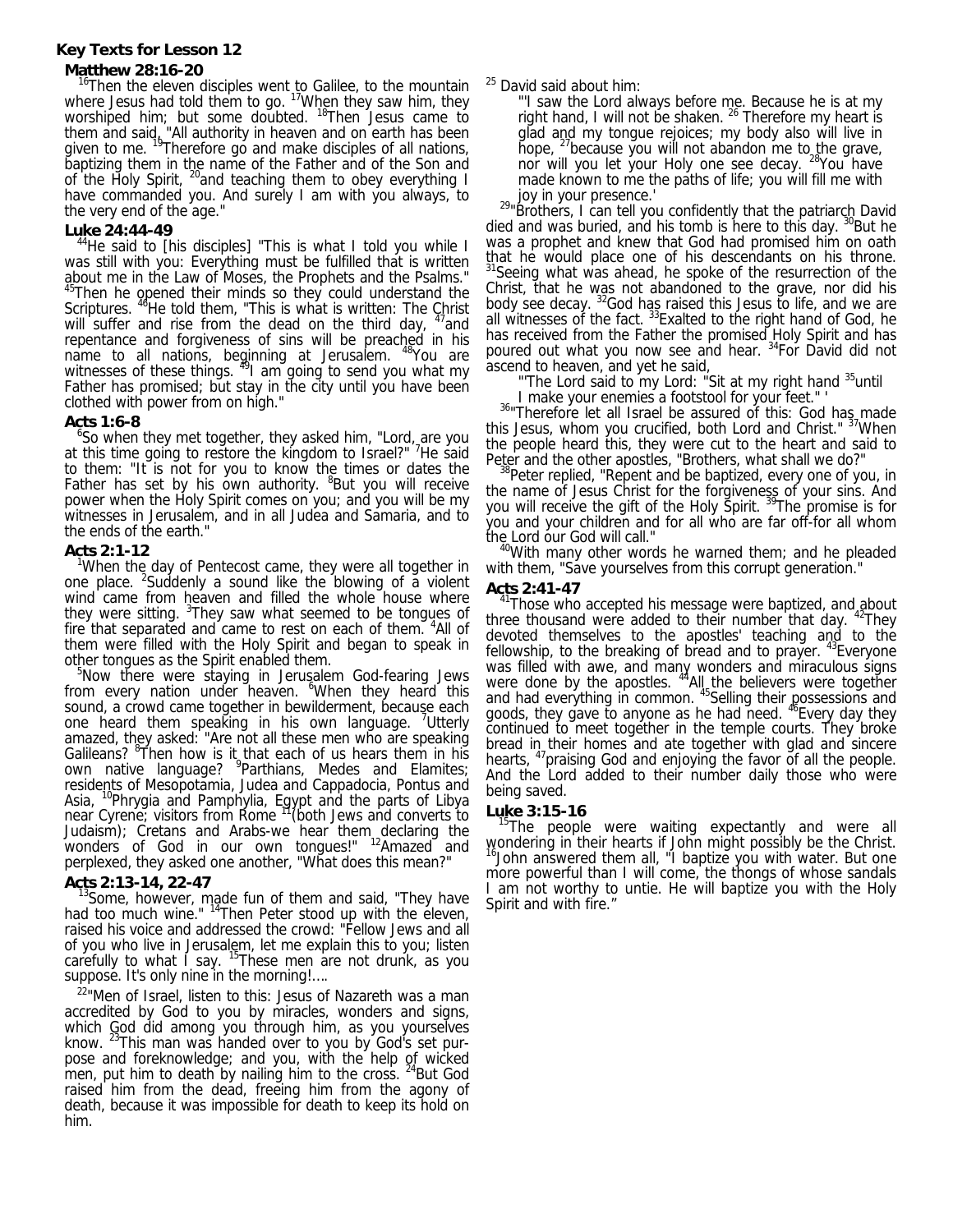**Key Texts for Lesson 12**

**Matthew 28:16-20**

[16]Then the eleven disciples went to Galilee, to the mountain where Jesus had told them to go. [17]When they saw him, they worshiped him; but some doubted. [18]Then Jesus came to them and said, "All authority in heaven and on earth has been given to me. [19]Therefore go and make disciples of all nations, baptizing them in the name of the Father and of the Son and of the Holy Spirit, [20]and teaching them to obey everything I have commanded you. And surely I am with you always, to the very end of the age."

**Luke 24:44-49**

[44]He said to [his disciples] "This is what I told you while I was still with you: Everything must be fulfilled that is written about me in the Law of Moses, the Prophets and the Psalms." [45]Then he opened their minds so they could understand the Scriptures. [46]He told them, "This is what is written: The Christ will suffer and rise from the dead on the third day, [47]and repentance and forgiveness of sins will be preached in his name to all nations, beginning at Jerusalem. [48]You are witnesses of these things. [49]I am going to send you what my Father has promised; but stay in the city until you have been clothed with power from on high."

**Acts 1:6-8**

[6]So when they met together, they asked him, "Lord, are you at this time going to restore the kingdom to Israel?" [7]He said to them: "It is not for you to know the times or dates the Father has set by his own authority. [8]But you will receive power when the Holy Spirit comes on you; and you will be my witnesses in Jerusalem, and in all Judea and Samaria, and to the ends of the earth."

**Acts 2:1-12**

[1]When the day of Pentecost came, they were all together in one place. [2]Suddenly a sound like the blowing of a violent wind came from heaven and filled the whole house where they were sitting. [3]They saw what seemed to be tongues of fire that separated and came to rest on each of them. [4]All of them were filled with the Holy Spirit and began to speak in other tongues as the Spirit enabled them.

[5]Now there were staying in Jerusalem God-fearing Jews from every nation under heaven. [6]When they heard this sound, a crowd came together in bewilderment, because each one heard them speaking in his own language. [7]Utterly amazed, they asked: "Are not all these men who are speaking Galileans? [8]Then how is it that each of us hears them in his own native language? [9]Parthians, Medes and Elamites; residents of Mesopotamia, Judea and Cappadocia, Pontus and Asia, [10]Phrygia and Pamphylia, Egypt and the parts of Libya near Cyrene; visitors from Rome [11](both Jews and converts to Judaism); Cretans and Arabs-we hear them declaring the wonders of God in our own tongues!" [12]Amazed and perplexed, they asked one another, "What does this mean?"

**Acts 2:13-14, 22-47**

[13]Some, however, made fun of them and said, "They have had too much wine." [14]Then Peter stood up with the eleven, raised his voice and addressed the crowd: "Fellow Jews and all of you who live in Jerusalem, let me explain this to you; listen carefully to what I say. [15]These men are not drunk, as you suppose. It's only nine in the morning!….

[22]"Men of Israel, listen to this: Jesus of Nazareth was a man accredited by God to you by miracles, wonders and signs, which God did among you through him, as you yourselves know. [23]This man was handed over to you by God's set purpose and foreknowledge; and you, with the help of wicked men, put him to death by nailing him to the cross. [24]But God raised him from the dead, freeing him from the agony of death, because it was impossible for death to keep its hold on him.

[25] David said about him:

"'I saw the Lord always before me. Because he is at my right hand, I will not be shaken. [26] Therefore my heart is glad and my tongue rejoices; my body also will live in hope, [27]because you will not abandon me to the grave, nor will you let your Holy one see decay. [28]You have made known to me the paths of life; you will fill me with joy in your presence.'

[29]"Brothers, I can tell you confidently that the patriarch David died and was buried, and his tomb is here to this day. [30]But he was a prophet and knew that God had promised him on oath that he would place one of his descendants on his throne. [31]Seeing what was ahead, he spoke of the resurrection of the Christ, that he was not abandoned to the grave, nor did his body see decay. [32]God has raised this Jesus to life, and we are all witnesses of the fact. [33]Exalted to the right hand of God, he has received from the Father the promised Holy Spirit and has poured out what you now see and hear. [34]For David did not ascend to heaven, and yet he said,

"'The Lord said to my Lord: "Sit at my right hand [35]until I make your enemies a footstool for your feet." '

[36]"Therefore let all Israel be assured of this: God has made this Jesus, whom you crucified, both Lord and Christ." [37]When the people heard this, they were cut to the heart and said to Peter and the other apostles, "Brothers, what shall we do?"

[38]Peter replied, "Repent and be baptized, every one of you, in the name of Jesus Christ for the forgiveness of your sins. And you will receive the gift of the Holy Spirit. [39]The promise is for you and your children and for all who are far off-for all whom the Lord our God will call."

[40]With many other words he warned them; and he pleaded with them, "Save yourselves from this corrupt generation."

**Acts 2:41-47**

[41]Those who accepted his message were baptized, and about three thousand were added to their number that day. [42]They devoted themselves to the apostles' teaching and to the fellowship, to the breaking of bread and to prayer. [43]Everyone was filled with awe, and many wonders and miraculous signs were done by the apostles. [44]All the believers were together and had everything in common. [45]Selling their possessions and goods, they gave to anyone as he had need. [46]Every day they continued to meet together in the temple courts. They broke bread in their homes and ate together with glad and sincere hearts, [47]praising God and enjoying the favor of all the people. And the Lord added to their number daily those who were being saved.

**Luke 3:15-16**

[15]The people were waiting expectantly and were all wondering in their hearts if John might possibly be the Christ. [16]John answered them all, "I baptize you with water. But one more powerful than I will come, the thongs of whose sandals I am not worthy to untie. He will baptize you with the Holy Spirit and with fire."